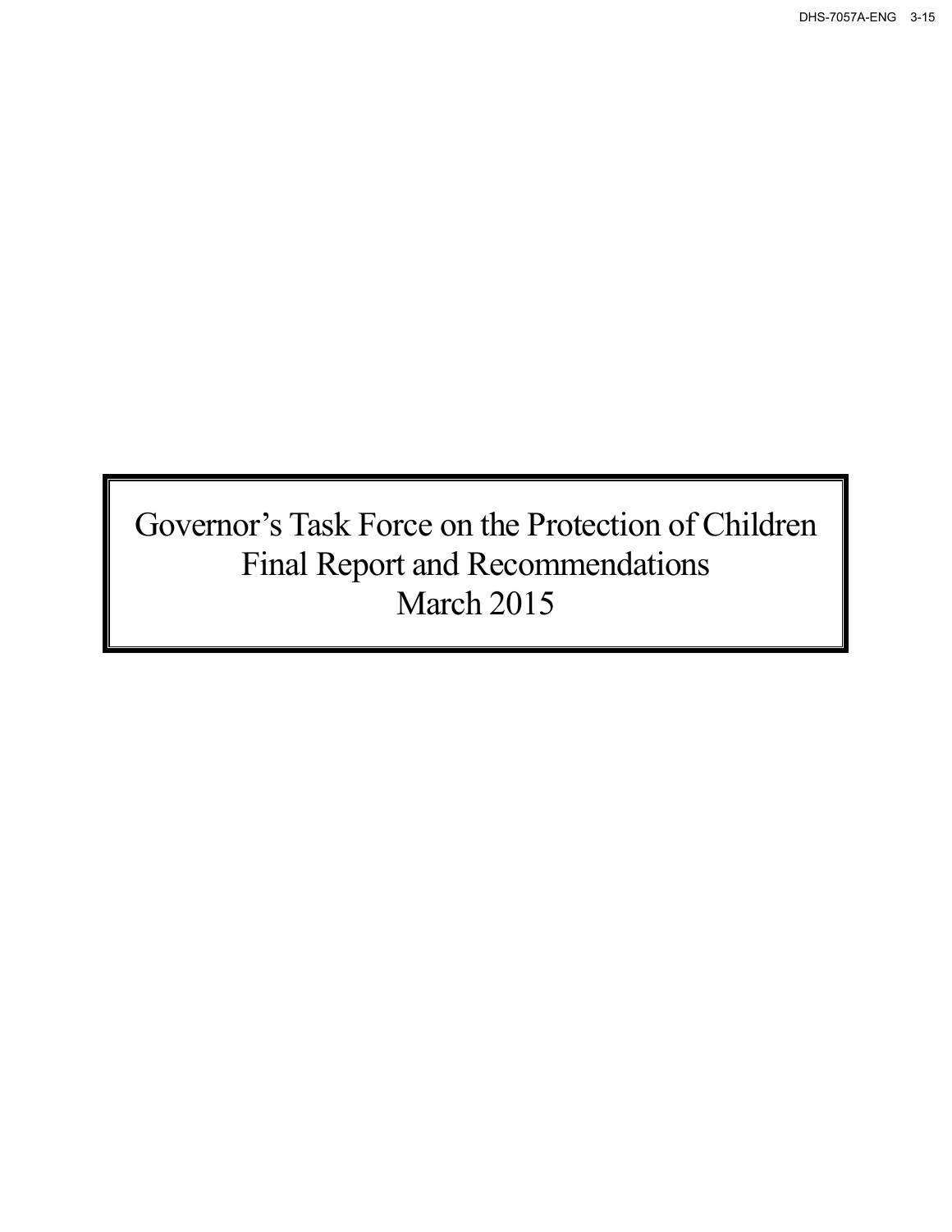DHS-7057A-ENG 3-15

# Governor's Task Force on the Protection of Children
# Final Report and Recommendations
# March 2015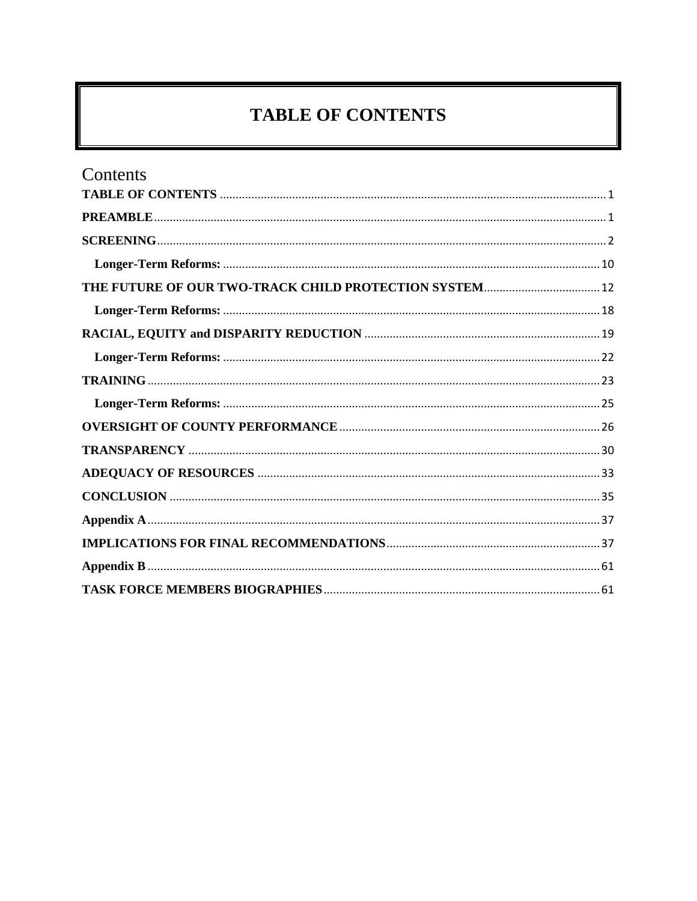# TABLE OF CONTENTS

## Contents

**TABLE OF CONTENTS** .......... 1

**PREAMBLE** .......... 1

**SCREENING** .......... 2

- **Longer-Term Reforms:** .......... 10

**THE FUTURE OF OUR TWO-TRACK CHILD PROTECTION SYSTEM** .......... 12

- **Longer-Term Reforms:** .......... 18

**RACIAL, EQUITY and DISPARITY REDUCTION** .......... 19

- **Longer-Term Reforms:** .......... 22

**TRAINING** .......... 23

- **Longer-Term Reforms:** .......... 25

**OVERSIGHT OF COUNTY PERFORMANCE** .......... 26

**TRANSPARENCY** .......... 30

**ADEQUACY OF RESOURCES** .......... 33

**CONCLUSION** .......... 35

**Appendix A** .......... 37

**IMPLICATIONS FOR FINAL RECOMMENDATIONS** .......... 37

**Appendix B** .......... 61

**TASK FORCE MEMBERS BIOGRAPHIES** .......... 61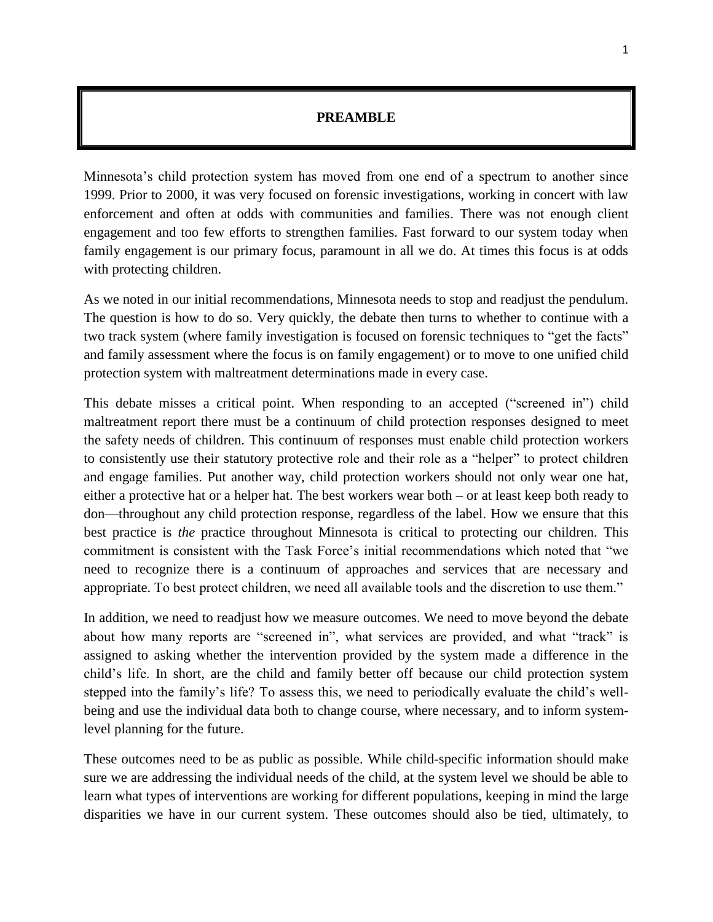# PREAMBLE

Minnesota's child protection system has moved from one end of a spectrum to another since 1999. Prior to 2000, it was very focused on forensic investigations, working in concert with law enforcement and often at odds with communities and families. There was not enough client engagement and too few efforts to strengthen families. Fast forward to our system today when family engagement is our primary focus, paramount in all we do. At times this focus is at odds with protecting children.

As we noted in our initial recommendations, Minnesota needs to stop and readjust the pendulum. The question is how to do so. Very quickly, the debate then turns to whether to continue with a two track system (where family investigation is focused on forensic techniques to "get the facts" and family assessment where the focus is on family engagement) or to move to one unified child protection system with maltreatment determinations made in every case.

This debate misses a critical point. When responding to an accepted ("screened in") child maltreatment report there must be a continuum of child protection responses designed to meet the safety needs of children. This continuum of responses must enable child protection workers to consistently use their statutory protective role and their role as a "helper" to protect children and engage families. Put another way, child protection workers should not only wear one hat, either a protective hat or a helper hat. The best workers wear both – or at least keep both ready to don—throughout any child protection response, regardless of the label. How we ensure that this best practice is *the* practice throughout Minnesota is critical to protecting our children. This commitment is consistent with the Task Force's initial recommendations which noted that "we need to recognize there is a continuum of approaches and services that are necessary and appropriate. To best protect children, we need all available tools and the discretion to use them."

In addition, we need to readjust how we measure outcomes. We need to move beyond the debate about how many reports are "screened in", what services are provided, and what "track" is assigned to asking whether the intervention provided by the system made a difference in the child's life. In short, are the child and family better off because our child protection system stepped into the family's life? To assess this, we need to periodically evaluate the child's well-being and use the individual data both to change course, where necessary, and to inform system-level planning for the future.

These outcomes need to be as public as possible. While child-specific information should make sure we are addressing the individual needs of the child, at the system level we should be able to learn what types of interventions are working for different populations, keeping in mind the large disparities we have in our current system. These outcomes should also be tied, ultimately, to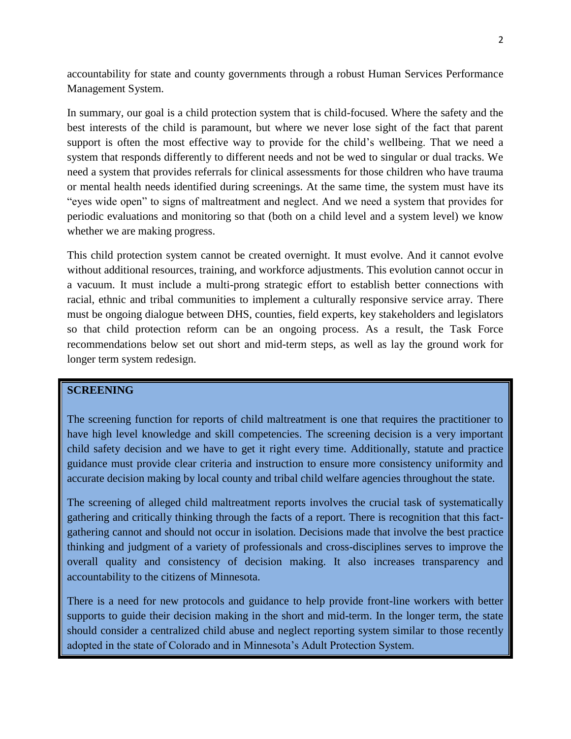accountability for state and county governments through a robust Human Services Performance Management System.

In summary, our goal is a child protection system that is child-focused. Where the safety and the best interests of the child is paramount, but where we never lose sight of the fact that parent support is often the most effective way to provide for the child's wellbeing. That we need a system that responds differently to different needs and not be wed to singular or dual tracks. We need a system that provides referrals for clinical assessments for those children who have trauma or mental health needs identified during screenings. At the same time, the system must have its "eyes wide open" to signs of maltreatment and neglect. And we need a system that provides for periodic evaluations and monitoring so that (both on a child level and a system level) we know whether we are making progress.

This child protection system cannot be created overnight. It must evolve. And it cannot evolve without additional resources, training, and workforce adjustments. This evolution cannot occur in a vacuum. It must include a multi-prong strategic effort to establish better connections with racial, ethnic and tribal communities to implement a culturally responsive service array. There must be ongoing dialogue between DHS, counties, field experts, key stakeholders and legislators so that child protection reform can be an ongoing process. As a result, the Task Force recommendations below set out short and mid-term steps, as well as lay the ground work for longer term system redesign.

## SCREENING

The screening function for reports of child maltreatment is one that requires the practitioner to have high level knowledge and skill competencies. The screening decision is a very important child safety decision and we have to get it right every time. Additionally, statute and practice guidance must provide clear criteria and instruction to ensure more consistency uniformity and accurate decision making by local county and tribal child welfare agencies throughout the state.

The screening of alleged child maltreatment reports involves the crucial task of systematically gathering and critically thinking through the facts of a report. There is recognition that this fact-gathering cannot and should not occur in isolation. Decisions made that involve the best practice thinking and judgment of a variety of professionals and cross-disciplines serves to improve the overall quality and consistency of decision making. It also increases transparency and accountability to the citizens of Minnesota.

There is a need for new protocols and guidance to help provide front-line workers with better supports to guide their decision making in the short and mid-term. In the longer term, the state should consider a centralized child abuse and neglect reporting system similar to those recently adopted in the state of Colorado and in Minnesota's Adult Protection System.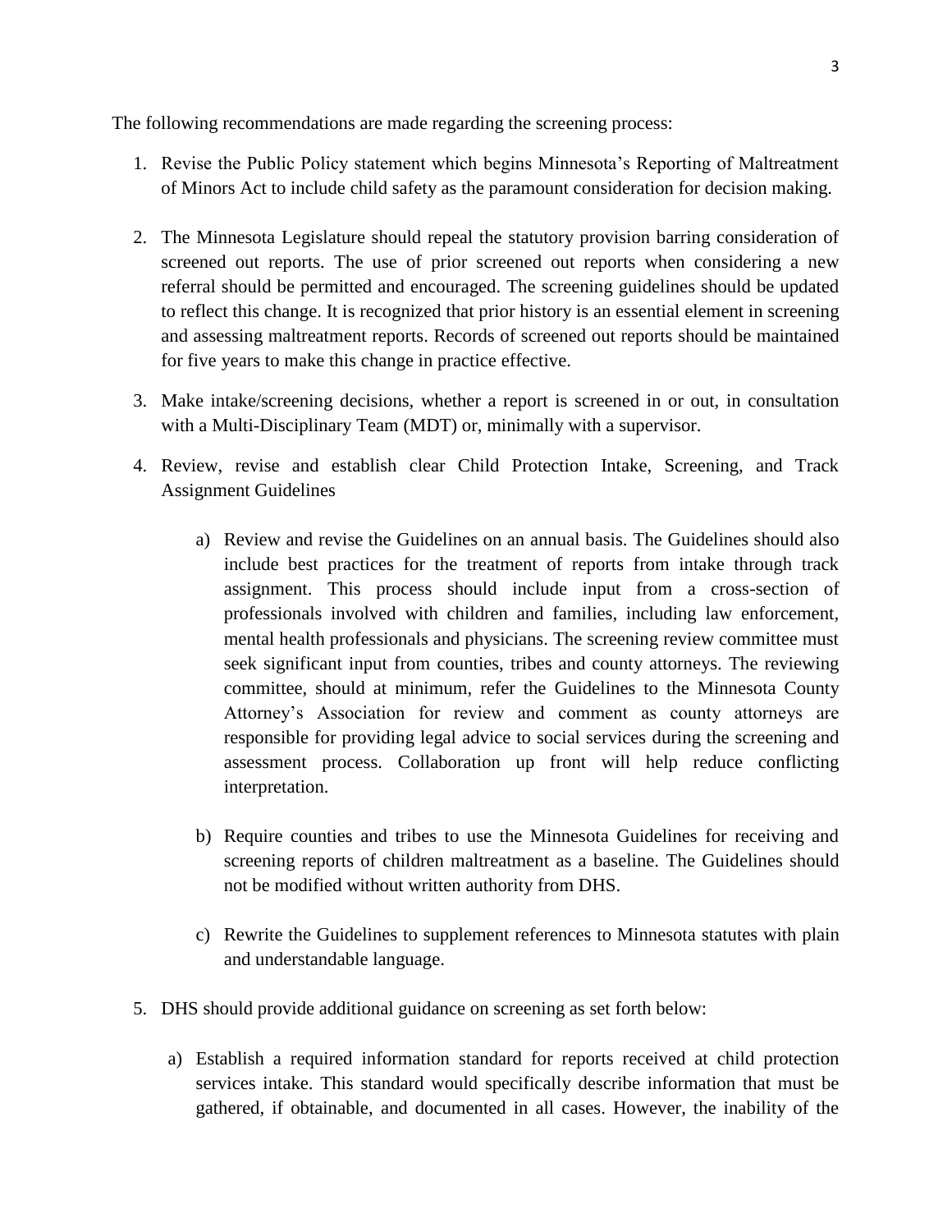The following recommendations are made regarding the screening process:

1. Revise the Public Policy statement which begins Minnesota's Reporting of Maltreatment of Minors Act to include child safety as the paramount consideration for decision making.

2. The Minnesota Legislature should repeal the statutory provision barring consideration of screened out reports. The use of prior screened out reports when considering a new referral should be permitted and encouraged. The screening guidelines should be updated to reflect this change. It is recognized that prior history is an essential element in screening and assessing maltreatment reports. Records of screened out reports should be maintained for five years to make this change in practice effective.

3. Make intake/screening decisions, whether a report is screened in or out, in consultation with a Multi-Disciplinary Team (MDT) or, minimally with a supervisor.

4. Review, revise and establish clear Child Protection Intake, Screening, and Track Assignment Guidelines

    a) Review and revise the Guidelines on an annual basis. The Guidelines should also include best practices for the treatment of reports from intake through track assignment. This process should include input from a cross-section of professionals involved with children and families, including law enforcement, mental health professionals and physicians. The screening review committee must seek significant input from counties, tribes and county attorneys. The reviewing committee, should at minimum, refer the Guidelines to the Minnesota County Attorney's Association for review and comment as county attorneys are responsible for providing legal advice to social services during the screening and assessment process. Collaboration up front will help reduce conflicting interpretation.

    b) Require counties and tribes to use the Minnesota Guidelines for receiving and screening reports of children maltreatment as a baseline. The Guidelines should not be modified without written authority from DHS.

    c) Rewrite the Guidelines to supplement references to Minnesota statutes with plain and understandable language.

5. DHS should provide additional guidance on screening as set forth below:

    a) Establish a required information standard for reports received at child protection services intake. This standard would specifically describe information that must be gathered, if obtainable, and documented in all cases. However, the inability of the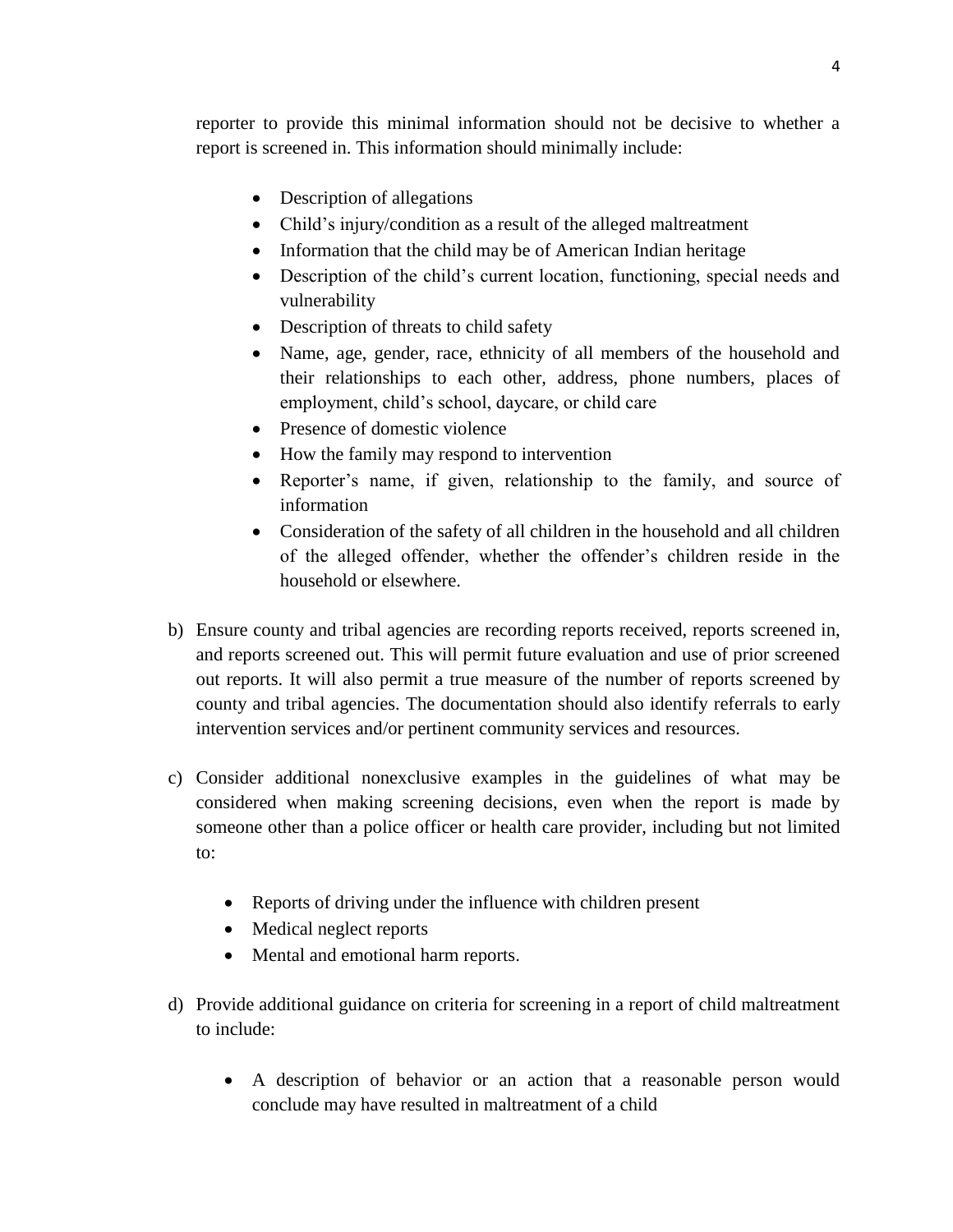reporter to provide this minimal information should not be decisive to whether a report is screened in. This information should minimally include:

- Description of allegations
- Child's injury/condition as a result of the alleged maltreatment
- Information that the child may be of American Indian heritage
- Description of the child's current location, functioning, special needs and vulnerability
- Description of threats to child safety
- Name, age, gender, race, ethnicity of all members of the household and their relationships to each other, address, phone numbers, places of employment, child's school, daycare, or child care
- Presence of domestic violence
- How the family may respond to intervention
- Reporter's name, if given, relationship to the family, and source of information
- Consideration of the safety of all children in the household and all children of the alleged offender, whether the offender's children reside in the household or elsewhere.

b) Ensure county and tribal agencies are recording reports received, reports screened in, and reports screened out. This will permit future evaluation and use of prior screened out reports. It will also permit a true measure of the number of reports screened by county and tribal agencies. The documentation should also identify referrals to early intervention services and/or pertinent community services and resources.

c) Consider additional nonexclusive examples in the guidelines of what may be considered when making screening decisions, even when the report is made by someone other than a police officer or health care provider, including but not limited to:

- Reports of driving under the influence with children present
- Medical neglect reports
- Mental and emotional harm reports.

d) Provide additional guidance on criteria for screening in a report of child maltreatment to include:

- A description of behavior or an action that a reasonable person would conclude may have resulted in maltreatment of a child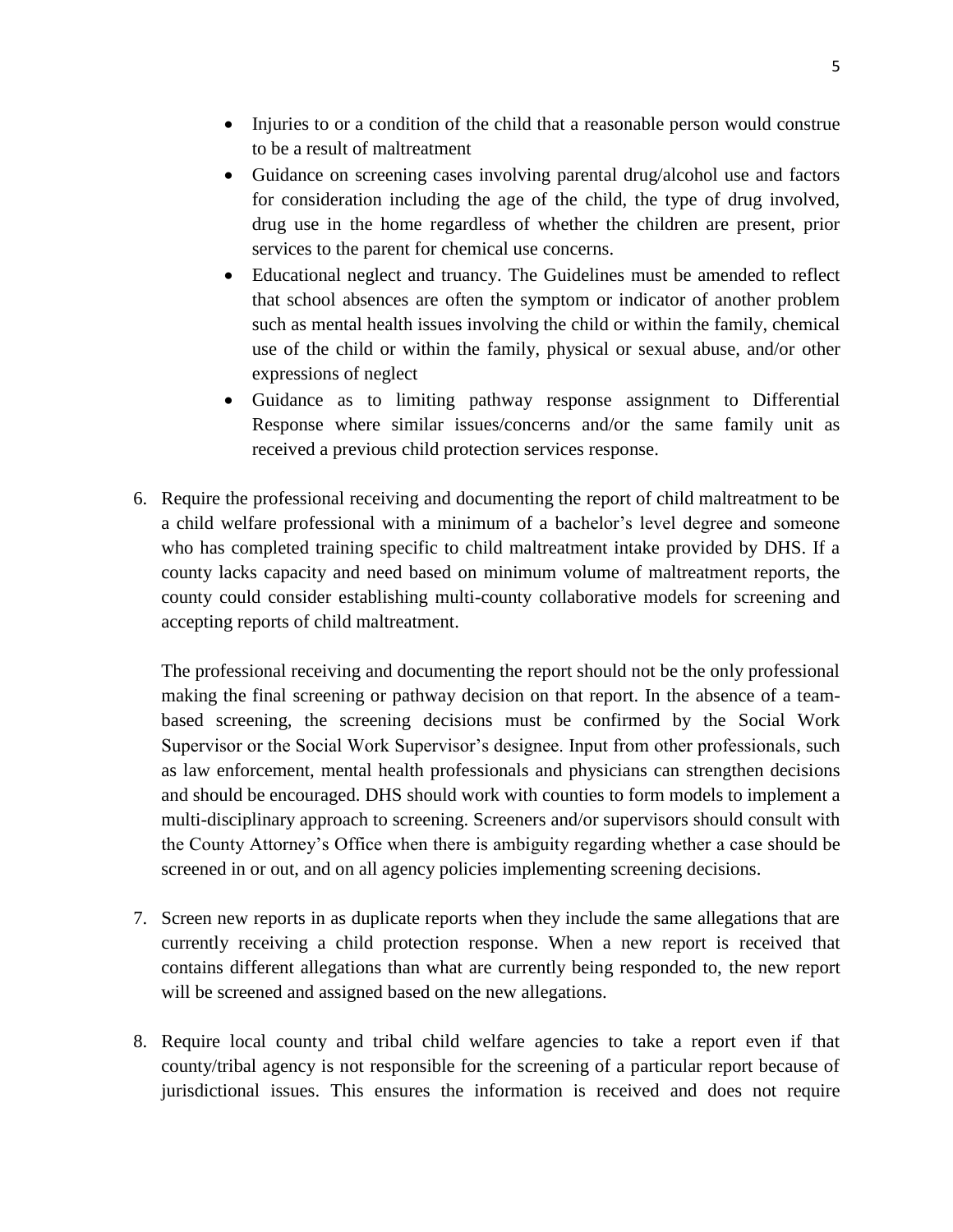- Injuries to or a condition of the child that a reasonable person would construe to be a result of maltreatment
- Guidance on screening cases involving parental drug/alcohol use and factors for consideration including the age of the child, the type of drug involved, drug use in the home regardless of whether the children are present, prior services to the parent for chemical use concerns.
- Educational neglect and truancy. The Guidelines must be amended to reflect that school absences are often the symptom or indicator of another problem such as mental health issues involving the child or within the family, chemical use of the child or within the family, physical or sexual abuse, and/or other expressions of neglect
- Guidance as to limiting pathway response assignment to Differential Response where similar issues/concerns and/or the same family unit as received a previous child protection services response.

6. Require the professional receiving and documenting the report of child maltreatment to be a child welfare professional with a minimum of a bachelor's level degree and someone who has completed training specific to child maltreatment intake provided by DHS. If a county lacks capacity and need based on minimum volume of maltreatment reports, the county could consider establishing multi-county collaborative models for screening and accepting reports of child maltreatment.

   The professional receiving and documenting the report should not be the only professional making the final screening or pathway decision on that report. In the absence of a team-based screening, the screening decisions must be confirmed by the Social Work Supervisor or the Social Work Supervisor's designee. Input from other professionals, such as law enforcement, mental health professionals and physicians can strengthen decisions and should be encouraged. DHS should work with counties to form models to implement a multi-disciplinary approach to screening. Screeners and/or supervisors should consult with the County Attorney's Office when there is ambiguity regarding whether a case should be screened in or out, and on all agency policies implementing screening decisions.

7. Screen new reports in as duplicate reports when they include the same allegations that are currently receiving a child protection response. When a new report is received that contains different allegations than what are currently being responded to, the new report will be screened and assigned based on the new allegations.

8. Require local county and tribal child welfare agencies to take a report even if that county/tribal agency is not responsible for the screening of a particular report because of jurisdictional issues. This ensures the information is received and does not require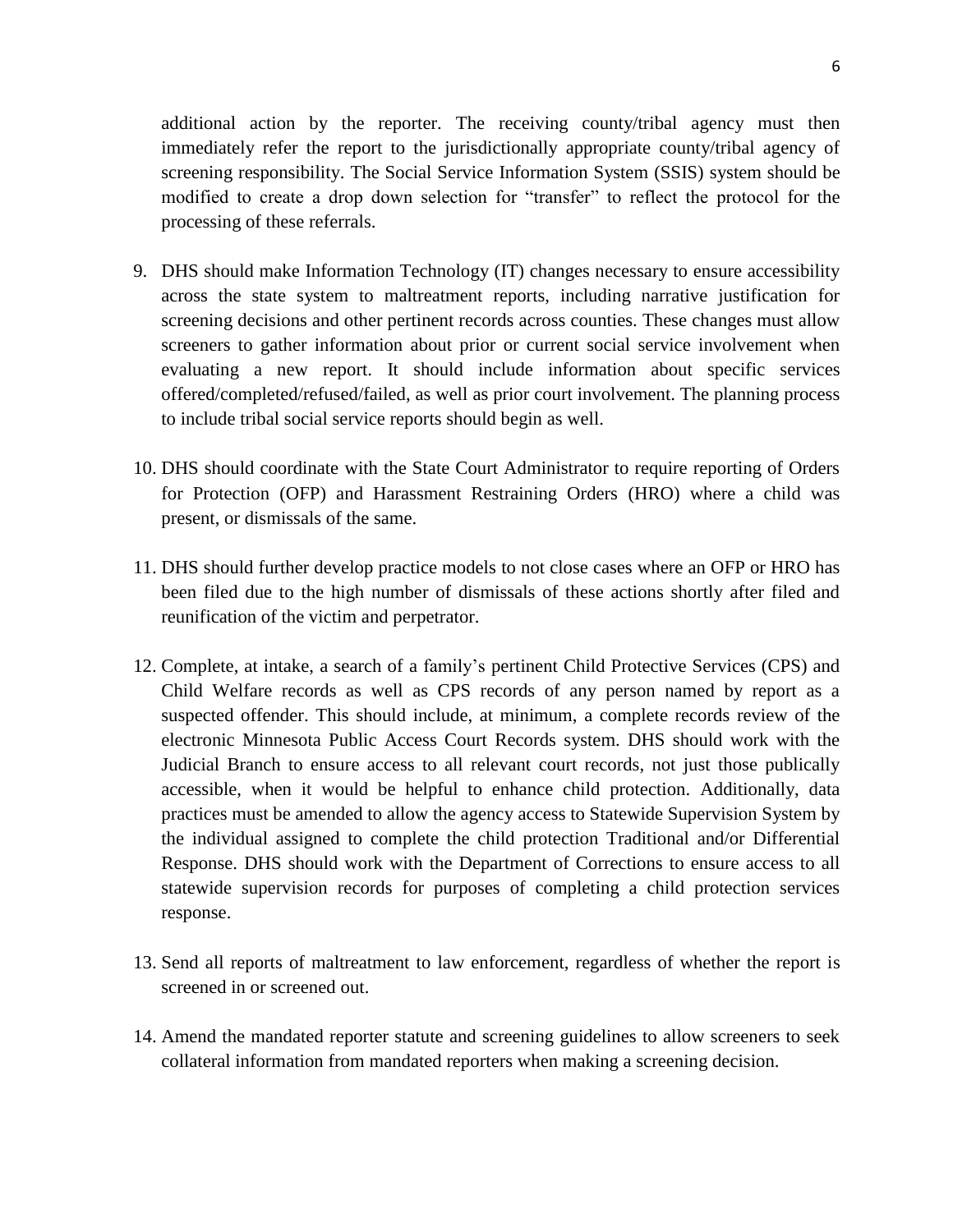additional action by the reporter. The receiving county/tribal agency must then immediately refer the report to the jurisdictionally appropriate county/tribal agency of screening responsibility. The Social Service Information System (SSIS) system should be modified to create a drop down selection for “transfer” to reflect the protocol for the processing of these referrals.

9. DHS should make Information Technology (IT) changes necessary to ensure accessibility across the state system to maltreatment reports, including narrative justification for screening decisions and other pertinent records across counties. These changes must allow screeners to gather information about prior or current social service involvement when evaluating a new report. It should include information about specific services offered/completed/refused/failed, as well as prior court involvement. The planning process to include tribal social service reports should begin as well.

10. DHS should coordinate with the State Court Administrator to require reporting of Orders for Protection (OFP) and Harassment Restraining Orders (HRO) where a child was present, or dismissals of the same.

11. DHS should further develop practice models to not close cases where an OFP or HRO has been filed due to the high number of dismissals of these actions shortly after filed and reunification of the victim and perpetrator.

12. Complete, at intake, a search of a family’s pertinent Child Protective Services (CPS) and Child Welfare records as well as CPS records of any person named by report as a suspected offender. This should include, at minimum, a complete records review of the electronic Minnesota Public Access Court Records system. DHS should work with the Judicial Branch to ensure access to all relevant court records, not just those publically accessible, when it would be helpful to enhance child protection. Additionally, data practices must be amended to allow the agency access to Statewide Supervision System by the individual assigned to complete the child protection Traditional and/or Differential Response. DHS should work with the Department of Corrections to ensure access to all statewide supervision records for purposes of completing a child protection services response.

13. Send all reports of maltreatment to law enforcement, regardless of whether the report is screened in or screened out.

14. Amend the mandated reporter statute and screening guidelines to allow screeners to seek collateral information from mandated reporters when making a screening decision.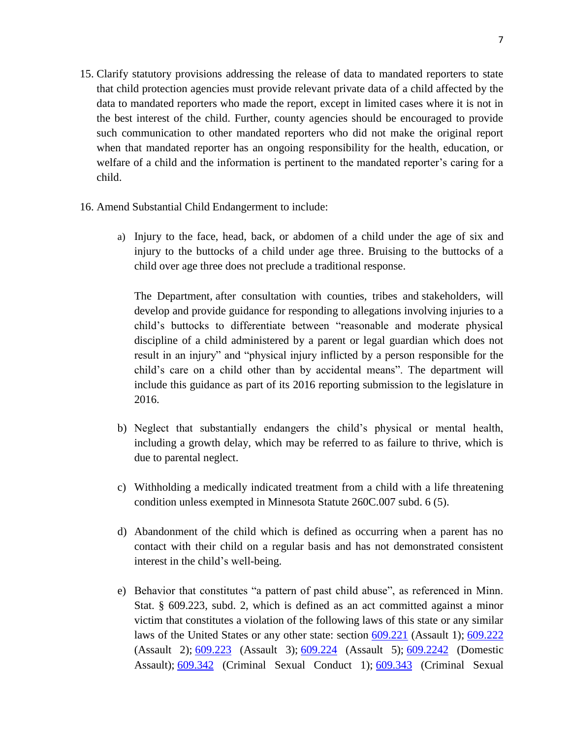15. Clarify statutory provisions addressing the release of data to mandated reporters to state that child protection agencies must provide relevant private data of a child affected by the data to mandated reporters who made the report, except in limited cases where it is not in the best interest of the child. Further, county agencies should be encouraged to provide such communication to other mandated reporters who did not make the original report when that mandated reporter has an ongoing responsibility for the health, education, or welfare of a child and the information is pertinent to the mandated reporter's caring for a child.

16. Amend Substantial Child Endangerment to include:

    a) Injury to the face, head, back, or abdomen of a child under the age of six and injury to the buttocks of a child under age three. Bruising to the buttocks of a child over age three does not preclude a traditional response.

       The Department, after consultation with counties, tribes and stakeholders, will develop and provide guidance for responding to allegations involving injuries to a child's buttocks to differentiate between "reasonable and moderate physical discipline of a child administered by a parent or legal guardian which does not result in an injury" and "physical injury inflicted by a person responsible for the child's care on a child other than by accidental means". The department will include this guidance as part of its 2016 reporting submission to the legislature in 2016.

    b) Neglect that substantially endangers the child's physical or mental health, including a growth delay, which may be referred to as failure to thrive, which is due to parental neglect.

    c) Withholding a medically indicated treatment from a child with a life threatening condition unless exempted in Minnesota Statute 260C.007 subd. 6 (5).

    d) Abandonment of the child which is defined as occurring when a parent has no contact with their child on a regular basis and has not demonstrated consistent interest in the child's well-being.

    e) Behavior that constitutes "a pattern of past child abuse", as referenced in Minn. Stat. § 609.223, subd. 2, which is defined as an act committed against a minor victim that constitutes a violation of the following laws of this state or any similar laws of the United States or any other state: section 609.221 (Assault 1); 609.222 (Assault 2); 609.223 (Assault 3); 609.224 (Assault 5); 609.2242 (Domestic Assault); 609.342 (Criminal Sexual Conduct 1); 609.343 (Criminal Sexual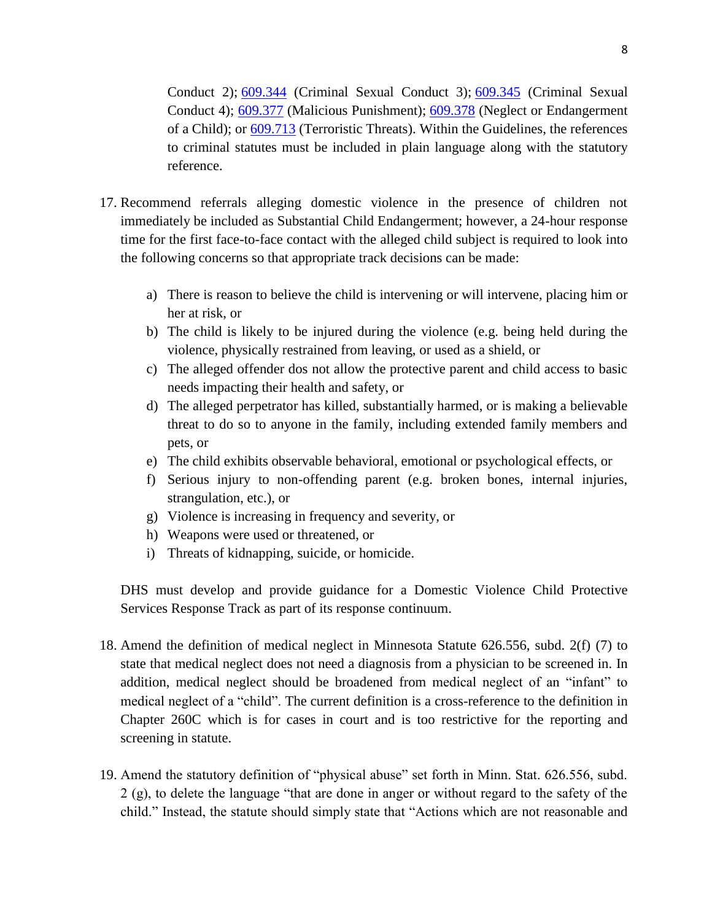Conduct 2); [609.344](609.344) (Criminal Sexual Conduct 3); [609.345](609.345) (Criminal Sexual Conduct 4); [609.377](609.377) (Malicious Punishment); [609.378](609.378) (Neglect or Endangerment of a Child); or [609.713](609.713) (Terroristic Threats). Within the Guidelines, the references to criminal statutes must be included in plain language along with the statutory reference.

17. Recommend referrals alleging domestic violence in the presence of children not immediately be included as Substantial Child Endangerment; however, a 24-hour response time for the first face-to-face contact with the alleged child subject is required to look into the following concerns so that appropriate track decisions can be made:

    a) There is reason to believe the child is intervening or will intervene, placing him or her at risk, or
    b) The child is likely to be injured during the violence (e.g. being held during the violence, physically restrained from leaving, or used as a shield, or
    c) The alleged offender dos not allow the protective parent and child access to basic needs impacting their health and safety, or
    d) The alleged perpetrator has killed, substantially harmed, or is making a believable threat to do so to anyone in the family, including extended family members and pets, or
    e) The child exhibits observable behavioral, emotional or psychological effects, or
    f) Serious injury to non-offending parent (e.g. broken bones, internal injuries, strangulation, etc.), or
    g) Violence is increasing in frequency and severity, or
    h) Weapons were used or threatened, or
    i) Threats of kidnapping, suicide, or homicide.

    DHS must develop and provide guidance for a Domestic Violence Child Protective Services Response Track as part of its response continuum.

18. Amend the definition of medical neglect in Minnesota Statute 626.556, subd. 2(f) (7) to state that medical neglect does not need a diagnosis from a physician to be screened in. In addition, medical neglect should be broadened from medical neglect of an "infant" to medical neglect of a "child". The current definition is a cross-reference to the definition in Chapter 260C which is for cases in court and is too restrictive for the reporting and screening in statute.

19. Amend the statutory definition of "physical abuse" set forth in Minn. Stat. 626.556, subd. 2 (g), to delete the language "that are done in anger or without regard to the safety of the child." Instead, the statute should simply state that "Actions which are not reasonable and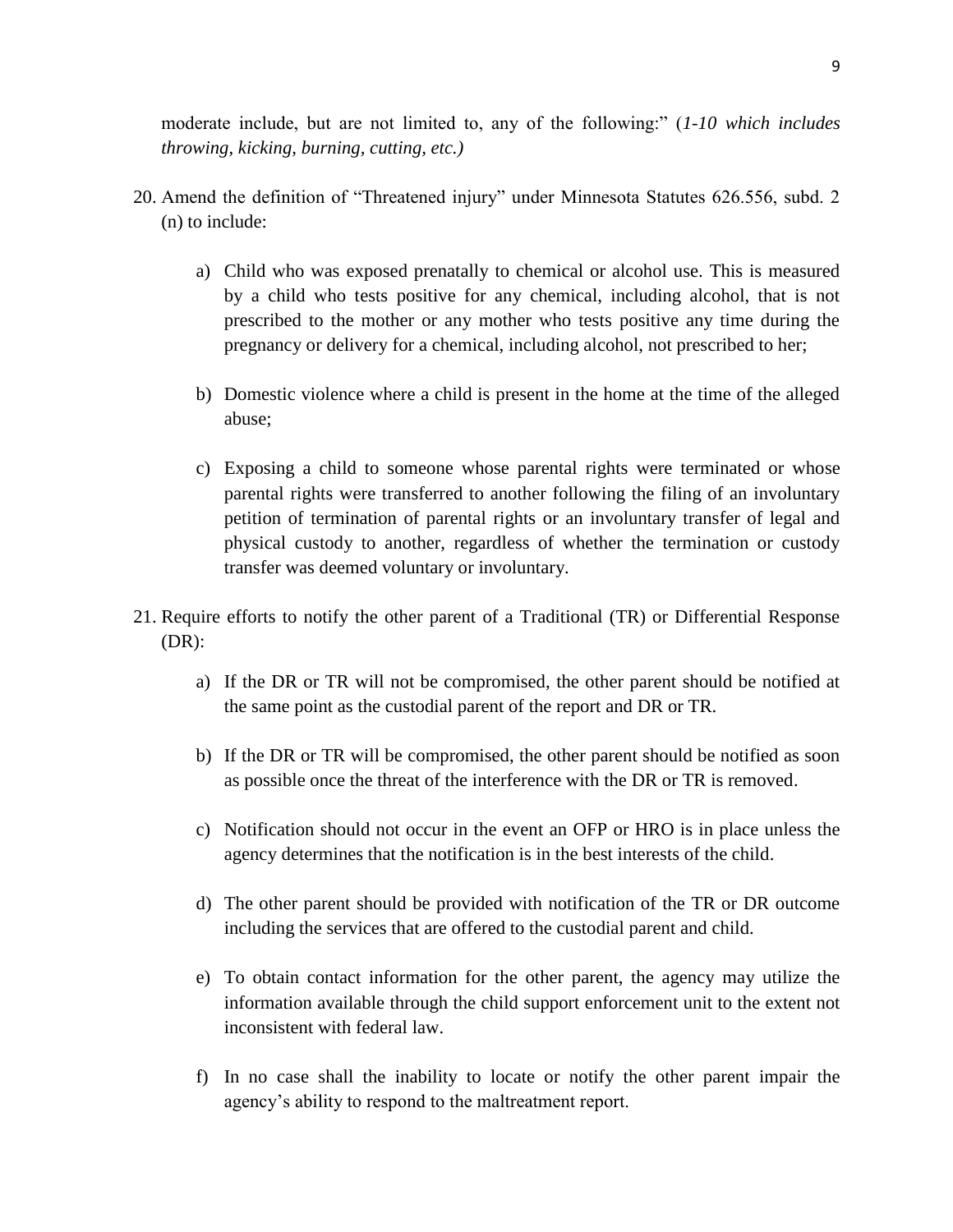moderate include, but are not limited to, any of the following:" (*1-10 which includes throwing, kicking, burning, cutting, etc.)*

20. Amend the definition of "Threatened injury" under Minnesota Statutes 626.556, subd. 2 (n) to include:

    a) Child who was exposed prenatally to chemical or alcohol use. This is measured by a child who tests positive for any chemical, including alcohol, that is not prescribed to the mother or any mother who tests positive any time during the pregnancy or delivery for a chemical, including alcohol, not prescribed to her;

    b) Domestic violence where a child is present in the home at the time of the alleged abuse;

    c) Exposing a child to someone whose parental rights were terminated or whose parental rights were transferred to another following the filing of an involuntary petition of termination of parental rights or an involuntary transfer of legal and physical custody to another, regardless of whether the termination or custody transfer was deemed voluntary or involuntary.

21. Require efforts to notify the other parent of a Traditional (TR) or Differential Response (DR):

    a) If the DR or TR will not be compromised, the other parent should be notified at the same point as the custodial parent of the report and DR or TR.

    b) If the DR or TR will be compromised, the other parent should be notified as soon as possible once the threat of the interference with the DR or TR is removed.

    c) Notification should not occur in the event an OFP or HRO is in place unless the agency determines that the notification is in the best interests of the child.

    d) The other parent should be provided with notification of the TR or DR outcome including the services that are offered to the custodial parent and child.

    e) To obtain contact information for the other parent, the agency may utilize the information available through the child support enforcement unit to the extent not inconsistent with federal law.

    f) In no case shall the inability to locate or notify the other parent impair the agency's ability to respond to the maltreatment report.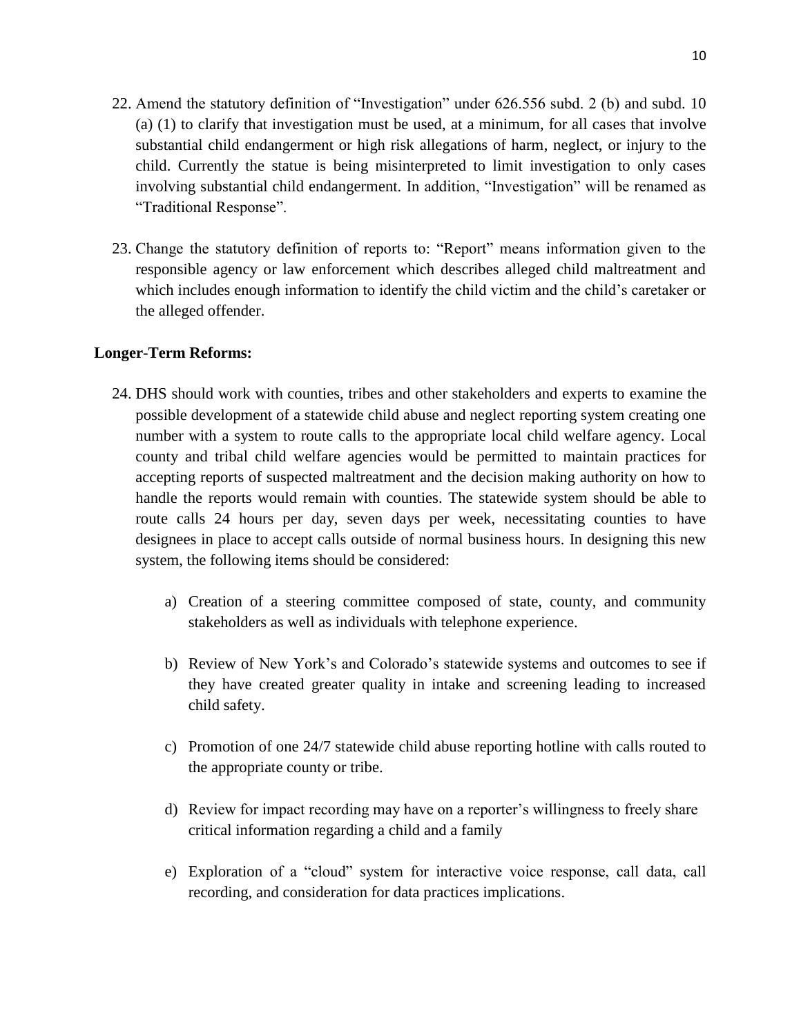22. Amend the statutory definition of "Investigation" under 626.556 subd. 2 (b) and subd. 10 (a) (1) to clarify that investigation must be used, at a minimum, for all cases that involve substantial child endangerment or high risk allegations of harm, neglect, or injury to the child. Currently the statue is being misinterpreted to limit investigation to only cases involving substantial child endangerment. In addition, "Investigation" will be renamed as "Traditional Response".

23. Change the statutory definition of reports to: "Report" means information given to the responsible agency or law enforcement which describes alleged child maltreatment and which includes enough information to identify the child victim and the child's caretaker or the alleged offender.

**Longer-Term Reforms:**

24. DHS should work with counties, tribes and other stakeholders and experts to examine the possible development of a statewide child abuse and neglect reporting system creating one number with a system to route calls to the appropriate local child welfare agency. Local county and tribal child welfare agencies would be permitted to maintain practices for accepting reports of suspected maltreatment and the decision making authority on how to handle the reports would remain with counties. The statewide system should be able to route calls 24 hours per day, seven days per week, necessitating counties to have designees in place to accept calls outside of normal business hours. In designing this new system, the following items should be considered:

    a) Creation of a steering committee composed of state, county, and community stakeholders as well as individuals with telephone experience.

    b) Review of New York's and Colorado's statewide systems and outcomes to see if they have created greater quality in intake and screening leading to increased child safety.

    c) Promotion of one 24/7 statewide child abuse reporting hotline with calls routed to the appropriate county or tribe.

    d) Review for impact recording may have on a reporter's willingness to freely share critical information regarding a child and a family

    e) Exploration of a "cloud" system for interactive voice response, call data, call recording, and consideration for data practices implications.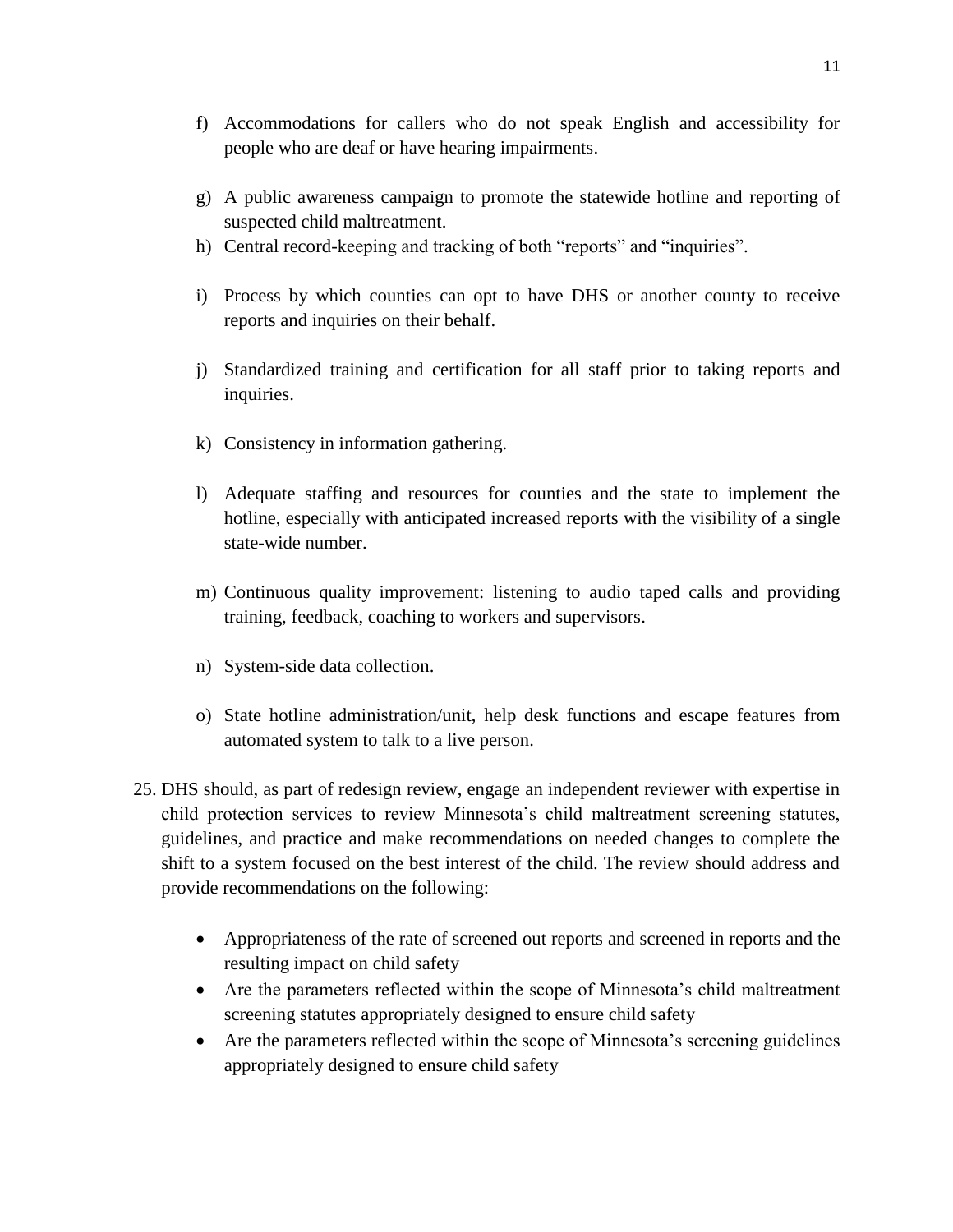f) Accommodations for callers who do not speak English and accessibility for people who are deaf or have hearing impairments.

g) A public awareness campaign to promote the statewide hotline and reporting of suspected child maltreatment.

h) Central record-keeping and tracking of both "reports" and "inquiries".

i) Process by which counties can opt to have DHS or another county to receive reports and inquiries on their behalf.

j) Standardized training and certification for all staff prior to taking reports and inquiries.

k) Consistency in information gathering.

l) Adequate staffing and resources for counties and the state to implement the hotline, especially with anticipated increased reports with the visibility of a single state-wide number.

m) Continuous quality improvement: listening to audio taped calls and providing training, feedback, coaching to workers and supervisors.

n) System-side data collection.

o) State hotline administration/unit, help desk functions and escape features from automated system to talk to a live person.

25. DHS should, as part of redesign review, engage an independent reviewer with expertise in child protection services to review Minnesota's child maltreatment screening statutes, guidelines, and practice and make recommendations on needed changes to complete the shift to a system focused on the best interest of the child. The review should address and provide recommendations on the following:

    - Appropriateness of the rate of screened out reports and screened in reports and the resulting impact on child safety
    - Are the parameters reflected within the scope of Minnesota's child maltreatment screening statutes appropriately designed to ensure child safety
    - Are the parameters reflected within the scope of Minnesota's screening guidelines appropriately designed to ensure child safety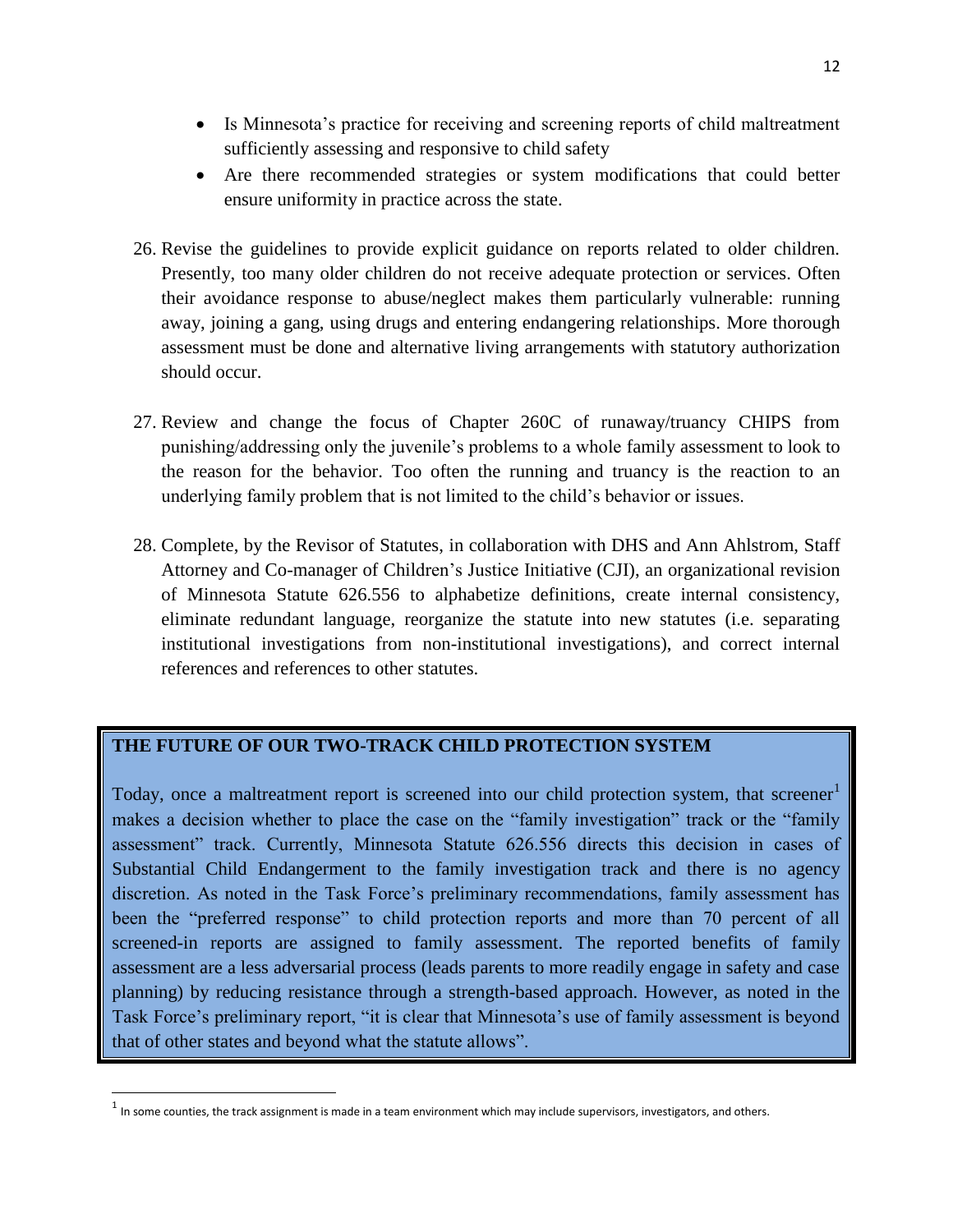- Is Minnesota's practice for receiving and screening reports of child maltreatment sufficiently assessing and responsive to child safety
- Are there recommended strategies or system modifications that could better ensure uniformity in practice across the state.

26. Revise the guidelines to provide explicit guidance on reports related to older children. Presently, too many older children do not receive adequate protection or services. Often their avoidance response to abuse/neglect makes them particularly vulnerable: running away, joining a gang, using drugs and entering endangering relationships. More thorough assessment must be done and alternative living arrangements with statutory authorization should occur.

27. Review and change the focus of Chapter 260C of runaway/truancy CHIPS from punishing/addressing only the juvenile's problems to a whole family assessment to look to the reason for the behavior. Too often the running and truancy is the reaction to an underlying family problem that is not limited to the child's behavior or issues.

28. Complete, by the Revisor of Statutes, in collaboration with DHS and Ann Ahlstrom, Staff Attorney and Co-manager of Children's Justice Initiative (CJI), an organizational revision of Minnesota Statute 626.556 to alphabetize definitions, create internal consistency, eliminate redundant language, reorganize the statute into new statutes (i.e. separating institutional investigations from non-institutional investigations), and correct internal references and references to other statutes.

**THE FUTURE OF OUR TWO-TRACK CHILD PROTECTION SYSTEM**

Today, once a maltreatment report is screened into our child protection system, that screener[1] makes a decision whether to place the case on the "family investigation" track or the "family assessment" track. Currently, Minnesota Statute 626.556 directs this decision in cases of Substantial Child Endangerment to the family investigation track and there is no agency discretion. As noted in the Task Force's preliminary recommendations, family assessment has been the "preferred response" to child protection reports and more than 70 percent of all screened-in reports are assigned to family assessment. The reported benefits of family assessment are a less adversarial process (leads parents to more readily engage in safety and case planning) by reducing resistance through a strength-based approach. However, as noted in the Task Force's preliminary report, "it is clear that Minnesota's use of family assessment is beyond that of other states and beyond what the statute allows".

[1] In some counties, the track assignment is made in a team environment which may include supervisors, investigators, and others.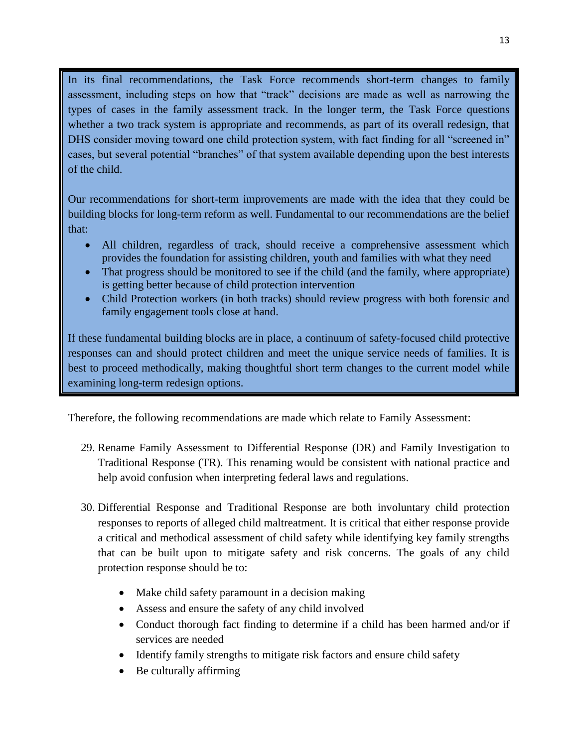In its final recommendations, the Task Force recommends short-term changes to family assessment, including steps on how that "track" decisions are made as well as narrowing the types of cases in the family assessment track. In the longer term, the Task Force questions whether a two track system is appropriate and recommends, as part of its overall redesign, that DHS consider moving toward one child protection system, with fact finding for all "screened in" cases, but several potential "branches" of that system available depending upon the best interests of the child.

Our recommendations for short-term improvements are made with the idea that they could be building blocks for long-term reform as well. Fundamental to our recommendations are the belief that:

- All children, regardless of track, should receive a comprehensive assessment which provides the foundation for assisting children, youth and families with what they need
- That progress should be monitored to see if the child (and the family, where appropriate) is getting better because of child protection intervention
- Child Protection workers (in both tracks) should review progress with both forensic and family engagement tools close at hand.

If these fundamental building blocks are in place, a continuum of safety-focused child protective responses can and should protect children and meet the unique service needs of families. It is best to proceed methodically, making thoughtful short term changes to the current model while examining long-term redesign options.

Therefore, the following recommendations are made which relate to Family Assessment:

29. Rename Family Assessment to Differential Response (DR) and Family Investigation to Traditional Response (TR). This renaming would be consistent with national practice and help avoid confusion when interpreting federal laws and regulations.

30. Differential Response and Traditional Response are both involuntary child protection responses to reports of alleged child maltreatment. It is critical that either response provide a critical and methodical assessment of child safety while identifying key family strengths that can be built upon to mitigate safety and risk concerns. The goals of any child protection response should be to:

    - Make child safety paramount in a decision making
    - Assess and ensure the safety of any child involved
    - Conduct thorough fact finding to determine if a child has been harmed and/or if services are needed
    - Identify family strengths to mitigate risk factors and ensure child safety
    - Be culturally affirming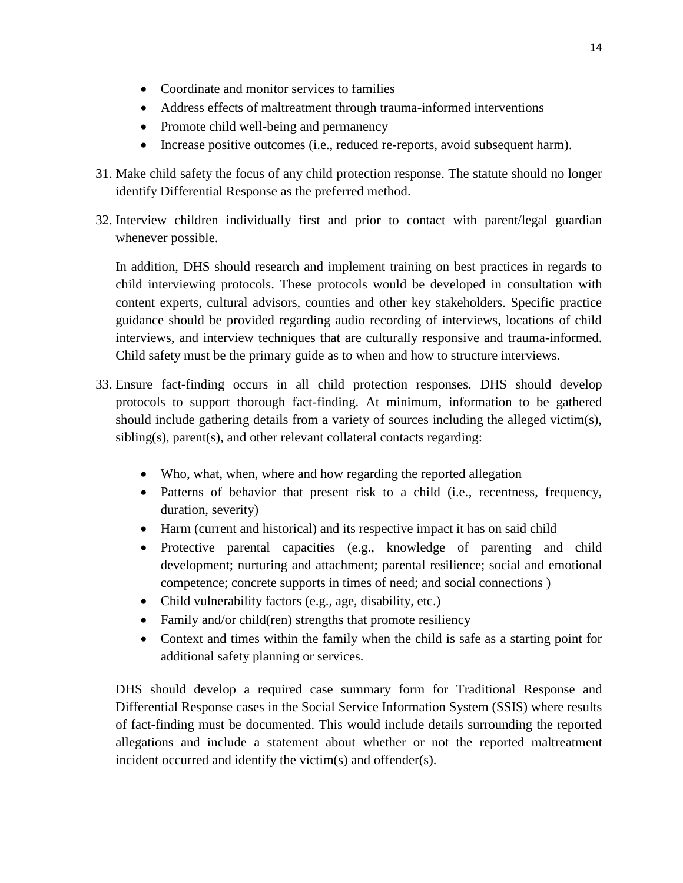- Coordinate and monitor services to families
- Address effects of maltreatment through trauma-informed interventions
- Promote child well-being and permanency
- Increase positive outcomes (i.e., reduced re-reports, avoid subsequent harm).

31. Make child safety the focus of any child protection response. The statute should no longer identify Differential Response as the preferred method.

32. Interview children individually first and prior to contact with parent/legal guardian whenever possible.

    In addition, DHS should research and implement training on best practices in regards to child interviewing protocols. These protocols would be developed in consultation with content experts, cultural advisors, counties and other key stakeholders. Specific practice guidance should be provided regarding audio recording of interviews, locations of child interviews, and interview techniques that are culturally responsive and trauma-informed. Child safety must be the primary guide as to when and how to structure interviews.

33. Ensure fact-finding occurs in all child protection responses. DHS should develop protocols to support thorough fact-finding. At minimum, information to be gathered should include gathering details from a variety of sources including the alleged victim(s), sibling(s), parent(s), and other relevant collateral contacts regarding:

    - Who, what, when, where and how regarding the reported allegation
    - Patterns of behavior that present risk to a child (i.e., recentness, frequency, duration, severity)
    - Harm (current and historical) and its respective impact it has on said child
    - Protective parental capacities (e.g., knowledge of parenting and child development; nurturing and attachment; parental resilience; social and emotional competence; concrete supports in times of need; and social connections )
    - Child vulnerability factors (e.g., age, disability, etc.)
    - Family and/or child(ren) strengths that promote resiliency
    - Context and times within the family when the child is safe as a starting point for additional safety planning or services.

    DHS should develop a required case summary form for Traditional Response and Differential Response cases in the Social Service Information System (SSIS) where results of fact-finding must be documented. This would include details surrounding the reported allegations and include a statement about whether or not the reported maltreatment incident occurred and identify the victim(s) and offender(s).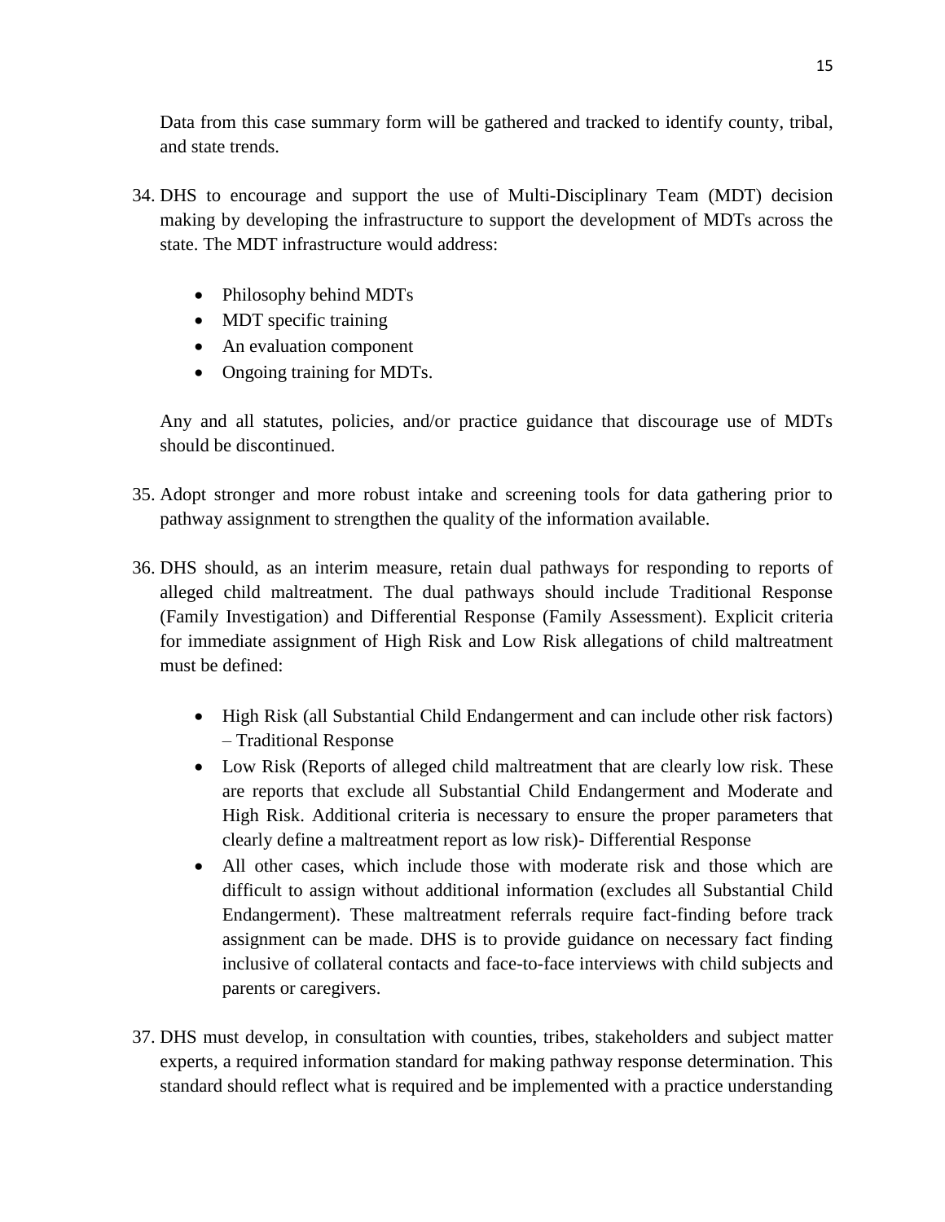Data from this case summary form will be gathered and tracked to identify county, tribal, and state trends.

34. DHS to encourage and support the use of Multi-Disciplinary Team (MDT) decision making by developing the infrastructure to support the development of MDTs across the state. The MDT infrastructure would address:

    - Philosophy behind MDTs
    - MDT specific training
    - An evaluation component
    - Ongoing training for MDTs.

    Any and all statutes, policies, and/or practice guidance that discourage use of MDTs should be discontinued.

35. Adopt stronger and more robust intake and screening tools for data gathering prior to pathway assignment to strengthen the quality of the information available.

36. DHS should, as an interim measure, retain dual pathways for responding to reports of alleged child maltreatment. The dual pathways should include Traditional Response (Family Investigation) and Differential Response (Family Assessment). Explicit criteria for immediate assignment of High Risk and Low Risk allegations of child maltreatment must be defined:

    - High Risk (all Substantial Child Endangerment and can include other risk factors) – Traditional Response
    - Low Risk (Reports of alleged child maltreatment that are clearly low risk. These are reports that exclude all Substantial Child Endangerment and Moderate and High Risk. Additional criteria is necessary to ensure the proper parameters that clearly define a maltreatment report as low risk)- Differential Response
    - All other cases, which include those with moderate risk and those which are difficult to assign without additional information (excludes all Substantial Child Endangerment). These maltreatment referrals require fact-finding before track assignment can be made. DHS is to provide guidance on necessary fact finding inclusive of collateral contacts and face-to-face interviews with child subjects and parents or caregivers.

37. DHS must develop, in consultation with counties, tribes, stakeholders and subject matter experts, a required information standard for making pathway response determination. This standard should reflect what is required and be implemented with a practice understanding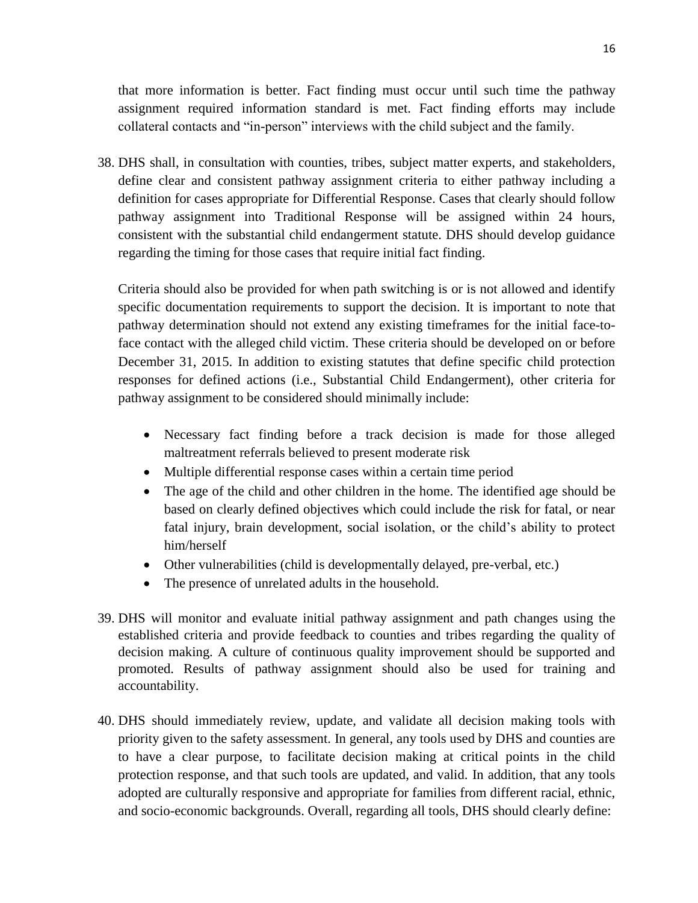that more information is better. Fact finding must occur until such time the pathway assignment required information standard is met. Fact finding efforts may include collateral contacts and "in-person" interviews with the child subject and the family.

38. DHS shall, in consultation with counties, tribes, subject matter experts, and stakeholders, define clear and consistent pathway assignment criteria to either pathway including a definition for cases appropriate for Differential Response. Cases that clearly should follow pathway assignment into Traditional Response will be assigned within 24 hours, consistent with the substantial child endangerment statute. DHS should develop guidance regarding the timing for those cases that require initial fact finding.

    Criteria should also be provided for when path switching is or is not allowed and identify specific documentation requirements to support the decision. It is important to note that pathway determination should not extend any existing timeframes for the initial face-to-face contact with the alleged child victim. These criteria should be developed on or before December 31, 2015. In addition to existing statutes that define specific child protection responses for defined actions (i.e., Substantial Child Endangerment), other criteria for pathway assignment to be considered should minimally include:

    - Necessary fact finding before a track decision is made for those alleged maltreatment referrals believed to present moderate risk
    - Multiple differential response cases within a certain time period
    - The age of the child and other children in the home. The identified age should be based on clearly defined objectives which could include the risk for fatal, or near fatal injury, brain development, social isolation, or the child's ability to protect him/herself
    - Other vulnerabilities (child is developmentally delayed, pre-verbal, etc.)
    - The presence of unrelated adults in the household.

39. DHS will monitor and evaluate initial pathway assignment and path changes using the established criteria and provide feedback to counties and tribes regarding the quality of decision making. A culture of continuous quality improvement should be supported and promoted. Results of pathway assignment should also be used for training and accountability.

40. DHS should immediately review, update, and validate all decision making tools with priority given to the safety assessment. In general, any tools used by DHS and counties are to have a clear purpose, to facilitate decision making at critical points in the child protection response, and that such tools are updated, and valid. In addition, that any tools adopted are culturally responsive and appropriate for families from different racial, ethnic, and socio-economic backgrounds. Overall, regarding all tools, DHS should clearly define: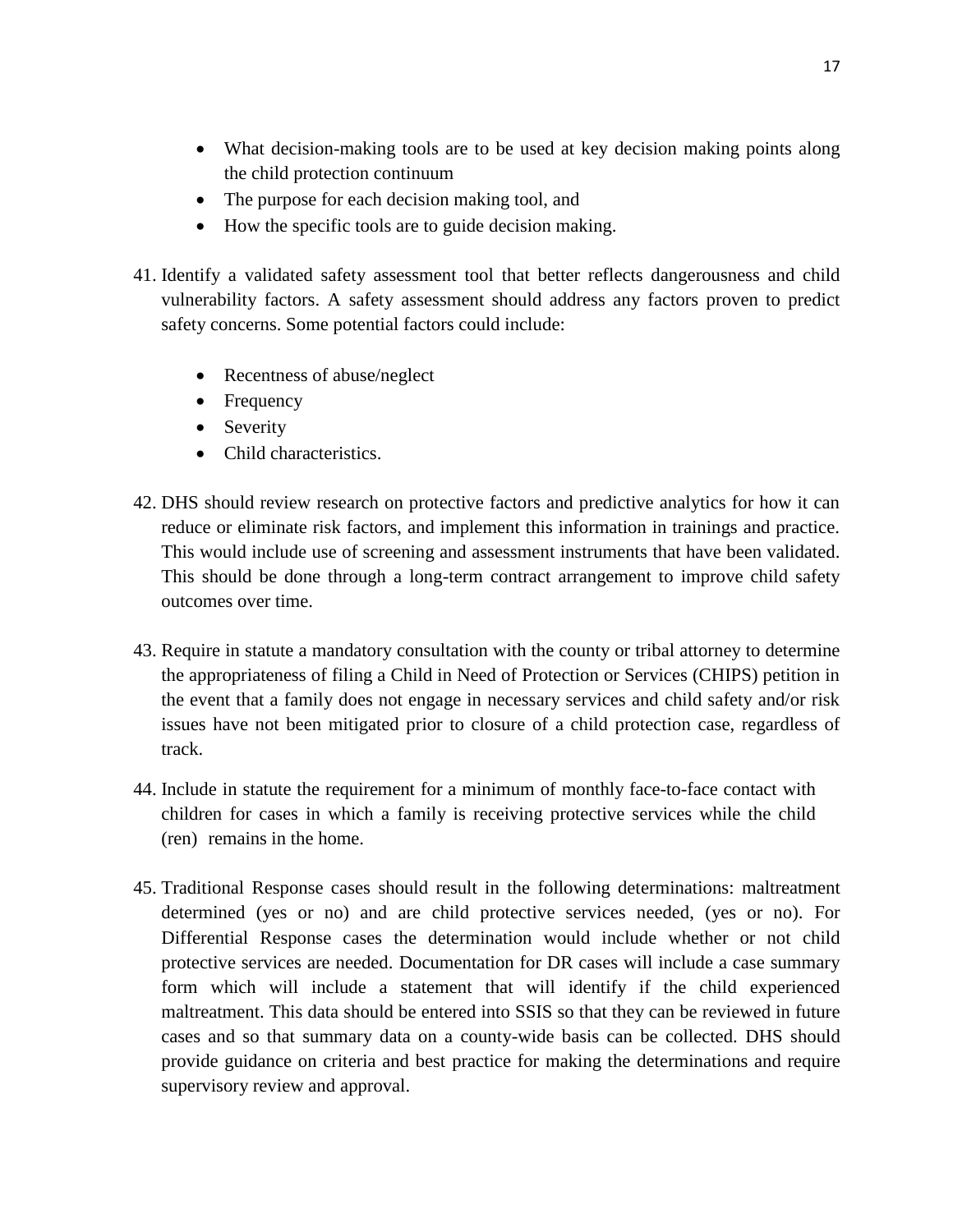- What decision-making tools are to be used at key decision making points along the child protection continuum
- The purpose for each decision making tool, and
- How the specific tools are to guide decision making.

41. Identify a validated safety assessment tool that better reflects dangerousness and child vulnerability factors. A safety assessment should address any factors proven to predict safety concerns. Some potential factors could include:

    - Recentness of abuse/neglect
    - Frequency
    - Severity
    - Child characteristics.

42. DHS should review research on protective factors and predictive analytics for how it can reduce or eliminate risk factors, and implement this information in trainings and practice. This would include use of screening and assessment instruments that have been validated. This should be done through a long-term contract arrangement to improve child safety outcomes over time.

43. Require in statute a mandatory consultation with the county or tribal attorney to determine the appropriateness of filing a Child in Need of Protection or Services (CHIPS) petition in the event that a family does not engage in necessary services and child safety and/or risk issues have not been mitigated prior to closure of a child protection case, regardless of track.

44. Include in statute the requirement for a minimum of monthly face-to-face contact with children for cases in which a family is receiving protective services while the child (ren) remains in the home.

45. Traditional Response cases should result in the following determinations: maltreatment determined (yes or no) and are child protective services needed, (yes or no). For Differential Response cases the determination would include whether or not child protective services are needed. Documentation for DR cases will include a case summary form which will include a statement that will identify if the child experienced maltreatment. This data should be entered into SSIS so that they can be reviewed in future cases and so that summary data on a county-wide basis can be collected. DHS should provide guidance on criteria and best practice for making the determinations and require supervisory review and approval.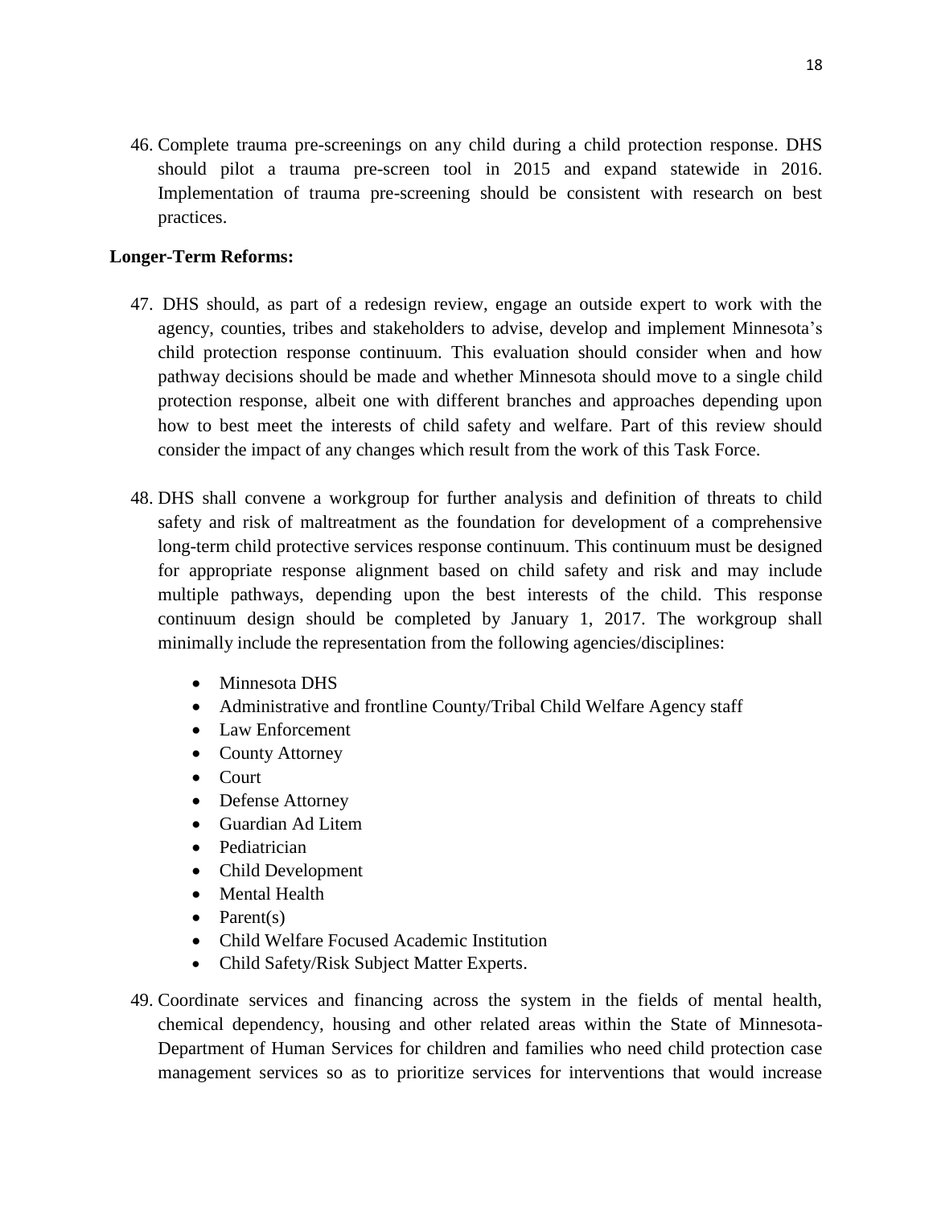46. Complete trauma pre-screenings on any child during a child protection response. DHS should pilot a trauma pre-screen tool in 2015 and expand statewide in 2016. Implementation of trauma pre-screening should be consistent with research on best practices.

**Longer-Term Reforms:**

47. DHS should, as part of a redesign review, engage an outside expert to work with the agency, counties, tribes and stakeholders to advise, develop and implement Minnesota's child protection response continuum. This evaluation should consider when and how pathway decisions should be made and whether Minnesota should move to a single child protection response, albeit one with different branches and approaches depending upon how to best meet the interests of child safety and welfare. Part of this review should consider the impact of any changes which result from the work of this Task Force.

48. DHS shall convene a workgroup for further analysis and definition of threats to child safety and risk of maltreatment as the foundation for development of a comprehensive long-term child protective services response continuum. This continuum must be designed for appropriate response alignment based on child safety and risk and may include multiple pathways, depending upon the best interests of the child. This response continuum design should be completed by January 1, 2017. The workgroup shall minimally include the representation from the following agencies/disciplines:

    - Minnesota DHS
    - Administrative and frontline County/Tribal Child Welfare Agency staff
    - Law Enforcement
    - County Attorney
    - Court
    - Defense Attorney
    - Guardian Ad Litem
    - Pediatrician
    - Child Development
    - Mental Health
    - Parent(s)
    - Child Welfare Focused Academic Institution
    - Child Safety/Risk Subject Matter Experts.

49. Coordinate services and financing across the system in the fields of mental health, chemical dependency, housing and other related areas within the State of Minnesota-Department of Human Services for children and families who need child protection case management services so as to prioritize services for interventions that would increase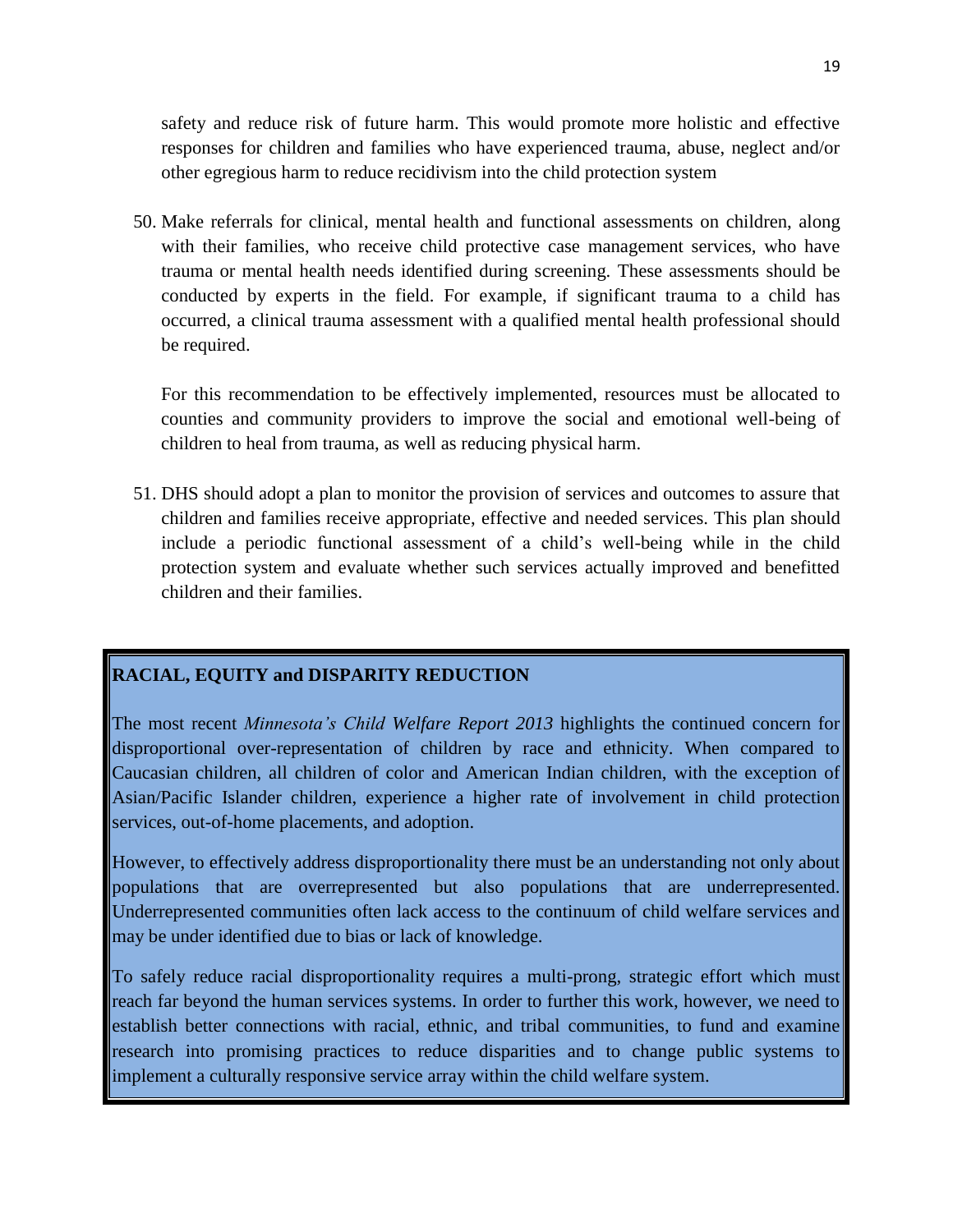safety and reduce risk of future harm. This would promote more holistic and effective responses for children and families who have experienced trauma, abuse, neglect and/or other egregious harm to reduce recidivism into the child protection system

50. Make referrals for clinical, mental health and functional assessments on children, along with their families, who receive child protective case management services, who have trauma or mental health needs identified during screening. These assessments should be conducted by experts in the field. For example, if significant trauma to a child has occurred, a clinical trauma assessment with a qualified mental health professional should be required.

    For this recommendation to be effectively implemented, resources must be allocated to counties and community providers to improve the social and emotional well-being of children to heal from trauma, as well as reducing physical harm.

51. DHS should adopt a plan to monitor the provision of services and outcomes to assure that children and families receive appropriate, effective and needed services. This plan should include a periodic functional assessment of a child's well-being while in the child protection system and evaluate whether such services actually improved and benefitted children and their families.

## RACIAL, EQUITY and DISPARITY REDUCTION

The most recent *Minnesota's Child Welfare Report 2013* highlights the continued concern for disproportional over-representation of children by race and ethnicity. When compared to Caucasian children, all children of color and American Indian children, with the exception of Asian/Pacific Islander children, experience a higher rate of involvement in child protection services, out-of-home placements, and adoption.

However, to effectively address disproportionality there must be an understanding not only about populations that are overrepresented but also populations that are underrepresented. Underrepresented communities often lack access to the continuum of child welfare services and may be under identified due to bias or lack of knowledge.

To safely reduce racial disproportionality requires a multi-prong, strategic effort which must reach far beyond the human services systems. In order to further this work, however, we need to establish better connections with racial, ethnic, and tribal communities, to fund and examine research into promising practices to reduce disparities and to change public systems to implement a culturally responsive service array within the child welfare system.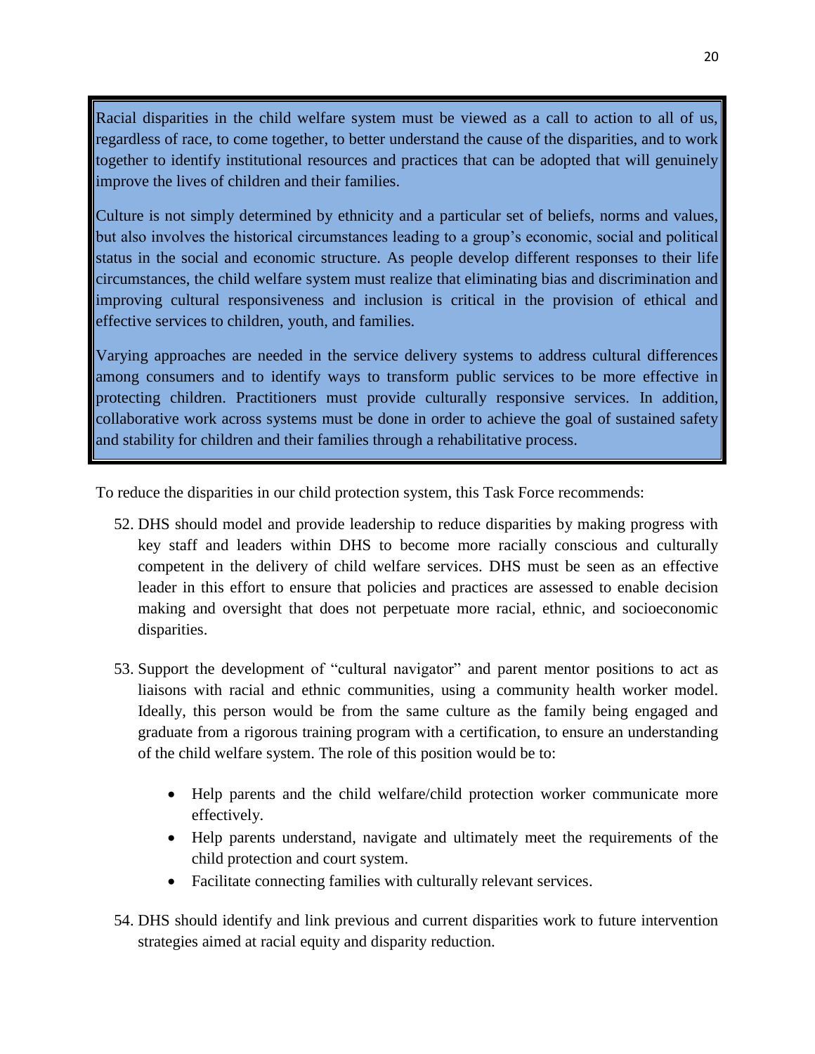Racial disparities in the child welfare system must be viewed as a call to action to all of us, regardless of race, to come together, to better understand the cause of the disparities, and to work together to identify institutional resources and practices that can be adopted that will genuinely improve the lives of children and their families.

Culture is not simply determined by ethnicity and a particular set of beliefs, norms and values, but also involves the historical circumstances leading to a group's economic, social and political status in the social and economic structure. As people develop different responses to their life circumstances, the child welfare system must realize that eliminating bias and discrimination and improving cultural responsiveness and inclusion is critical in the provision of ethical and effective services to children, youth, and families.

Varying approaches are needed in the service delivery systems to address cultural differences among consumers and to identify ways to transform public services to be more effective in protecting children. Practitioners must provide culturally responsive services. In addition, collaborative work across systems must be done in order to achieve the goal of sustained safety and stability for children and their families through a rehabilitative process.

To reduce the disparities in our child protection system, this Task Force recommends:

52. DHS should model and provide leadership to reduce disparities by making progress with key staff and leaders within DHS to become more racially conscious and culturally competent in the delivery of child welfare services. DHS must be seen as an effective leader in this effort to ensure that policies and practices are assessed to enable decision making and oversight that does not perpetuate more racial, ethnic, and socioeconomic disparities.

53. Support the development of "cultural navigator" and parent mentor positions to act as liaisons with racial and ethnic communities, using a community health worker model. Ideally, this person would be from the same culture as the family being engaged and graduate from a rigorous training program with a certification, to ensure an understanding of the child welfare system. The role of this position would be to:

    - Help parents and the child welfare/child protection worker communicate more effectively.
    - Help parents understand, navigate and ultimately meet the requirements of the child protection and court system.
    - Facilitate connecting families with culturally relevant services.

54. DHS should identify and link previous and current disparities work to future intervention strategies aimed at racial equity and disparity reduction.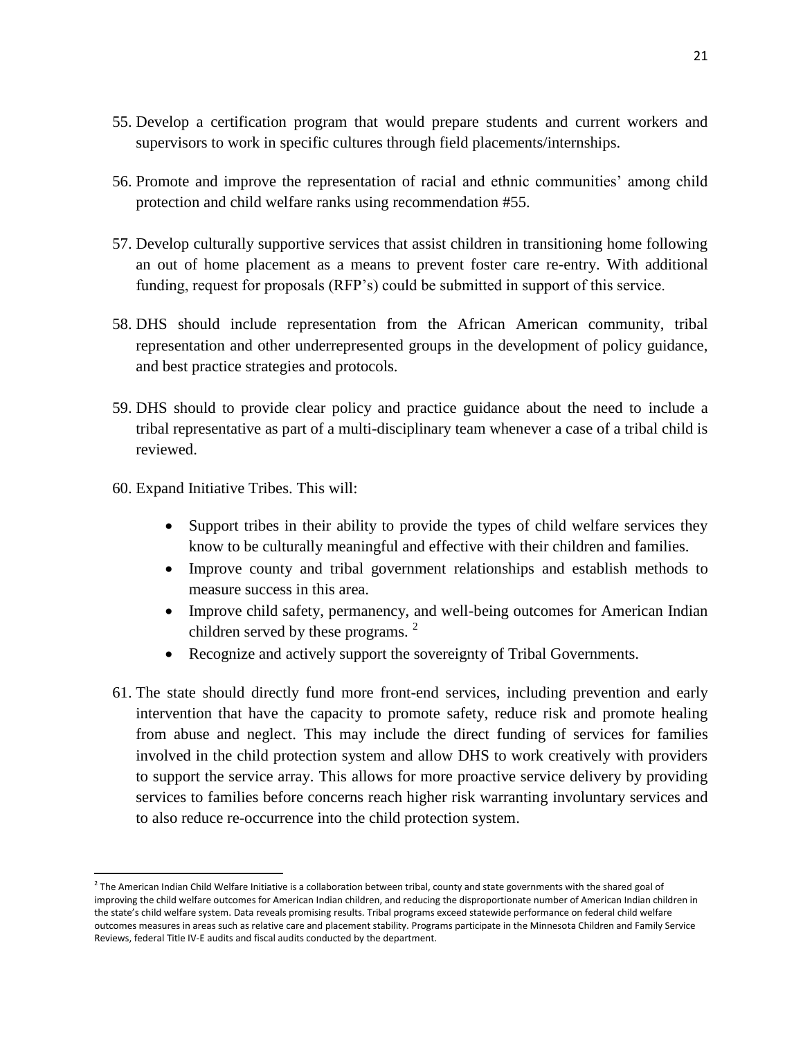55. Develop a certification program that would prepare students and current workers and supervisors to work in specific cultures through field placements/internships.

56. Promote and improve the representation of racial and ethnic communities' among child protection and child welfare ranks using recommendation #55.

57. Develop culturally supportive services that assist children in transitioning home following an out of home placement as a means to prevent foster care re-entry. With additional funding, request for proposals (RFP's) could be submitted in support of this service.

58. DHS should include representation from the African American community, tribal representation and other underrepresented groups in the development of policy guidance, and best practice strategies and protocols.

59. DHS should to provide clear policy and practice guidance about the need to include a tribal representative as part of a multi-disciplinary team whenever a case of a tribal child is reviewed.

60. Expand Initiative Tribes. This will:

    - Support tribes in their ability to provide the types of child welfare services they know to be culturally meaningful and effective with their children and families.
    - Improve county and tribal government relationships and establish methods to measure success in this area.
    - Improve child safety, permanency, and well-being outcomes for American Indian children served by these programs. [2]
    - Recognize and actively support the sovereignty of Tribal Governments.

61. The state should directly fund more front-end services, including prevention and early intervention that have the capacity to promote safety, reduce risk and promote healing from abuse and neglect. This may include the direct funding of services for families involved in the child protection system and allow DHS to work creatively with providers to support the service array. This allows for more proactive service delivery by providing services to families before concerns reach higher risk warranting involuntary services and to also reduce re-occurrence into the child protection system.

---

[2] The American Indian Child Welfare Initiative is a collaboration between tribal, county and state governments with the shared goal of improving the child welfare outcomes for American Indian children, and reducing the disproportionate number of American Indian children in the state's child welfare system. Data reveals promising results. Tribal programs exceed statewide performance on federal child welfare outcomes measures in areas such as relative care and placement stability. Programs participate in the Minnesota Children and Family Service Reviews, federal Title IV-E audits and fiscal audits conducted by the department.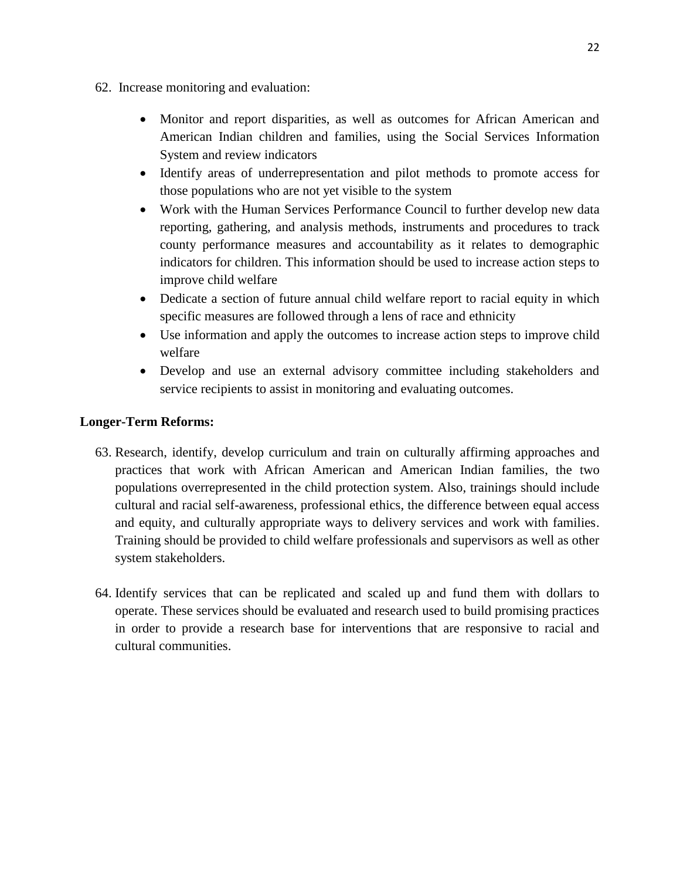62. Increase monitoring and evaluation:

    - Monitor and report disparities, as well as outcomes for African American and American Indian children and families, using the Social Services Information System and review indicators
    - Identify areas of underrepresentation and pilot methods to promote access for those populations who are not yet visible to the system
    - Work with the Human Services Performance Council to further develop new data reporting, gathering, and analysis methods, instruments and procedures to track county performance measures and accountability as it relates to demographic indicators for children. This information should be used to increase action steps to improve child welfare
    - Dedicate a section of future annual child welfare report to racial equity in which specific measures are followed through a lens of race and ethnicity
    - Use information and apply the outcomes to increase action steps to improve child welfare
    - Develop and use an external advisory committee including stakeholders and service recipients to assist in monitoring and evaluating outcomes.

**Longer-Term Reforms:**

63. Research, identify, develop curriculum and train on culturally affirming approaches and practices that work with African American and American Indian families, the two populations overrepresented in the child protection system. Also, trainings should include cultural and racial self-awareness, professional ethics, the difference between equal access and equity, and culturally appropriate ways to delivery services and work with families. Training should be provided to child welfare professionals and supervisors as well as other system stakeholders.

64. Identify services that can be replicated and scaled up and fund them with dollars to operate. These services should be evaluated and research used to build promising practices in order to provide a research base for interventions that are responsive to racial and cultural communities.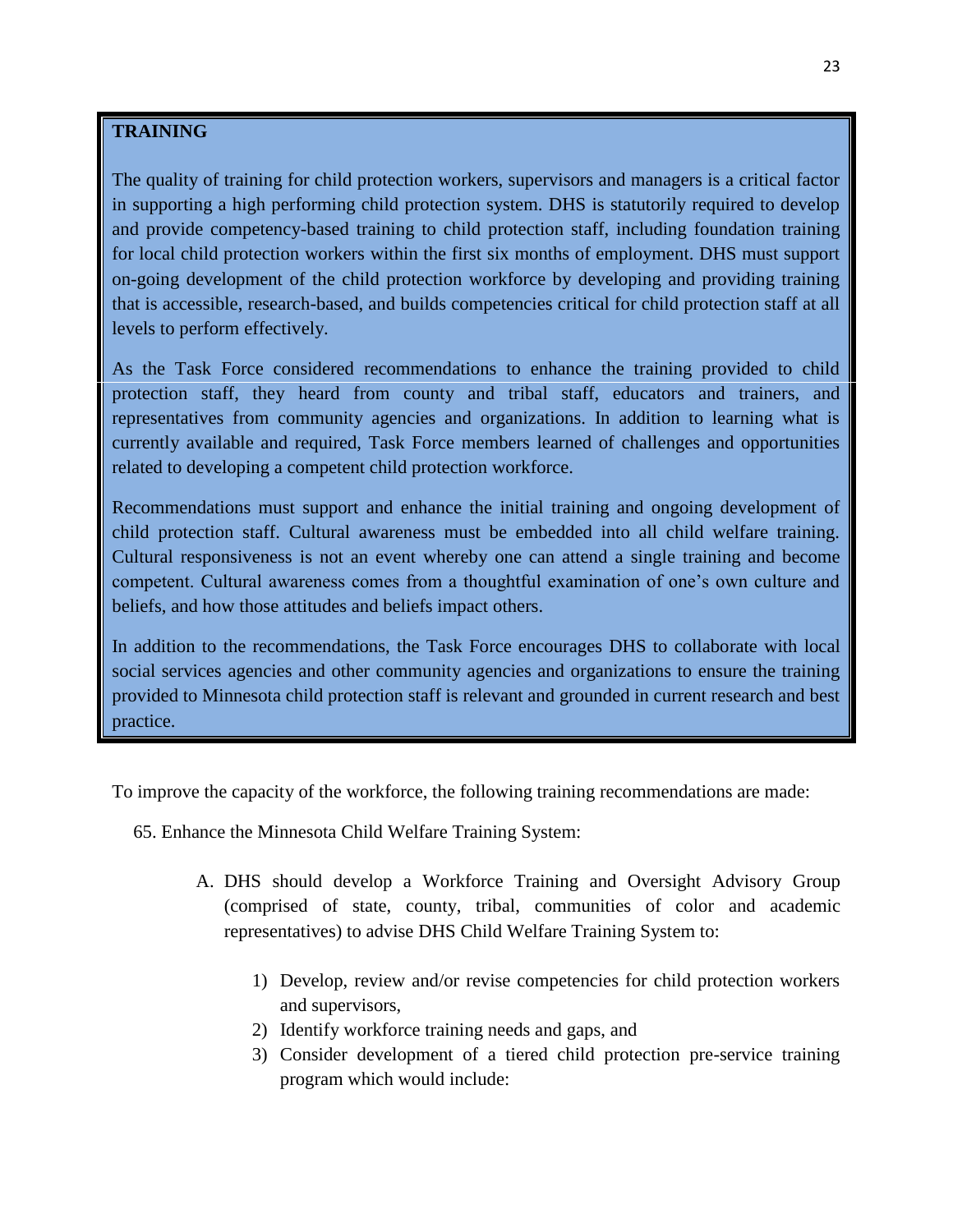## TRAINING

The quality of training for child protection workers, supervisors and managers is a critical factor in supporting a high performing child protection system. DHS is statutorily required to develop and provide competency-based training to child protection staff, including foundation training for local child protection workers within the first six months of employment. DHS must support on-going development of the child protection workforce by developing and providing training that is accessible, research-based, and builds competencies critical for child protection staff at all levels to perform effectively.

As the Task Force considered recommendations to enhance the training provided to child protection staff, they heard from county and tribal staff, educators and trainers, and representatives from community agencies and organizations. In addition to learning what is currently available and required, Task Force members learned of challenges and opportunities related to developing a competent child protection workforce.

Recommendations must support and enhance the initial training and ongoing development of child protection staff. Cultural awareness must be embedded into all child welfare training. Cultural responsiveness is not an event whereby one can attend a single training and become competent. Cultural awareness comes from a thoughtful examination of one's own culture and beliefs, and how those attitudes and beliefs impact others.

In addition to the recommendations, the Task Force encourages DHS to collaborate with local social services agencies and other community agencies and organizations to ensure the training provided to Minnesota child protection staff is relevant and grounded in current research and best practice.

To improve the capacity of the workforce, the following training recommendations are made:

65. Enhance the Minnesota Child Welfare Training System:

    A. DHS should develop a Workforce Training and Oversight Advisory Group (comprised of state, county, tribal, communities of color and academic representatives) to advise DHS Child Welfare Training System to:

        1) Develop, review and/or revise competencies for child protection workers and supervisors,
        2) Identify workforce training needs and gaps, and
        3) Consider development of a tiered child protection pre-service training program which would include: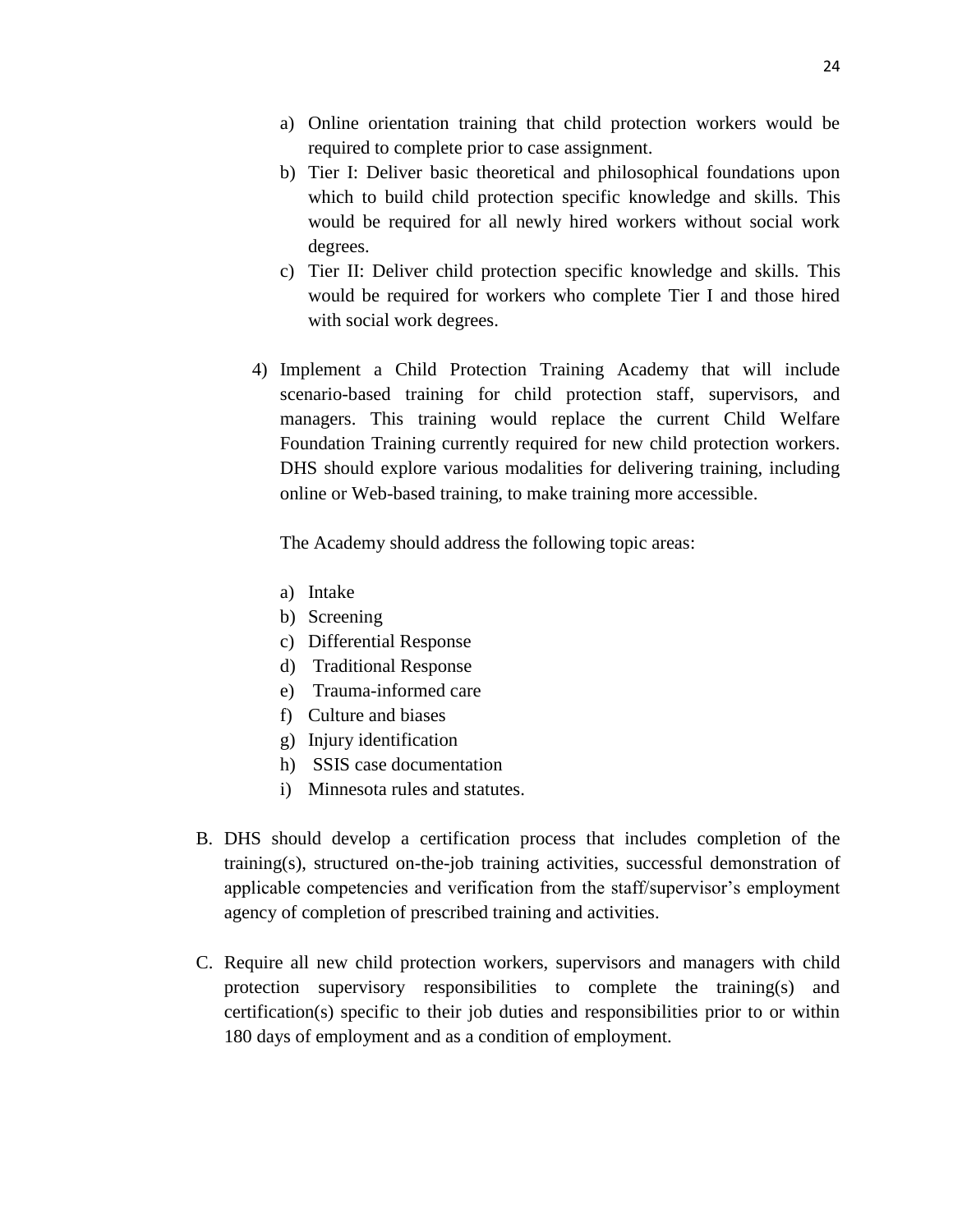a) Online orientation training that child protection workers would be required to complete prior to case assignment.
b) Tier I: Deliver basic theoretical and philosophical foundations upon which to build child protection specific knowledge and skills. This would be required for all newly hired workers without social work degrees.
c) Tier II: Deliver child protection specific knowledge and skills. This would be required for workers who complete Tier I and those hired with social work degrees.

4) Implement a Child Protection Training Academy that will include scenario-based training for child protection staff, supervisors, and managers. This training would replace the current Child Welfare Foundation Training currently required for new child protection workers. DHS should explore various modalities for delivering training, including online or Web-based training, to make training more accessible.

   The Academy should address the following topic areas:

   a) Intake
   b) Screening
   c) Differential Response
   d) Traditional Response
   e) Trauma-informed care
   f) Culture and biases
   g) Injury identification
   h) SSIS case documentation
   i) Minnesota rules and statutes.

B. DHS should develop a certification process that includes completion of the training(s), structured on-the-job training activities, successful demonstration of applicable competencies and verification from the staff/supervisor's employment agency of completion of prescribed training and activities.

C. Require all new child protection workers, supervisors and managers with child protection supervisory responsibilities to complete the training(s) and certification(s) specific to their job duties and responsibilities prior to or within 180 days of employment and as a condition of employment.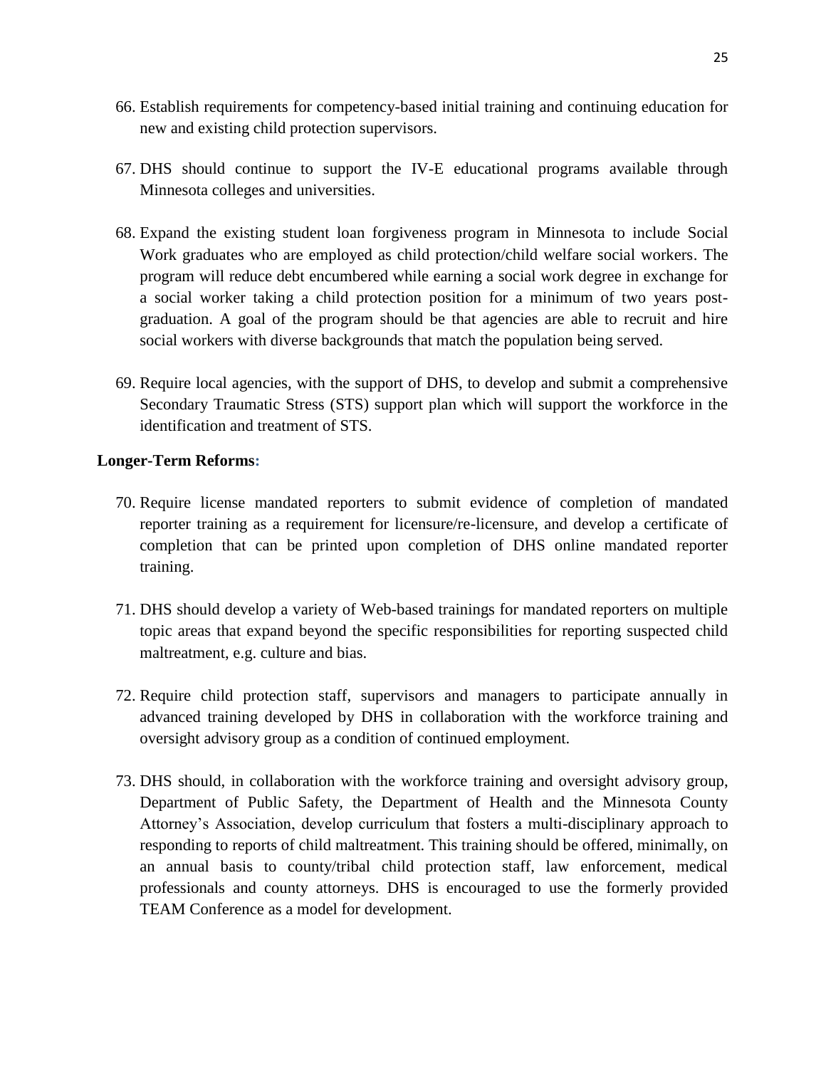66. Establish requirements for competency-based initial training and continuing education for new and existing child protection supervisors.

67. DHS should continue to support the IV-E educational programs available through Minnesota colleges and universities.

68. Expand the existing student loan forgiveness program in Minnesota to include Social Work graduates who are employed as child protection/child welfare social workers. The program will reduce debt encumbered while earning a social work degree in exchange for a social worker taking a child protection position for a minimum of two years post-graduation. A goal of the program should be that agencies are able to recruit and hire social workers with diverse backgrounds that match the population being served.

69. Require local agencies, with the support of DHS, to develop and submit a comprehensive Secondary Traumatic Stress (STS) support plan which will support the workforce in the identification and treatment of STS.

**Longer-Term Reforms:**

70. Require license mandated reporters to submit evidence of completion of mandated reporter training as a requirement for licensure/re-licensure, and develop a certificate of completion that can be printed upon completion of DHS online mandated reporter training.

71. DHS should develop a variety of Web-based trainings for mandated reporters on multiple topic areas that expand beyond the specific responsibilities for reporting suspected child maltreatment, e.g. culture and bias.

72. Require child protection staff, supervisors and managers to participate annually in advanced training developed by DHS in collaboration with the workforce training and oversight advisory group as a condition of continued employment.

73. DHS should, in collaboration with the workforce training and oversight advisory group, Department of Public Safety, the Department of Health and the Minnesota County Attorney's Association, develop curriculum that fosters a multi-disciplinary approach to responding to reports of child maltreatment. This training should be offered, minimally, on an annual basis to county/tribal child protection staff, law enforcement, medical professionals and county attorneys. DHS is encouraged to use the formerly provided TEAM Conference as a model for development.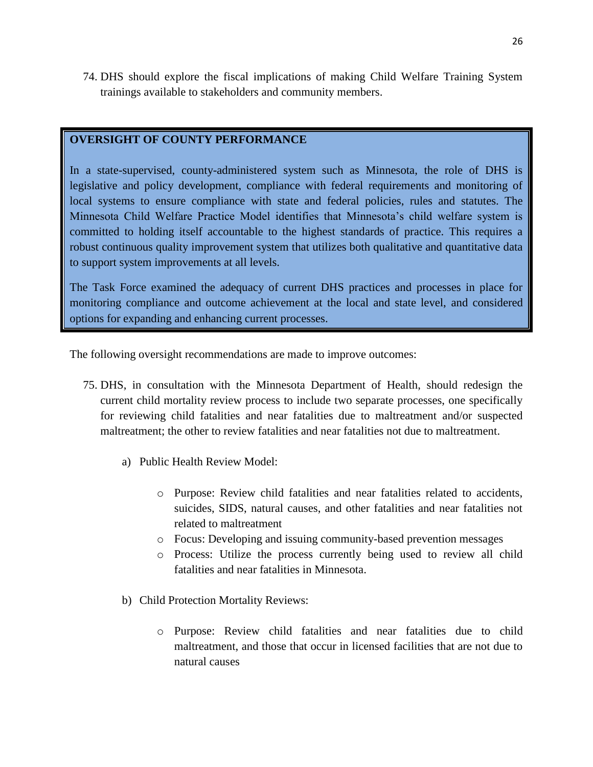74. DHS should explore the fiscal implications of making Child Welfare Training System trainings available to stakeholders and community members.

**OVERSIGHT OF COUNTY PERFORMANCE**

In a state-supervised, county-administered system such as Minnesota, the role of DHS is legislative and policy development, compliance with federal requirements and monitoring of local systems to ensure compliance with state and federal policies, rules and statutes. The Minnesota Child Welfare Practice Model identifies that Minnesota's child welfare system is committed to holding itself accountable to the highest standards of practice. This requires a robust continuous quality improvement system that utilizes both qualitative and quantitative data to support system improvements at all levels.

The Task Force examined the adequacy of current DHS practices and processes in place for monitoring compliance and outcome achievement at the local and state level, and considered options for expanding and enhancing current processes.

The following oversight recommendations are made to improve outcomes:

75. DHS, in consultation with the Minnesota Department of Health, should redesign the current child mortality review process to include two separate processes, one specifically for reviewing child fatalities and near fatalities due to maltreatment and/or suspected maltreatment; the other to review fatalities and near fatalities not due to maltreatment.

    a) Public Health Review Model:

        - Purpose: Review child fatalities and near fatalities related to accidents, suicides, SIDS, natural causes, and other fatalities and near fatalities not related to maltreatment
        - Focus: Developing and issuing community-based prevention messages
        - Process: Utilize the process currently being used to review all child fatalities and near fatalities in Minnesota.

    b) Child Protection Mortality Reviews:

        - Purpose: Review child fatalities and near fatalities due to child maltreatment, and those that occur in licensed facilities that are not due to natural causes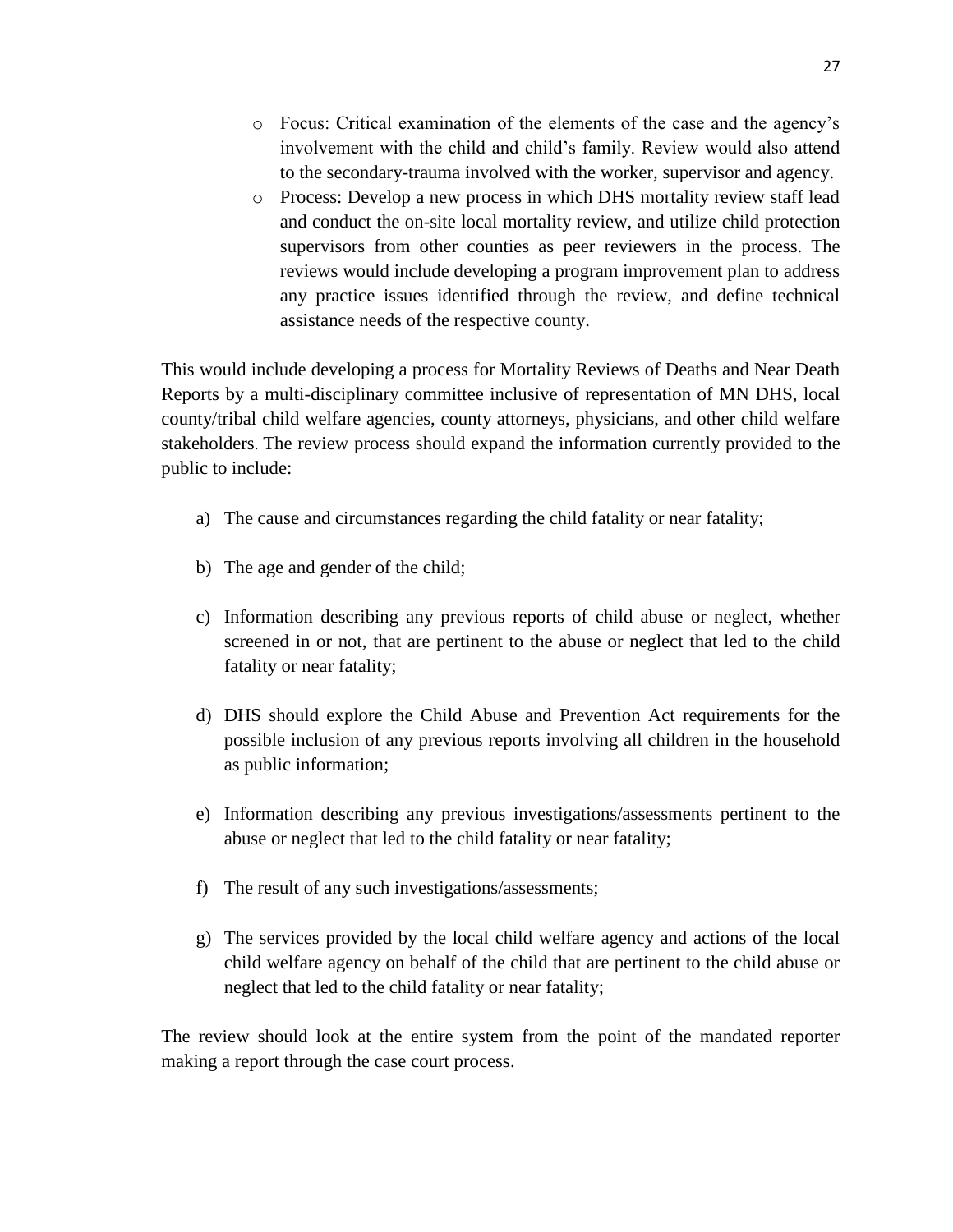- Focus: Critical examination of the elements of the case and the agency's involvement with the child and child's family. Review would also attend to the secondary-trauma involved with the worker, supervisor and agency.
- Process: Develop a new process in which DHS mortality review staff lead and conduct the on-site local mortality review, and utilize child protection supervisors from other counties as peer reviewers in the process. The reviews would include developing a program improvement plan to address any practice issues identified through the review, and define technical assistance needs of the respective county.

This would include developing a process for Mortality Reviews of Deaths and Near Death Reports by a multi-disciplinary committee inclusive of representation of MN DHS, local county/tribal child welfare agencies, county attorneys, physicians, and other child welfare stakeholders. The review process should expand the information currently provided to the public to include:

a) The cause and circumstances regarding the child fatality or near fatality;

b) The age and gender of the child;

c) Information describing any previous reports of child abuse or neglect, whether screened in or not, that are pertinent to the abuse or neglect that led to the child fatality or near fatality;

d) DHS should explore the Child Abuse and Prevention Act requirements for the possible inclusion of any previous reports involving all children in the household as public information;

e) Information describing any previous investigations/assessments pertinent to the abuse or neglect that led to the child fatality or near fatality;

f) The result of any such investigations/assessments;

g) The services provided by the local child welfare agency and actions of the local child welfare agency on behalf of the child that are pertinent to the child abuse or neglect that led to the child fatality or near fatality;

The review should look at the entire system from the point of the mandated reporter making a report through the case court process.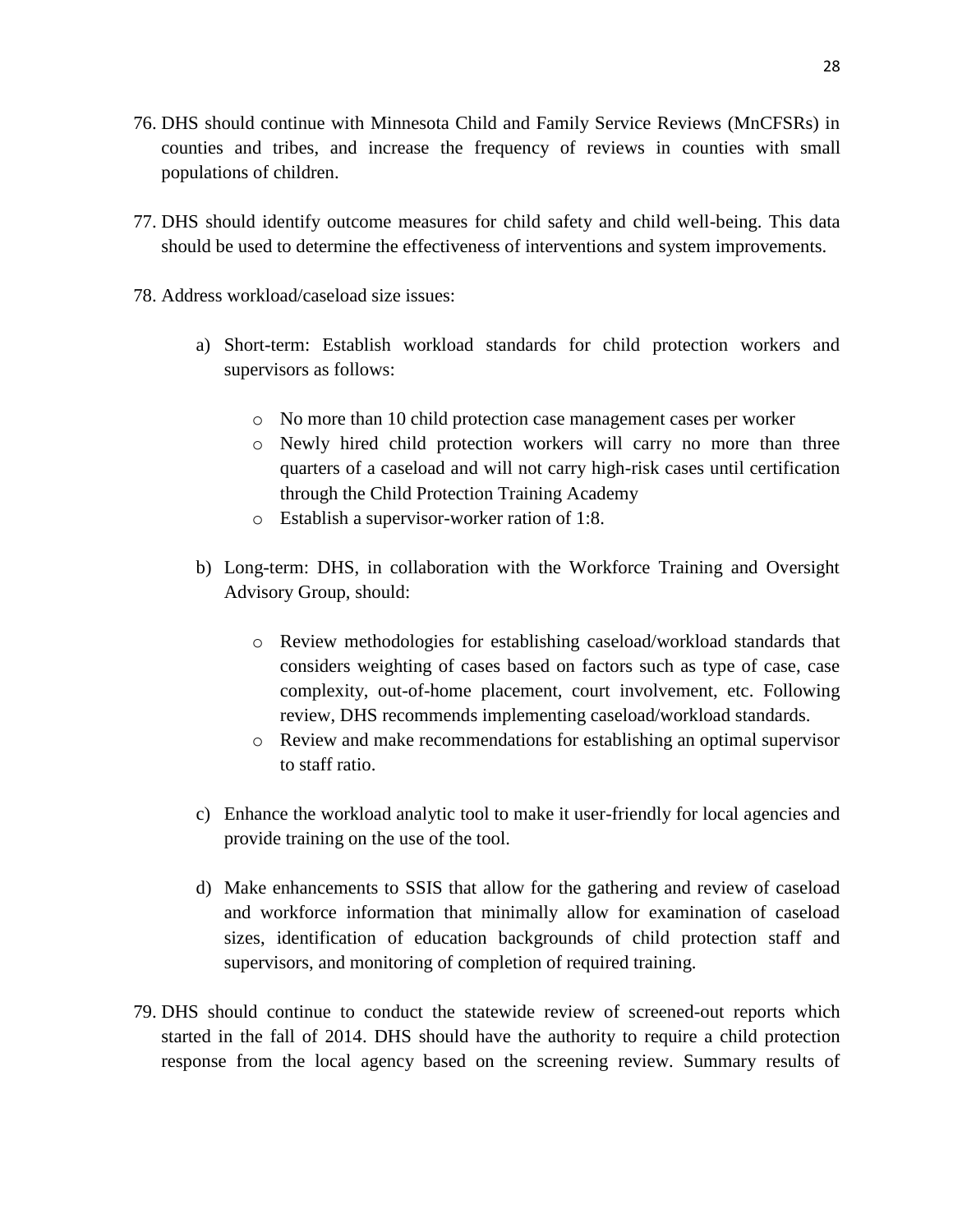76. DHS should continue with Minnesota Child and Family Service Reviews (MnCFSRs) in counties and tribes, and increase the frequency of reviews in counties with small populations of children.

77. DHS should identify outcome measures for child safety and child well-being. This data should be used to determine the effectiveness of interventions and system improvements.

78. Address workload/caseload size issues:

    a) Short-term: Establish workload standards for child protection workers and supervisors as follows:

        - No more than 10 child protection case management cases per worker
        - Newly hired child protection workers will carry no more than three quarters of a caseload and will not carry high-risk cases until certification through the Child Protection Training Academy
        - Establish a supervisor-worker ration of 1:8.

    b) Long-term: DHS, in collaboration with the Workforce Training and Oversight Advisory Group, should:

        - Review methodologies for establishing caseload/workload standards that considers weighting of cases based on factors such as type of case, case complexity, out-of-home placement, court involvement, etc. Following review, DHS recommends implementing caseload/workload standards.
        - Review and make recommendations for establishing an optimal supervisor to staff ratio.

    c) Enhance the workload analytic tool to make it user-friendly for local agencies and provide training on the use of the tool.

    d) Make enhancements to SSIS that allow for the gathering and review of caseload and workforce information that minimally allow for examination of caseload sizes, identification of education backgrounds of child protection staff and supervisors, and monitoring of completion of required training.

79. DHS should continue to conduct the statewide review of screened-out reports which started in the fall of 2014. DHS should have the authority to require a child protection response from the local agency based on the screening review. Summary results of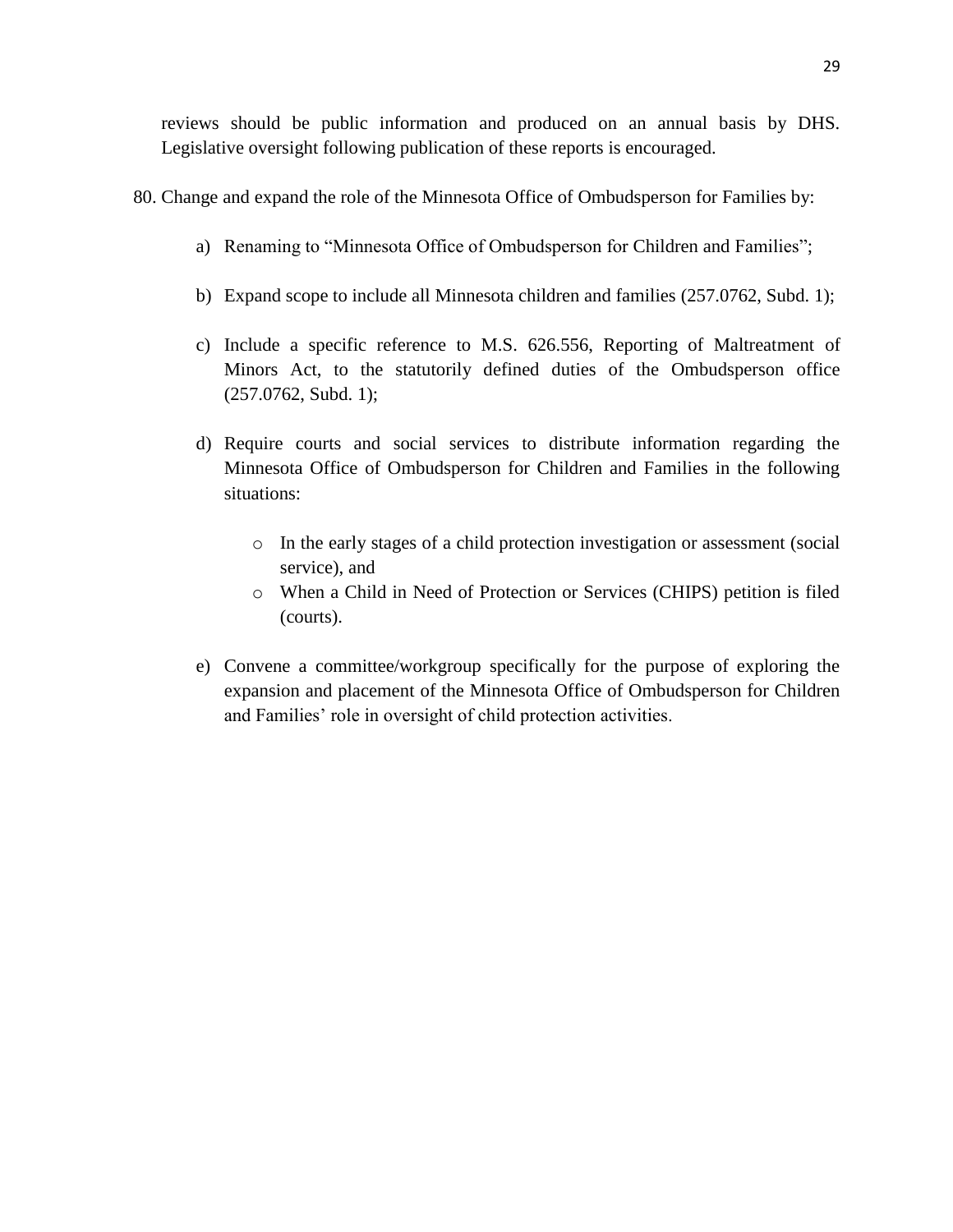reviews should be public information and produced on an annual basis by DHS. Legislative oversight following publication of these reports is encouraged.

80. Change and expand the role of the Minnesota Office of Ombudsperson for Families by:

    a) Renaming to "Minnesota Office of Ombudsperson for Children and Families";

    b) Expand scope to include all Minnesota children and families (257.0762, Subd. 1);

    c) Include a specific reference to M.S. 626.556, Reporting of Maltreatment of Minors Act, to the statutorily defined duties of the Ombudsperson office (257.0762, Subd. 1);

    d) Require courts and social services to distribute information regarding the Minnesota Office of Ombudsperson for Children and Families in the following situations:

        - In the early stages of a child protection investigation or assessment (social service), and
        - When a Child in Need of Protection or Services (CHIPS) petition is filed (courts).

    e) Convene a committee/workgroup specifically for the purpose of exploring the expansion and placement of the Minnesota Office of Ombudsperson for Children and Families' role in oversight of child protection activities.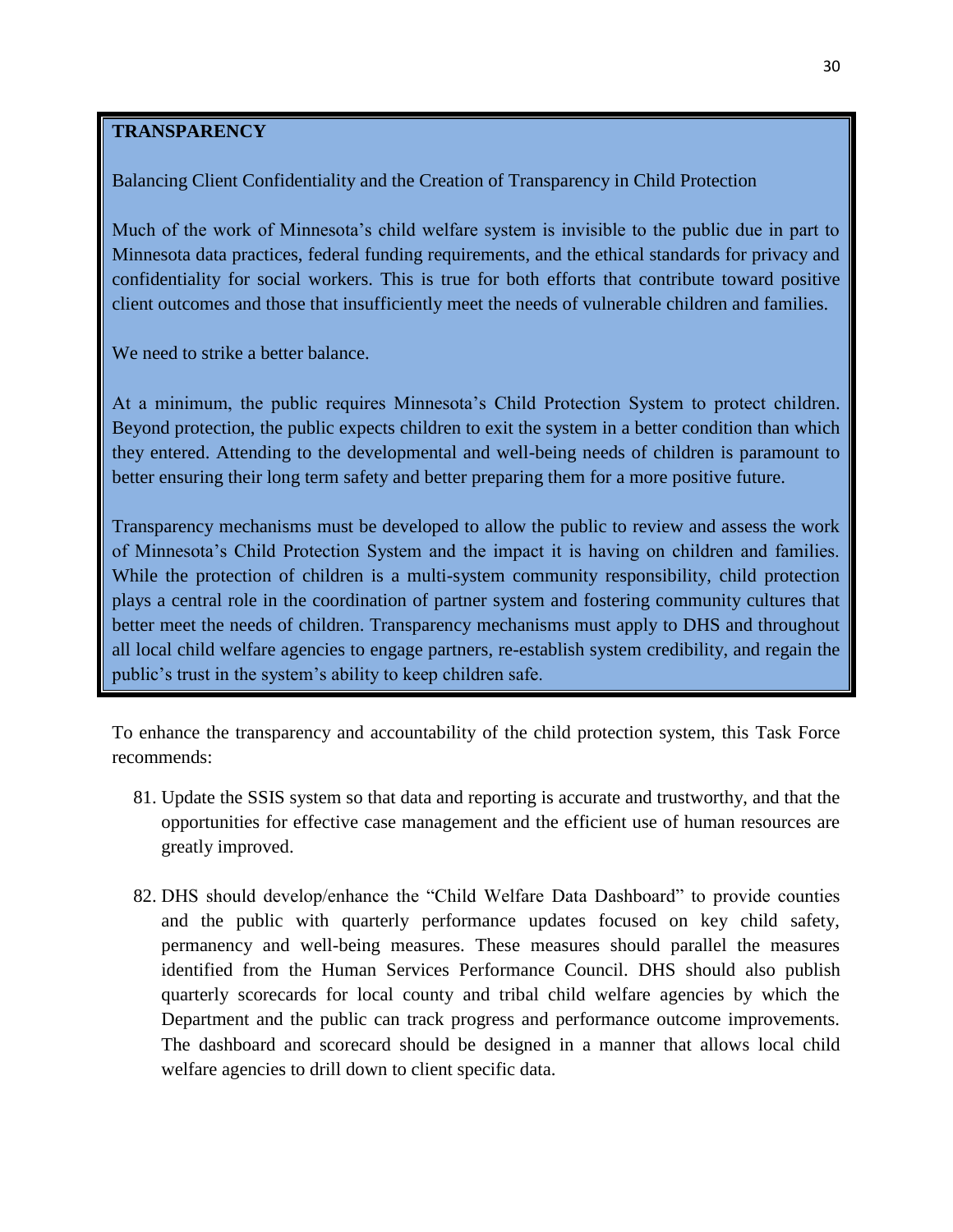**TRANSPARENCY**

Balancing Client Confidentiality and the Creation of Transparency in Child Protection

Much of the work of Minnesota's child welfare system is invisible to the public due in part to Minnesota data practices, federal funding requirements, and the ethical standards for privacy and confidentiality for social workers. This is true for both efforts that contribute toward positive client outcomes and those that insufficiently meet the needs of vulnerable children and families.

We need to strike a better balance.

At a minimum, the public requires Minnesota's Child Protection System to protect children. Beyond protection, the public expects children to exit the system in a better condition than which they entered. Attending to the developmental and well-being needs of children is paramount to better ensuring their long term safety and better preparing them for a more positive future.

Transparency mechanisms must be developed to allow the public to review and assess the work of Minnesota's Child Protection System and the impact it is having on children and families. While the protection of children is a multi-system community responsibility, child protection plays a central role in the coordination of partner system and fostering community cultures that better meet the needs of children. Transparency mechanisms must apply to DHS and throughout all local child welfare agencies to engage partners, re-establish system credibility, and regain the public's trust in the system's ability to keep children safe.

To enhance the transparency and accountability of the child protection system, this Task Force recommends:

81. Update the SSIS system so that data and reporting is accurate and trustworthy, and that the opportunities for effective case management and the efficient use of human resources are greatly improved.

82. DHS should develop/enhance the "Child Welfare Data Dashboard" to provide counties and the public with quarterly performance updates focused on key child safety, permanency and well-being measures. These measures should parallel the measures identified from the Human Services Performance Council. DHS should also publish quarterly scorecards for local county and tribal child welfare agencies by which the Department and the public can track progress and performance outcome improvements. The dashboard and scorecard should be designed in a manner that allows local child welfare agencies to drill down to client specific data.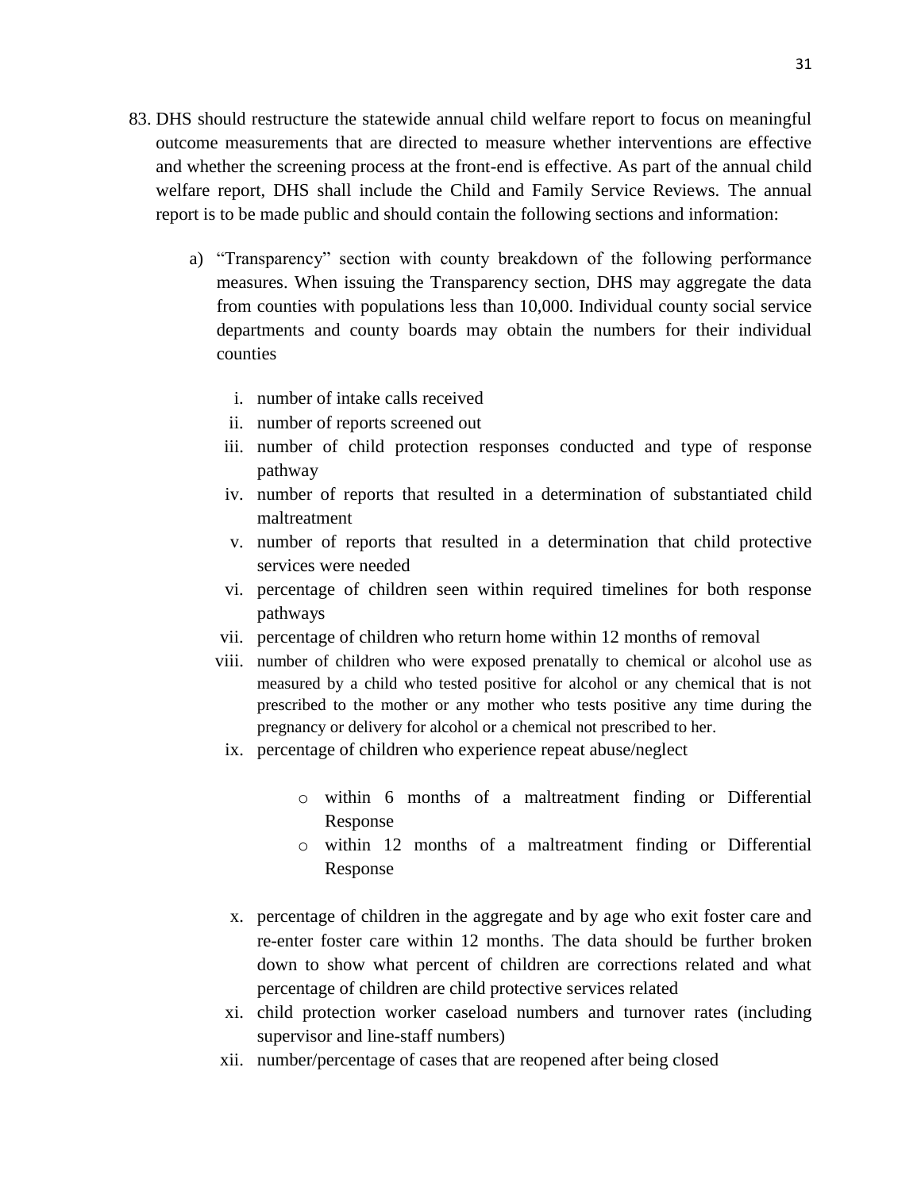83. DHS should restructure the statewide annual child welfare report to focus on meaningful outcome measurements that are directed to measure whether interventions are effective and whether the screening process at the front-end is effective. As part of the annual child welfare report, DHS shall include the Child and Family Service Reviews. The annual report is to be made public and should contain the following sections and information:

    a) "Transparency" section with county breakdown of the following performance measures. When issuing the Transparency section, DHS may aggregate the data from counties with populations less than 10,000. Individual county social service departments and county boards may obtain the numbers for their individual counties

        i. number of intake calls received
        ii. number of reports screened out
        iii. number of child protection responses conducted and type of response pathway
        iv. number of reports that resulted in a determination of substantiated child maltreatment
        v. number of reports that resulted in a determination that child protective services were needed
        vi. percentage of children seen within required timelines for both response pathways
        vii. percentage of children who return home within 12 months of removal
        viii. number of children who were exposed prenatally to chemical or alcohol use as measured by a child who tested positive for alcohol or any chemical that is not prescribed to the mother or any mother who tests positive any time during the pregnancy or delivery for alcohol or a chemical not prescribed to her.
        ix. percentage of children who experience repeat abuse/neglect
            - within 6 months of a maltreatment finding or Differential Response
            - within 12 months of a maltreatment finding or Differential Response
        x. percentage of children in the aggregate and by age who exit foster care and re-enter foster care within 12 months. The data should be further broken down to show what percent of children are corrections related and what percentage of children are child protective services related
        xi. child protection worker caseload numbers and turnover rates (including supervisor and line-staff numbers)
        xii. number/percentage of cases that are reopened after being closed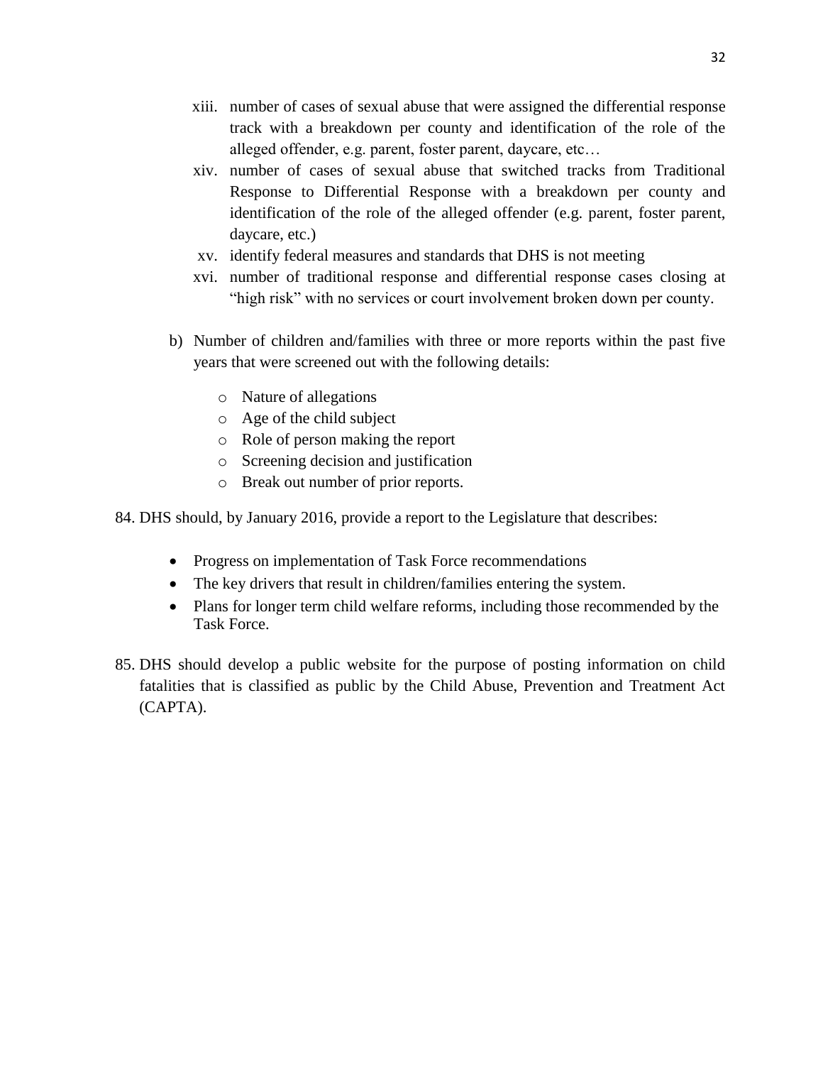xiii. number of cases of sexual abuse that were assigned the differential response track with a breakdown per county and identification of the role of the alleged offender, e.g. parent, foster parent, daycare, etc…

xiv. number of cases of sexual abuse that switched tracks from Traditional Response to Differential Response with a breakdown per county and identification of the role of the alleged offender (e.g. parent, foster parent, daycare, etc.)

xv. identify federal measures and standards that DHS is not meeting

xvi. number of traditional response and differential response cases closing at "high risk" with no services or court involvement broken down per county.

b) Number of children and/families with three or more reports within the past five years that were screened out with the following details:

- Nature of allegations
- Age of the child subject
- Role of person making the report
- Screening decision and justification
- Break out number of prior reports.

84. DHS should, by January 2016, provide a report to the Legislature that describes:

- Progress on implementation of Task Force recommendations
- The key drivers that result in children/families entering the system.
- Plans for longer term child welfare reforms, including those recommended by the Task Force.

85. DHS should develop a public website for the purpose of posting information on child fatalities that is classified as public by the Child Abuse, Prevention and Treatment Act (CAPTA).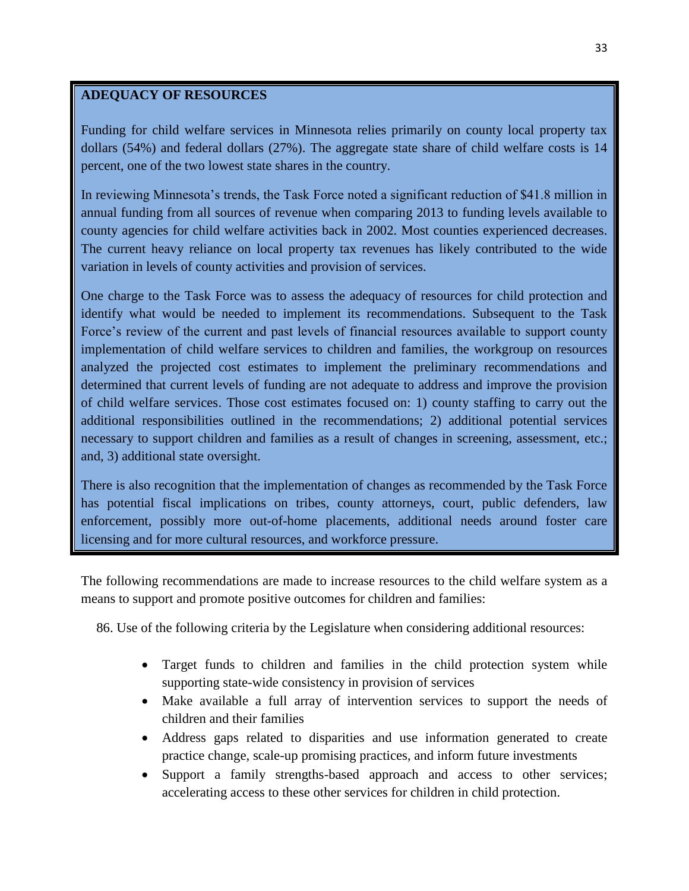## ADEQUACY OF RESOURCES

Funding for child welfare services in Minnesota relies primarily on county local property tax dollars (54%) and federal dollars (27%). The aggregate state share of child welfare costs is 14 percent, one of the two lowest state shares in the country.

In reviewing Minnesota's trends, the Task Force noted a significant reduction of $41.8 million in annual funding from all sources of revenue when comparing 2013 to funding levels available to county agencies for child welfare activities back in 2002. Most counties experienced decreases. The current heavy reliance on local property tax revenues has likely contributed to the wide variation in levels of county activities and provision of services.

One charge to the Task Force was to assess the adequacy of resources for child protection and identify what would be needed to implement its recommendations. Subsequent to the Task Force's review of the current and past levels of financial resources available to support county implementation of child welfare services to children and families, the workgroup on resources analyzed the projected cost estimates to implement the preliminary recommendations and determined that current levels of funding are not adequate to address and improve the provision of child welfare services. Those cost estimates focused on: 1) county staffing to carry out the additional responsibilities outlined in the recommendations; 2) additional potential services necessary to support children and families as a result of changes in screening, assessment, etc.; and, 3) additional state oversight.

There is also recognition that the implementation of changes as recommended by the Task Force has potential fiscal implications on tribes, county attorneys, court, public defenders, law enforcement, possibly more out-of-home placements, additional needs around foster care licensing and for more cultural resources, and workforce pressure.

The following recommendations are made to increase resources to the child welfare system as a means to support and promote positive outcomes for children and families:

86. Use of the following criteria by the Legislature when considering additional resources:

- Target funds to children and families in the child protection system while supporting state-wide consistency in provision of services
- Make available a full array of intervention services to support the needs of children and their families
- Address gaps related to disparities and use information generated to create practice change, scale-up promising practices, and inform future investments
- Support a family strengths-based approach and access to other services; accelerating access to these other services for children in child protection.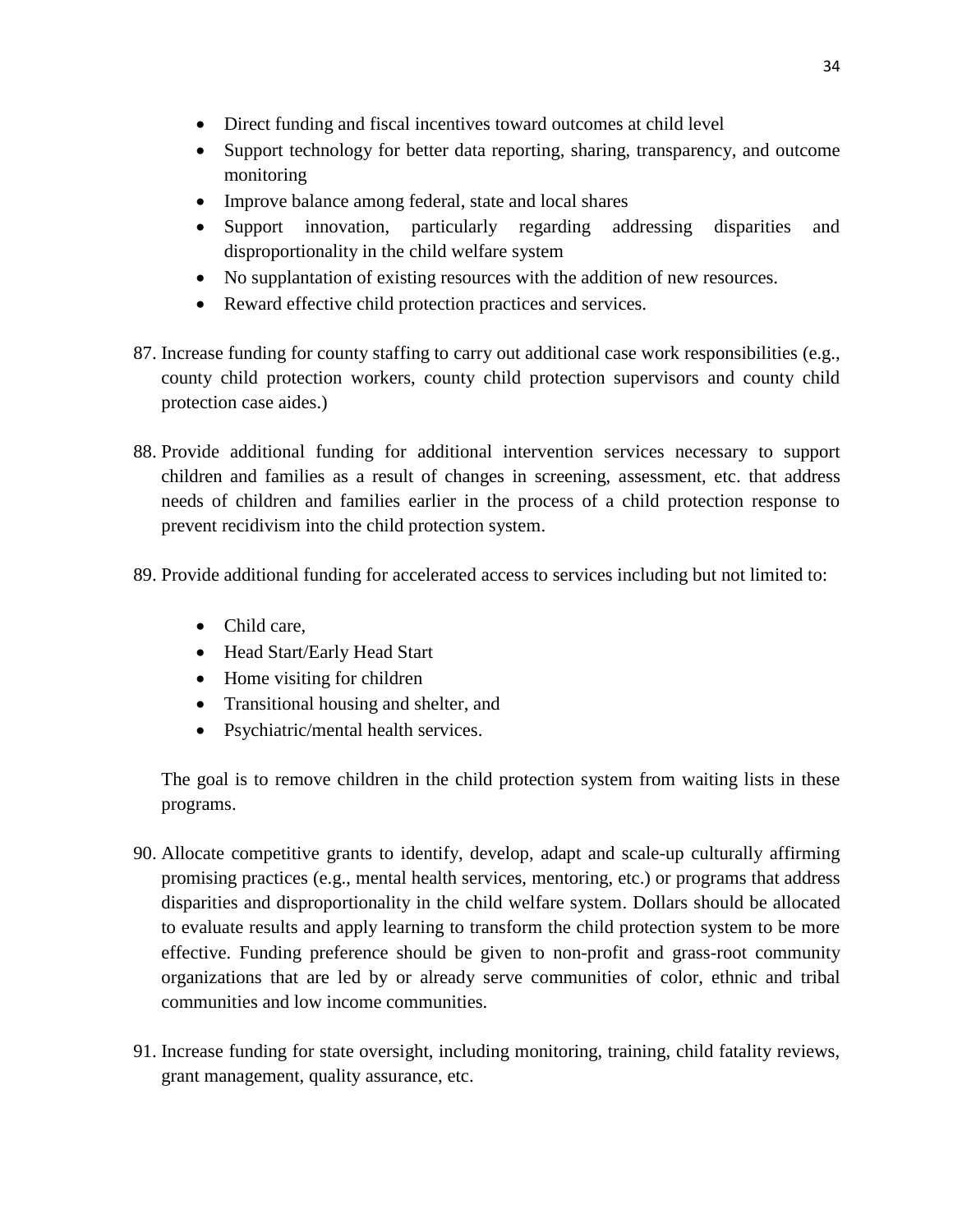- Direct funding and fiscal incentives toward outcomes at child level
- Support technology for better data reporting, sharing, transparency, and outcome monitoring
- Improve balance among federal, state and local shares
- Support innovation, particularly regarding addressing disparities and disproportionality in the child welfare system
- No supplantation of existing resources with the addition of new resources.
- Reward effective child protection practices and services.

87. Increase funding for county staffing to carry out additional case work responsibilities (e.g., county child protection workers, county child protection supervisors and county child protection case aides.)

88. Provide additional funding for additional intervention services necessary to support children and families as a result of changes in screening, assessment, etc. that address needs of children and families earlier in the process of a child protection response to prevent recidivism into the child protection system.

89. Provide additional funding for accelerated access to services including but not limited to:

    - Child care,
    - Head Start/Early Head Start
    - Home visiting for children
    - Transitional housing and shelter, and
    - Psychiatric/mental health services.

    The goal is to remove children in the child protection system from waiting lists in these programs.

90. Allocate competitive grants to identify, develop, adapt and scale-up culturally affirming promising practices (e.g., mental health services, mentoring, etc.) or programs that address disparities and disproportionality in the child welfare system. Dollars should be allocated to evaluate results and apply learning to transform the child protection system to be more effective. Funding preference should be given to non-profit and grass-root community organizations that are led by or already serve communities of color, ethnic and tribal communities and low income communities.

91. Increase funding for state oversight, including monitoring, training, child fatality reviews, grant management, quality assurance, etc.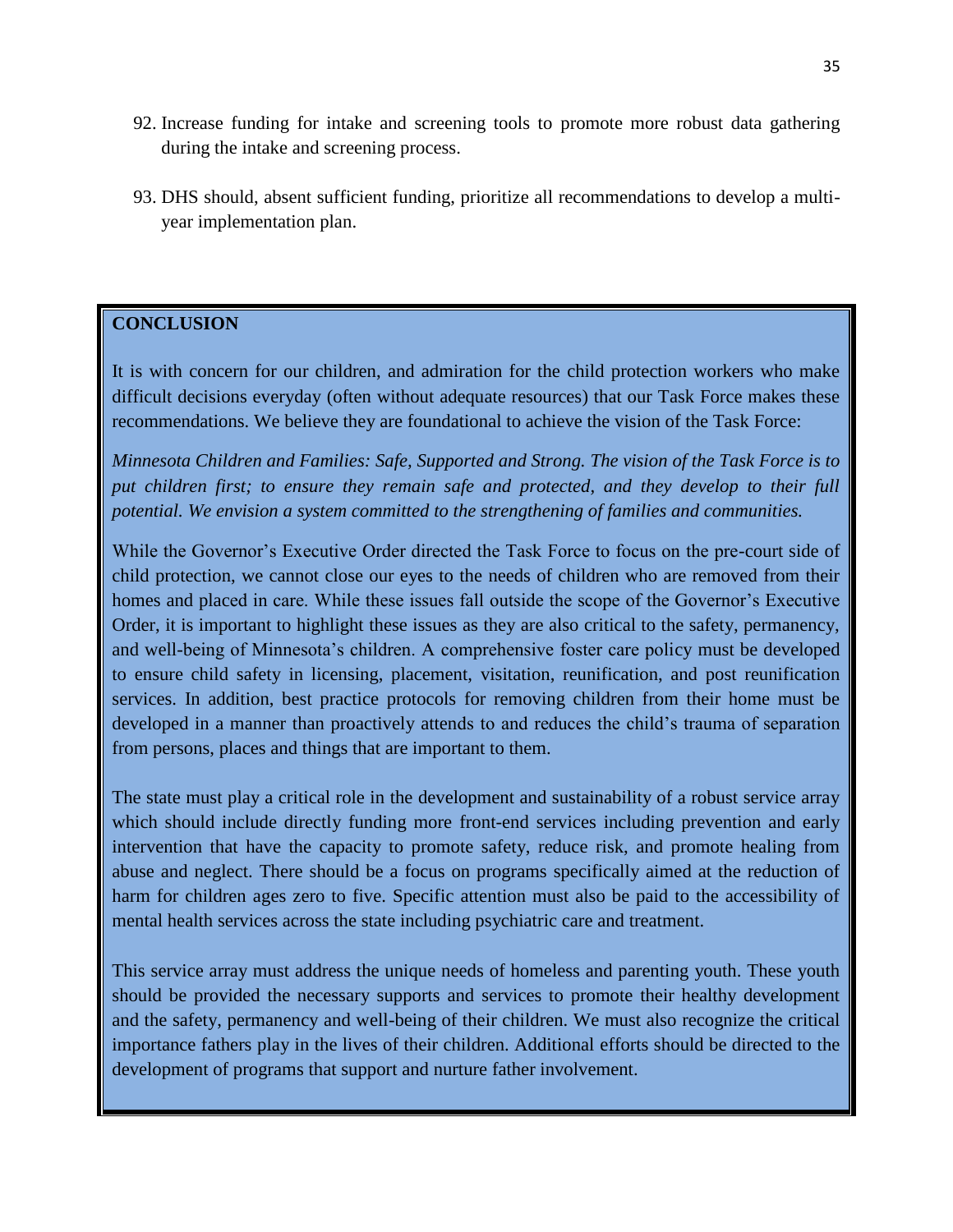92. Increase funding for intake and screening tools to promote more robust data gathering during the intake and screening process.

93. DHS should, absent sufficient funding, prioritize all recommendations to develop a multi-year implementation plan.

## CONCLUSION

It is with concern for our children, and admiration for the child protection workers who make difficult decisions everyday (often without adequate resources) that our Task Force makes these recommendations. We believe they are foundational to achieve the vision of the Task Force:

*Minnesota Children and Families: Safe, Supported and Strong. The vision of the Task Force is to put children first; to ensure they remain safe and protected, and they develop to their full potential. We envision a system committed to the strengthening of families and communities.*

While the Governor's Executive Order directed the Task Force to focus on the pre-court side of child protection, we cannot close our eyes to the needs of children who are removed from their homes and placed in care. While these issues fall outside the scope of the Governor's Executive Order, it is important to highlight these issues as they are also critical to the safety, permanency, and well-being of Minnesota's children. A comprehensive foster care policy must be developed to ensure child safety in licensing, placement, visitation, reunification, and post reunification services. In addition, best practice protocols for removing children from their home must be developed in a manner than proactively attends to and reduces the child's trauma of separation from persons, places and things that are important to them.

The state must play a critical role in the development and sustainability of a robust service array which should include directly funding more front-end services including prevention and early intervention that have the capacity to promote safety, reduce risk, and promote healing from abuse and neglect. There should be a focus on programs specifically aimed at the reduction of harm for children ages zero to five. Specific attention must also be paid to the accessibility of mental health services across the state including psychiatric care and treatment.

This service array must address the unique needs of homeless and parenting youth. These youth should be provided the necessary supports and services to promote their healthy development and the safety, permanency and well-being of their children. We must also recognize the critical importance fathers play in the lives of their children. Additional efforts should be directed to the development of programs that support and nurture father involvement.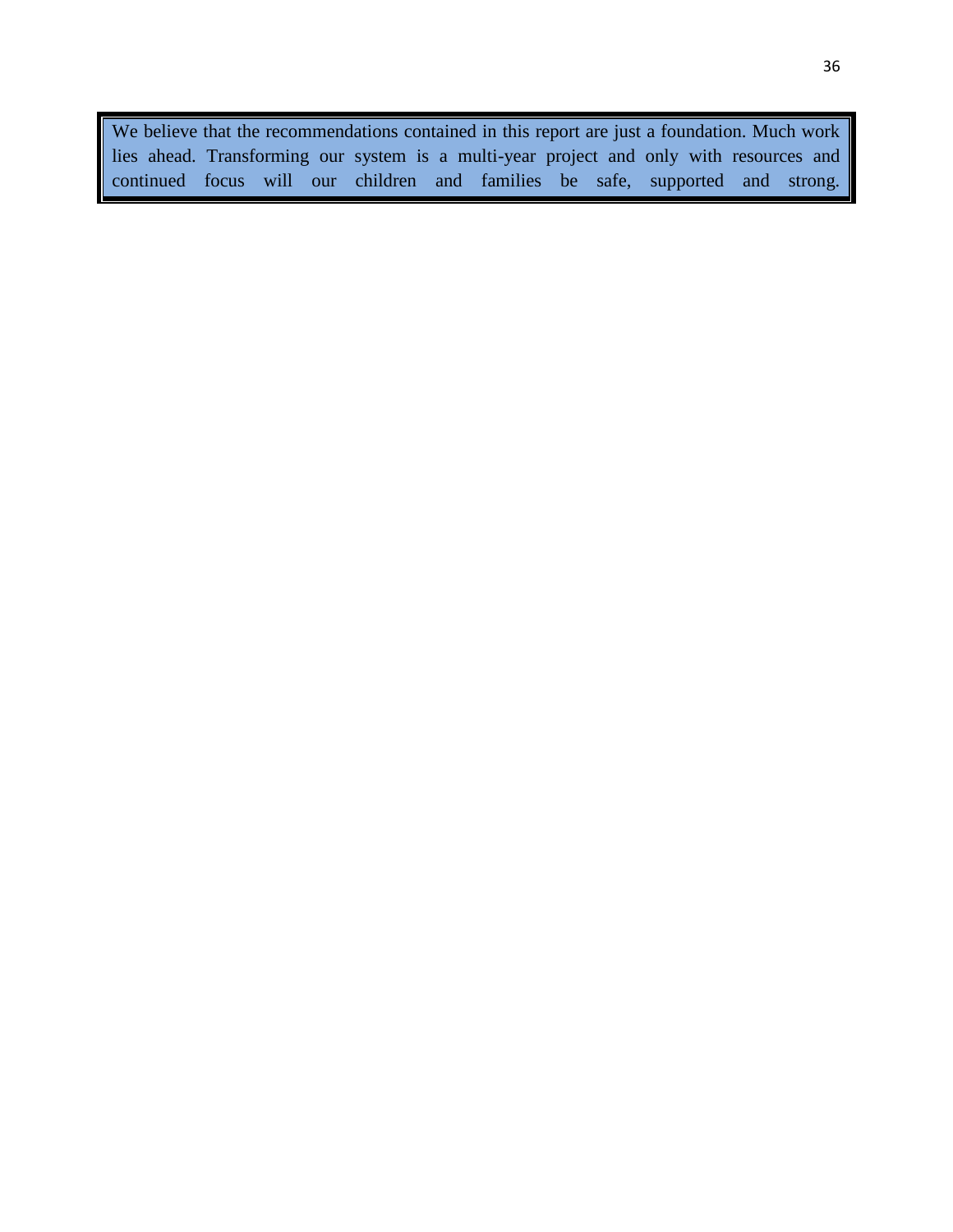We believe that the recommendations contained in this report are just a foundation. Much work lies ahead. Transforming our system is a multi-year project and only with resources and continued focus will our children and families be safe, supported and strong.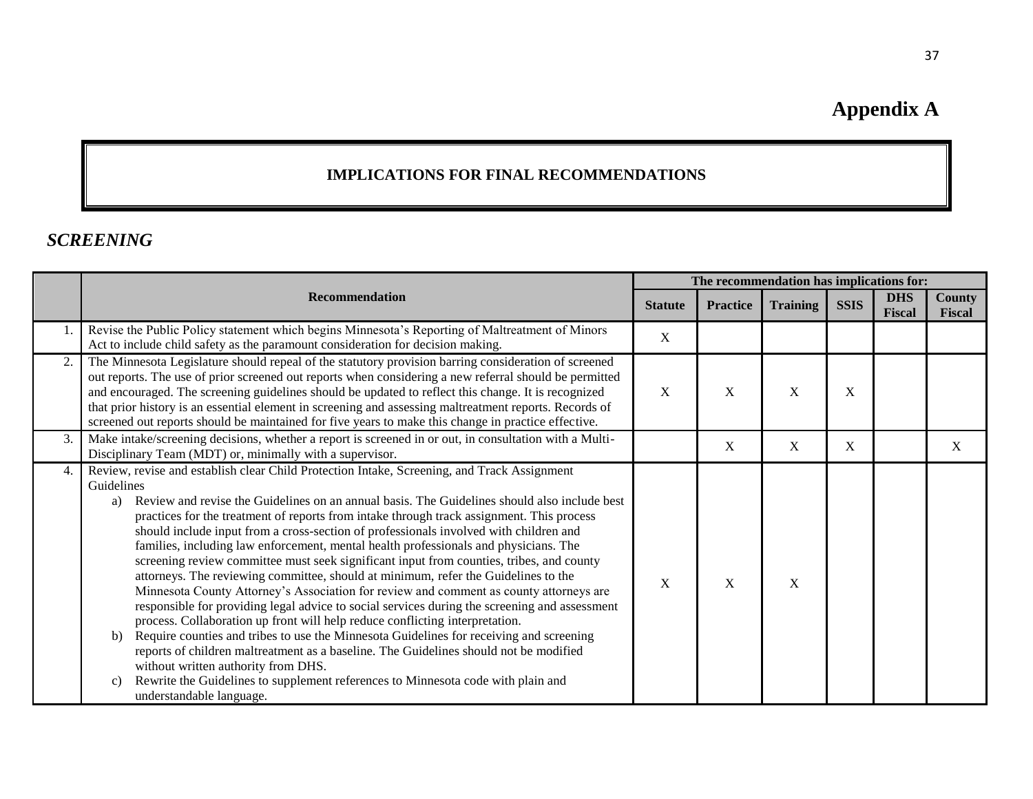# Appendix A

## IMPLICATIONS FOR FINAL RECOMMENDATIONS

### *SCREENING*

| | Recommendation | The recommendation has implications for: | | | | | |
|---|---|---|---|---|---|---|---|
| | | Statute | Practice | Training | SSIS | DHS Fiscal | County Fiscal |
| 1. | Revise the Public Policy statement which begins Minnesota's Reporting of Maltreatment of Minors Act to include child safety as the paramount consideration for decision making. | X | | | | | |
| 2. | The Minnesota Legislature should repeal of the statutory provision barring consideration of screened out reports. The use of prior screened out reports when considering a new referral should be permitted and encouraged. The screening guidelines should be updated to reflect this change. It is recognized that prior history is an essential element in screening and assessing maltreatment reports. Records of screened out reports should be maintained for five years to make this change in practice effective. | X | X | X | X | | |
| 3. | Make intake/screening decisions, whether a report is screened in or out, in consultation with a Multi-Disciplinary Team (MDT) or, minimally with a supervisor. | | X | X | X | | X |
| 4. | Review, revise and establish clear Child Protection Intake, Screening, and Track Assignment Guidelines<br>a) Review and revise the Guidelines on an annual basis. The Guidelines should also include best practices for the treatment of reports from intake through track assignment. This process should include input from a cross-section of professionals involved with children and families, including law enforcement, mental health professionals and physicians. The screening review committee must seek significant input from counties, tribes, and county attorneys. The reviewing committee, should at minimum, refer the Guidelines to the Minnesota County Attorney's Association for review and comment as county attorneys are responsible for providing legal advice to social services during the screening and assessment process. Collaboration up front will help reduce conflicting interpretation.<br>b) Require counties and tribes to use the Minnesota Guidelines for receiving and screening reports of children maltreatment as a baseline. The Guidelines should not be modified without written authority from DHS.<br>c) Rewrite the Guidelines to supplement references to Minnesota code with plain and understandable language. | X | X | X | | | |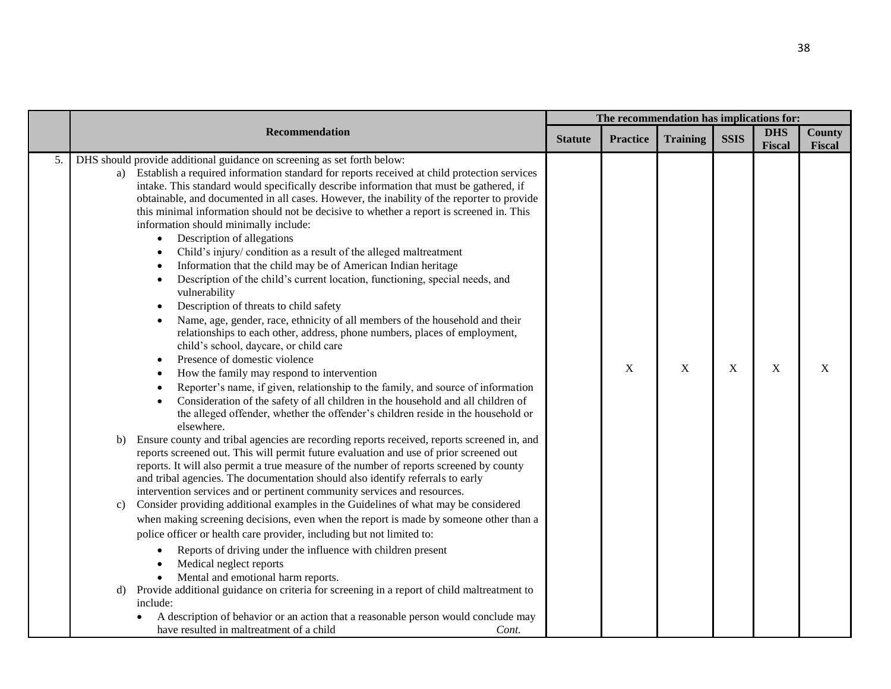| | Recommendation | The recommendation has implications for: | | | | | |
|---|---|---|---|---|---|---|---|
| | | Statute | Practice | Training | SSIS | DHS Fiscal | County Fiscal |
| 5. | DHS should provide additional guidance on screening as set forth below:<br>a) Establish a required information standard for reports received at child protection services intake. This standard would specifically describe information that must be gathered, if obtainable, and documented in all cases. However, the inability of the reporter to provide this minimal information should not be decisive to whether a report is screened in. This information should minimally include:<br>• Description of allegations<br>• Child's injury/ condition as a result of the alleged maltreatment<br>• Information that the child may be of American Indian heritage<br>• Description of the child's current location, functioning, special needs, and vulnerability<br>• Description of threats to child safety<br>• Name, age, gender, race, ethnicity of all members of the household and their relationships to each other, address, phone numbers, places of employment, child's school, daycare, or child care<br>• Presence of domestic violence<br>• How the family may respond to intervention<br>• Reporter's name, if given, relationship to the family, and source of information<br>• Consideration of the safety of all children in the household and all children of the alleged offender, whether the offender's children reside in the household or elsewhere.<br>b) Ensure county and tribal agencies are recording reports received, reports screened in, and reports screened out. This will permit future evaluation and use of prior screened out reports. It will also permit a true measure of the number of reports screened by county and tribal agencies. The documentation should also identify referrals to early intervention services and or pertinent community services and resources.<br>c) Consider providing additional examples in the Guidelines of what may be considered when making screening decisions, even when the report is made by someone other than a police officer or health care provider, including but not limited to:<br>• Reports of driving under the influence with children present<br>• Medical neglect reports<br>• Mental and emotional harm reports.<br>d) Provide additional guidance on criteria for screening in a report of child maltreatment to include:<br>• A description of behavior or an action that a reasonable person would conclude may have resulted in maltreatment of a child *Cont.* | | X | X | X | X | X |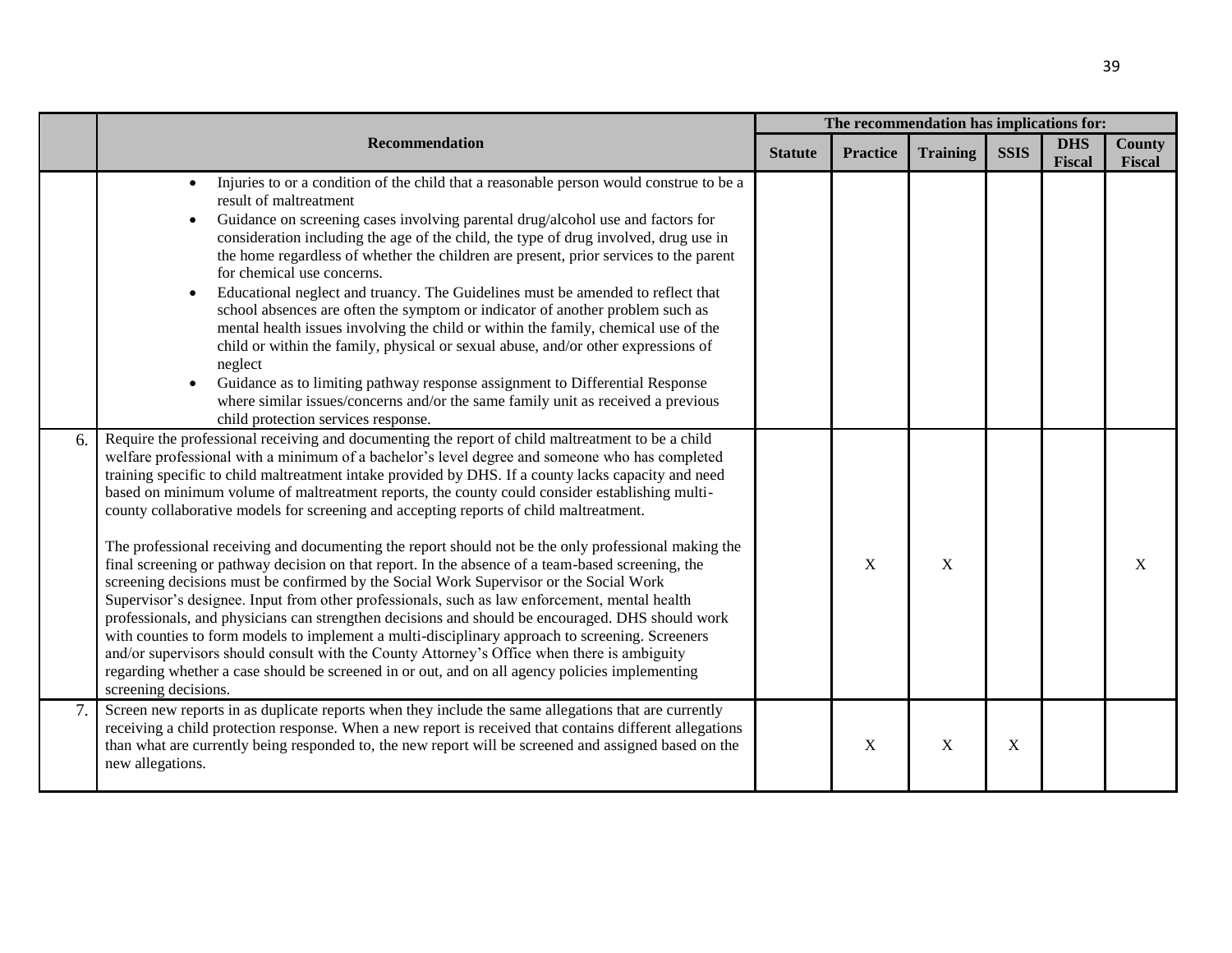| | Recommendation | The recommendation has implications for: | | | | | |
|---|---|---|---|---|---|---|---|
| | | Statute | Practice | Training | SSIS | DHS Fiscal | County Fiscal |
| | • Injuries to or a condition of the child that a reasonable person would construe to be a result of maltreatment<br>• Guidance on screening cases involving parental drug/alcohol use and factors for consideration including the age of the child, the type of drug involved, drug use in the home regardless of whether the children are present, prior services to the parent for chemical use concerns.<br>• Educational neglect and truancy. The Guidelines must be amended to reflect that school absences are often the symptom or indicator of another problem such as mental health issues involving the child or within the family, chemical use of the child or within the family, physical or sexual abuse, and/or other expressions of neglect<br>• Guidance as to limiting pathway response assignment to Differential Response where similar issues/concerns and/or the same family unit as received a previous child protection services response. | | | | | | |
| 6. | Require the professional receiving and documenting the report of child maltreatment to be a child welfare professional with a minimum of a bachelor's level degree and someone who has completed training specific to child maltreatment intake provided by DHS. If a county lacks capacity and need based on minimum volume of maltreatment reports, the county could consider establishing multi-county collaborative models for screening and accepting reports of child maltreatment.<br><br>The professional receiving and documenting the report should not be the only professional making the final screening or pathway decision on that report. In the absence of a team-based screening, the screening decisions must be confirmed by the Social Work Supervisor or the Social Work Supervisor's designee. Input from other professionals, such as law enforcement, mental health professionals, and physicians can strengthen decisions and should be encouraged. DHS should work with counties to form models to implement a multi-disciplinary approach to screening. Screeners and/or supervisors should consult with the County Attorney's Office when there is ambiguity regarding whether a case should be screened in or out, and on all agency policies implementing screening decisions. | | X | X | | | X |
| 7. | Screen new reports in as duplicate reports when they include the same allegations that are currently receiving a child protection response. When a new report is received that contains different allegations than what are currently being responded to, the new report will be screened and assigned based on the new allegations. | | X | X | X | | |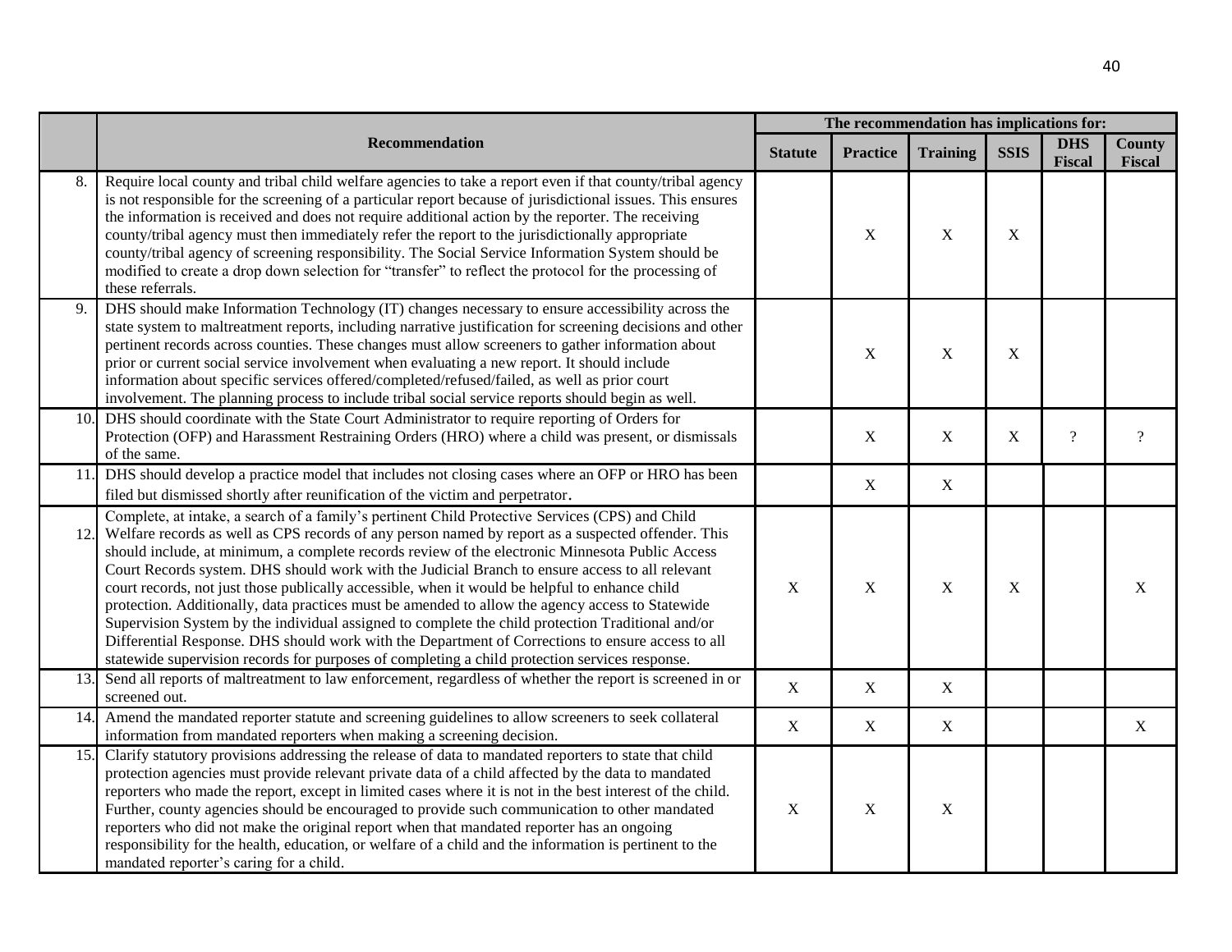| | Recommendation | The recommendation has implications for: | | | | | |
|---|---|---|---|---|---|---|---|
| | | Statute | Practice | Training | SSIS | DHS Fiscal | County Fiscal |
| 8. | Require local county and tribal child welfare agencies to take a report even if that county/tribal agency is not responsible for the screening of a particular report because of jurisdictional issues. This ensures the information is received and does not require additional action by the reporter. The receiving county/tribal agency must then immediately refer the report to the jurisdictionally appropriate county/tribal agency of screening responsibility. The Social Service Information System should be modified to create a drop down selection for "transfer" to reflect the protocol for the processing of these referrals. | | X | X | X | | |
| 9. | DHS should make Information Technology (IT) changes necessary to ensure accessibility across the state system to maltreatment reports, including narrative justification for screening decisions and other pertinent records across counties. These changes must allow screeners to gather information about prior or current social service involvement when evaluating a new report. It should include information about specific services offered/completed/refused/failed, as well as prior court involvement. The planning process to include tribal social service reports should begin as well. | | X | X | X | | |
| 10. | DHS should coordinate with the State Court Administrator to require reporting of Orders for Protection (OFP) and Harassment Restraining Orders (HRO) where a child was present, or dismissals of the same. | | X | X | X | ? | ? |
| 11. | DHS should develop a practice model that includes not closing cases where an OFP or HRO has been filed but dismissed shortly after reunification of the victim and perpetrator. | | X | X | | | |
| 12. | Complete, at intake, a search of a family's pertinent Child Protective Services (CPS) and Child Welfare records as well as CPS records of any person named by report as a suspected offender. This should include, at minimum, a complete records review of the electronic Minnesota Public Access Court Records system. DHS should work with the Judicial Branch to ensure access to all relevant court records, not just those publically accessible, when it would be helpful to enhance child protection. Additionally, data practices must be amended to allow the agency access to Statewide Supervision System by the individual assigned to complete the child protection Traditional and/or Differential Response. DHS should work with the Department of Corrections to ensure access to all statewide supervision records for purposes of completing a child protection services response. | X | X | X | X | | X |
| 13. | Send all reports of maltreatment to law enforcement, regardless of whether the report is screened in or screened out. | X | X | X | | | |
| 14. | Amend the mandated reporter statute and screening guidelines to allow screeners to seek collateral information from mandated reporters when making a screening decision. | X | X | X | | | X |
| 15. | Clarify statutory provisions addressing the release of data to mandated reporters to state that child protection agencies must provide relevant private data of a child affected by the data to mandated reporters who made the report, except in limited cases where it is not in the best interest of the child. Further, county agencies should be encouraged to provide such communication to other mandated reporters who did not make the original report when that mandated reporter has an ongoing responsibility for the health, education, or welfare of a child and the information is pertinent to the mandated reporter's caring for a child. | X | X | X | | | |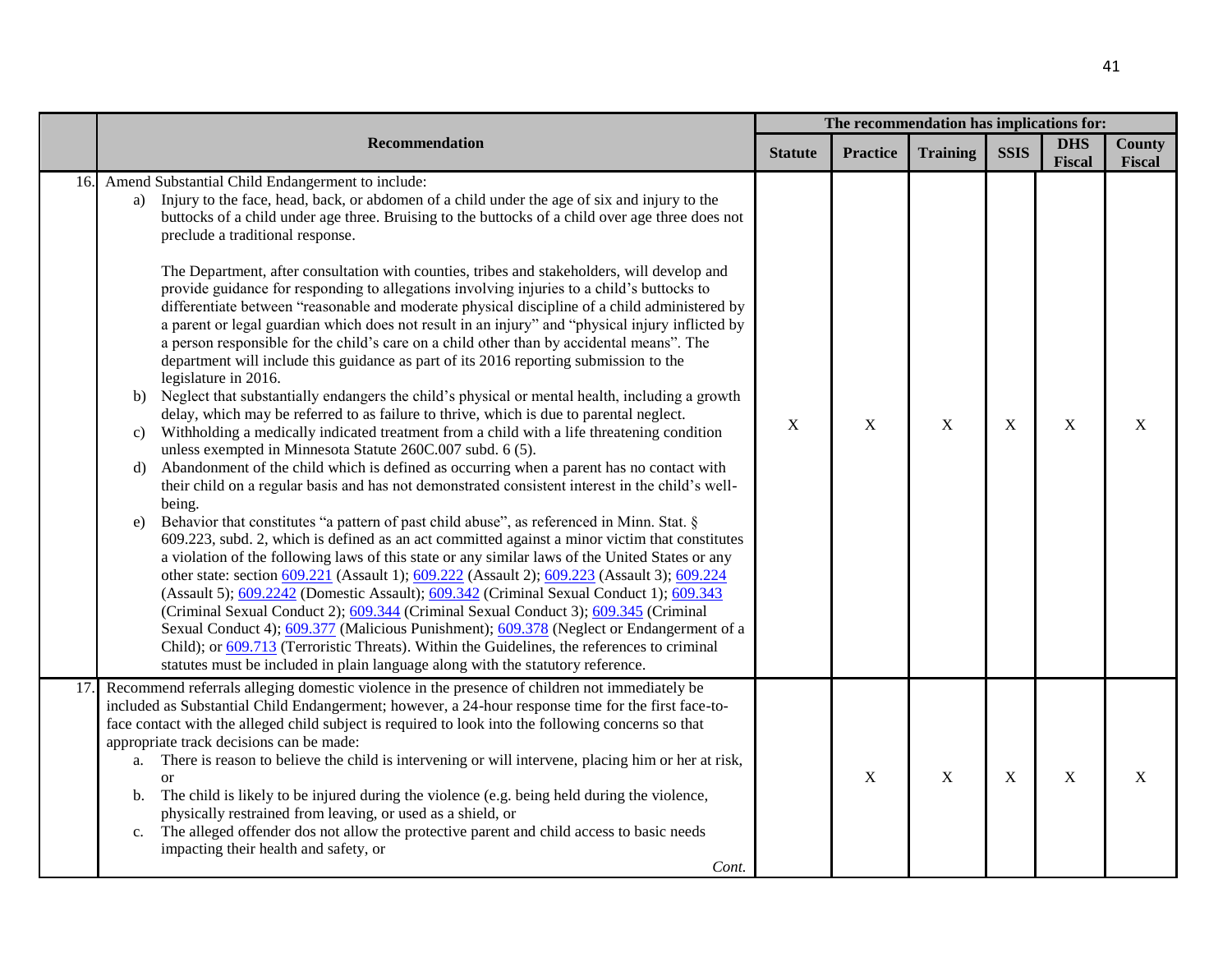| | Recommendation | The recommendation has implications for: | | | | | |
|---|---|---|---|---|---|---|---|
| | | Statute | Practice | Training | SSIS | DHS Fiscal | County Fiscal |
| 16. | Amend Substantial Child Endangerment to include:<br>a) Injury to the face, head, back, or abdomen of a child under the age of six and injury to the buttocks of a child under age three. Bruising to the buttocks of a child over age three does not preclude a traditional response.<br><br>The Department, after consultation with counties, tribes and stakeholders, will develop and provide guidance for responding to allegations involving injuries to a child's buttocks to differentiate between "reasonable and moderate physical discipline of a child administered by a parent or legal guardian which does not result in an injury" and "physical injury inflicted by a person responsible for the child's care on a child other than by accidental means". The department will include this guidance as part of its 2016 reporting submission to the legislature in 2016.<br>b) Neglect that substantially endangers the child's physical or mental health, including a growth delay, which may be referred to as failure to thrive, which is due to parental neglect.<br>c) Withholding a medically indicated treatment from a child with a life threatening condition unless exempted in Minnesota Statute 260C.007 subd. 6 (5).<br>d) Abandonment of the child which is defined as occurring when a parent has no contact with their child on a regular basis and has not demonstrated consistent interest in the child's well-being.<br>e) Behavior that constitutes "a pattern of past child abuse", as referenced in Minn. Stat. § 609.223, subd. 2, which is defined as an act committed against a minor victim that constitutes a violation of the following laws of this state or any similar laws of the United States or any other state: section 609.221 (Assault 1); 609.222 (Assault 2); 609.223 (Assault 3); 609.224 (Assault 5); 609.2242 (Domestic Assault); 609.342 (Criminal Sexual Conduct 1); 609.343 (Criminal Sexual Conduct 2); 609.344 (Criminal Sexual Conduct 3); 609.345 (Criminal Sexual Conduct 4); 609.377 (Malicious Punishment); 609.378 (Neglect or Endangerment of a Child); or 609.713 (Terroristic Threats). Within the Guidelines, the references to criminal statutes must be included in plain language along with the statutory reference. | X | X | X | X | X | X |
| 17. | Recommend referrals alleging domestic violence in the presence of children not immediately be included as Substantial Child Endangerment; however, a 24-hour response time for the first face-to-face contact with the alleged child subject is required to look into the following concerns so that appropriate track decisions can be made:<br>a. There is reason to believe the child is intervening or will intervene, placing him or her at risk, or<br>b. The child is likely to be injured during the violence (e.g. being held during the violence, physically restrained from leaving, or used as a shield, or<br>c. The alleged offender dos not allow the protective parent and child access to basic needs impacting their health and safety, or<br>*Cont.* | | X | X | X | X | X |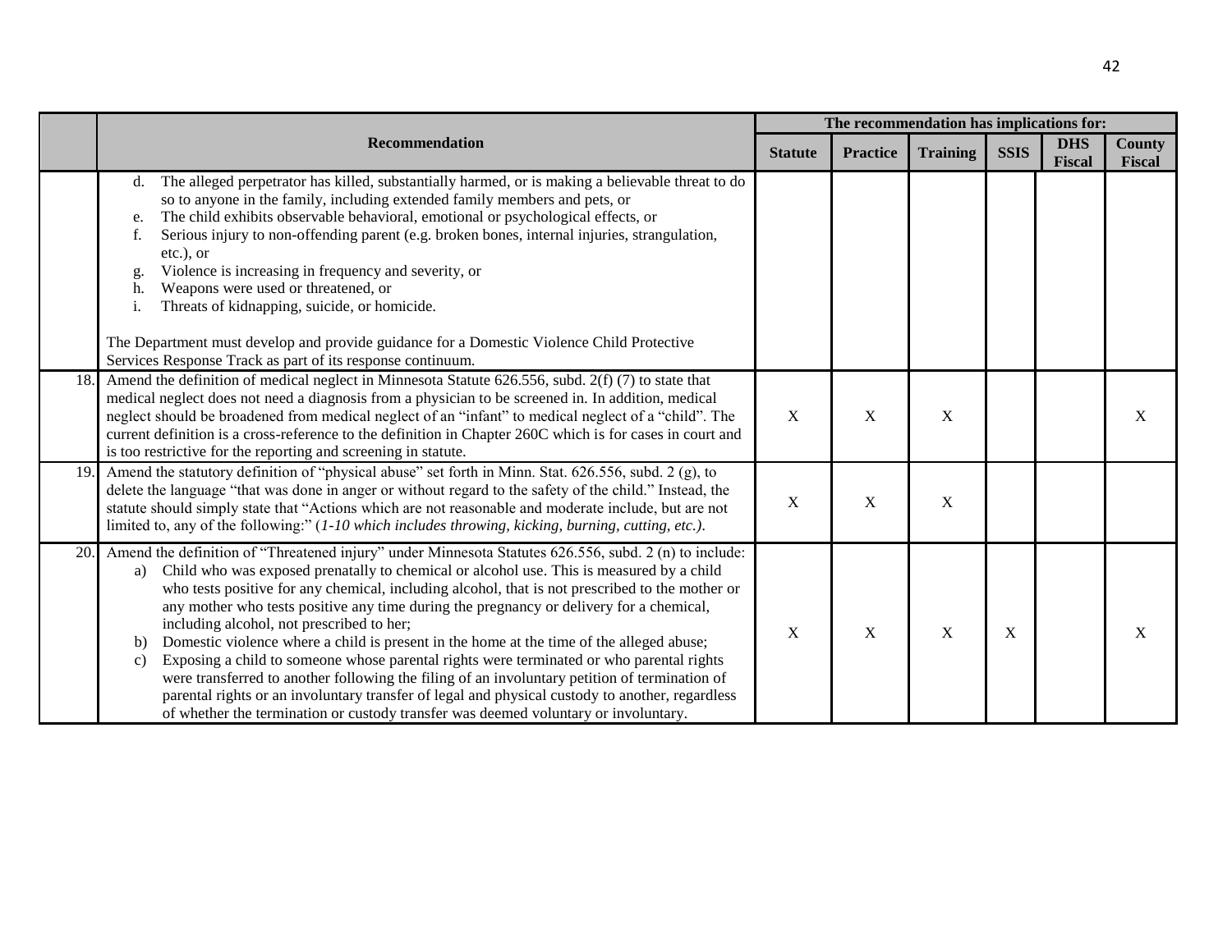| | Recommendation | The recommendation has implications for: | | | | | |
|---|---|---|---|---|---|---|---|
| | | Statute | Practice | Training | SSIS | DHS Fiscal | County Fiscal |
| | d. The alleged perpetrator has killed, substantially harmed, or is making a believable threat to do so to anyone in the family, including extended family members and pets, or<br>e. The child exhibits observable behavioral, emotional or psychological effects, or<br>f. Serious injury to non-offending parent (e.g. broken bones, internal injuries, strangulation, etc.), or<br>g. Violence is increasing in frequency and severity, or<br>h. Weapons were used or threatened, or<br>i. Threats of kidnapping, suicide, or homicide.<br><br>The Department must develop and provide guidance for a Domestic Violence Child Protective Services Response Track as part of its response continuum. | | | | | | |
| 18. | Amend the definition of medical neglect in Minnesota Statute 626.556, subd. 2(f) (7) to state that medical neglect does not need a diagnosis from a physician to be screened in. In addition, medical neglect should be broadened from medical neglect of an "infant" to medical neglect of a "child". The current definition is a cross-reference to the definition in Chapter 260C which is for cases in court and is too restrictive for the reporting and screening in statute. | X | X | X | | | X |
| 19. | Amend the statutory definition of "physical abuse" set forth in Minn. Stat. 626.556, subd. 2 (g), to delete the language "that was done in anger or without regard to the safety of the child." Instead, the statute should simply state that "Actions which are not reasonable and moderate include, but are not limited to, any of the following:" (*1-10 which includes throwing, kicking, burning, cutting, etc.)*. | X | X | X | | | |
| 20. | Amend the definition of "Threatened injury" under Minnesota Statutes 626.556, subd. 2 (n) to include:<br>a) Child who was exposed prenatally to chemical or alcohol use. This is measured by a child who tests positive for any chemical, including alcohol, that is not prescribed to the mother or any mother who tests positive any time during the pregnancy or delivery for a chemical, including alcohol, not prescribed to her;<br>b) Domestic violence where a child is present in the home at the time of the alleged abuse;<br>c) Exposing a child to someone whose parental rights were terminated or who parental rights were transferred to another following the filing of an involuntary petition of termination of parental rights or an involuntary transfer of legal and physical custody to another, regardless of whether the termination or custody transfer was deemed voluntary or involuntary. | X | X | X | X | | X |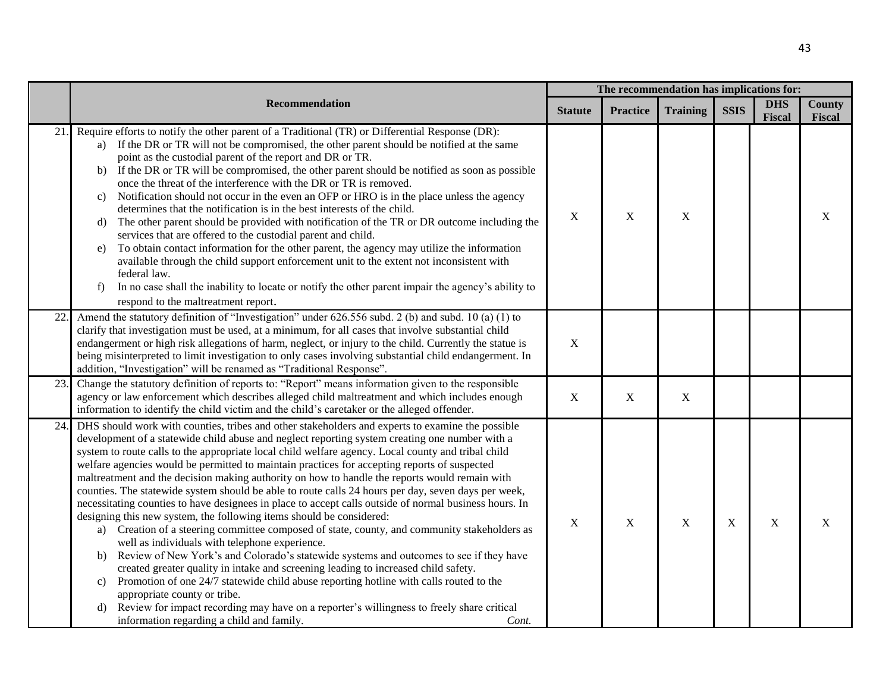| | Recommendation | The recommendation has implications for: | | | | | |
|---|---|---|---|---|---|---|---|
| | | **Statute** | **Practice** | **Training** | **SSIS** | **DHS Fiscal** | **County Fiscal** |
| 21. | Require efforts to notify the other parent of a Traditional (TR) or Differential Response (DR):<br>a) If the DR or TR will not be compromised, the other parent should be notified at the same point as the custodial parent of the report and DR or TR.<br>b) If the DR or TR will be compromised, the other parent should be notified as soon as possible once the threat of the interference with the DR or TR is removed.<br>c) Notification should not occur in the even an OFP or HRO is in the place unless the agency determines that the notification is in the best interests of the child.<br>d) The other parent should be provided with notification of the TR or DR outcome including the services that are offered to the custodial parent and child.<br>e) To obtain contact information for the other parent, the agency may utilize the information available through the child support enforcement unit to the extent not inconsistent with federal law.<br>f) In no case shall the inability to locate or notify the other parent impair the agency's ability to respond to the maltreatment report. | X | X | X | | | X |
| 22. | Amend the statutory definition of "Investigation" under 626.556 subd. 2 (b) and subd. 10 (a) (1) to clarify that investigation must be used, at a minimum, for all cases that involve substantial child endangerment or high risk allegations of harm, neglect, or injury to the child. Currently the statue is being misinterpreted to limit investigation to only cases involving substantial child endangerment. In addition, "Investigation" will be renamed as "Traditional Response". | X | | | | | |
| 23. | Change the statutory definition of reports to: "Report" means information given to the responsible agency or law enforcement which describes alleged child maltreatment and which includes enough information to identify the child victim and the child's caretaker or the alleged offender. | X | X | X | | | |
| 24. | DHS should work with counties, tribes and other stakeholders and experts to examine the possible development of a statewide child abuse and neglect reporting system creating one number with a system to route calls to the appropriate local child welfare agency. Local county and tribal child welfare agencies would be permitted to maintain practices for accepting reports of suspected maltreatment and the decision making authority on how to handle the reports would remain with counties. The statewide system should be able to route calls 24 hours per day, seven days per week, necessitating counties to have designees in place to accept calls outside of normal business hours. In designing this new system, the following items should be considered:<br>a) Creation of a steering committee composed of state, county, and community stakeholders as well as individuals with telephone experience.<br>b) Review of New York's and Colorado's statewide systems and outcomes to see if they have created greater quality in intake and screening leading to increased child safety.<br>c) Promotion of one 24/7 statewide child abuse reporting hotline with calls routed to the appropriate county or tribe.<br>d) Review for impact recording may have on a reporter's willingness to freely share critical information regarding a child and family. *Cont.* | X | X | X | X | X | X |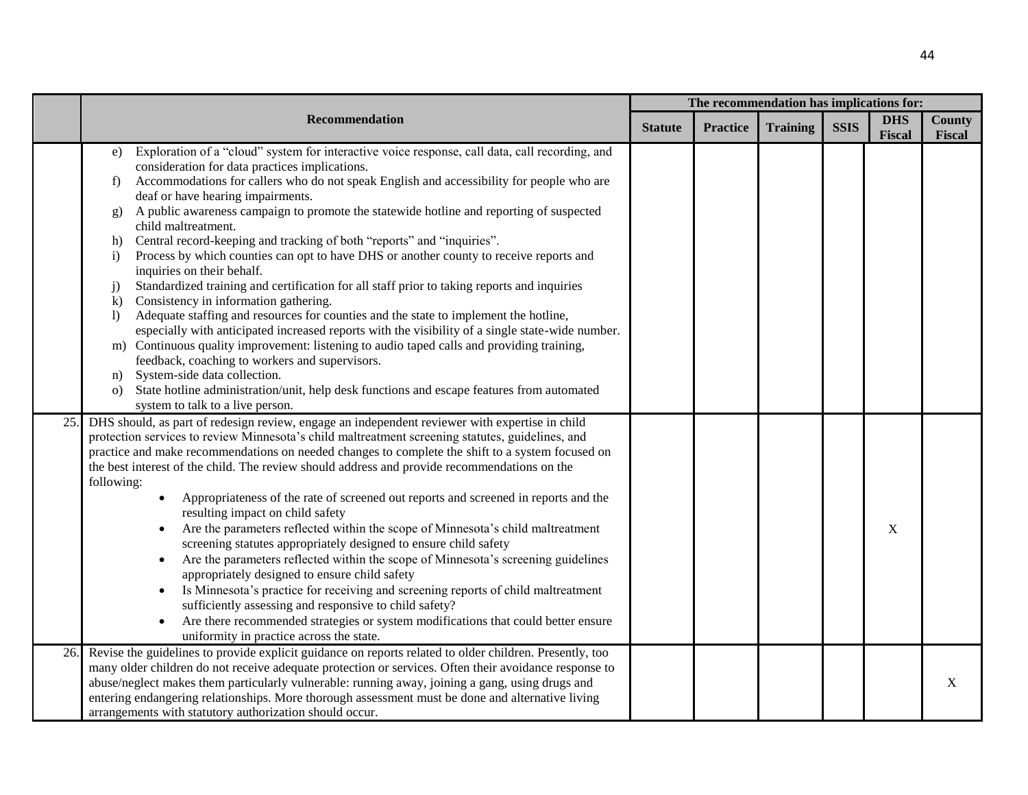| | Recommendation | The recommendation has implications for: | | | | | |
|---|---|---|---|---|---|---|---|
| | | Statute | Practice | Training | SSIS | DHS Fiscal | County Fiscal |
| | e) Exploration of a "cloud" system for interactive voice response, call data, call recording, and consideration for data practices implications.<br>f) Accommodations for callers who do not speak English and accessibility for people who are deaf or have hearing impairments.<br>g) A public awareness campaign to promote the statewide hotline and reporting of suspected child maltreatment.<br>h) Central record-keeping and tracking of both "reports" and "inquiries".<br>i) Process by which counties can opt to have DHS or another county to receive reports and inquiries on their behalf.<br>j) Standardized training and certification for all staff prior to taking reports and inquiries<br>k) Consistency in information gathering.<br>l) Adequate staffing and resources for counties and the state to implement the hotline, especially with anticipated increased reports with the visibility of a single state-wide number.<br>m) Continuous quality improvement: listening to audio taped calls and providing training, feedback, coaching to workers and supervisors.<br>n) System-side data collection.<br>o) State hotline administration/unit, help desk functions and escape features from automated system to talk to a live person. | | | | | | |
| 25. | DHS should, as part of redesign review, engage an independent reviewer with expertise in child protection services to review Minnesota's child maltreatment screening statutes, guidelines, and practice and make recommendations on needed changes to complete the shift to a system focused on the best interest of the child. The review should address and provide recommendations on the following:<br>• Appropriateness of the rate of screened out reports and screened in reports and the resulting impact on child safety<br>• Are the parameters reflected within the scope of Minnesota's child maltreatment screening statutes appropriately designed to ensure child safety<br>• Are the parameters reflected within the scope of Minnesota's screening guidelines appropriately designed to ensure child safety<br>• Is Minnesota's practice for receiving and screening reports of child maltreatment sufficiently assessing and responsive to child safety?<br>• Are there recommended strategies or system modifications that could better ensure uniformity in practice across the state. | | | | | X | |
| 26. | Revise the guidelines to provide explicit guidance on reports related to older children. Presently, too many older children do not receive adequate protection or services. Often their avoidance response to abuse/neglect makes them particularly vulnerable: running away, joining a gang, using drugs and entering endangering relationships. More thorough assessment must be done and alternative living arrangements with statutory authorization should occur. | | | | | | X |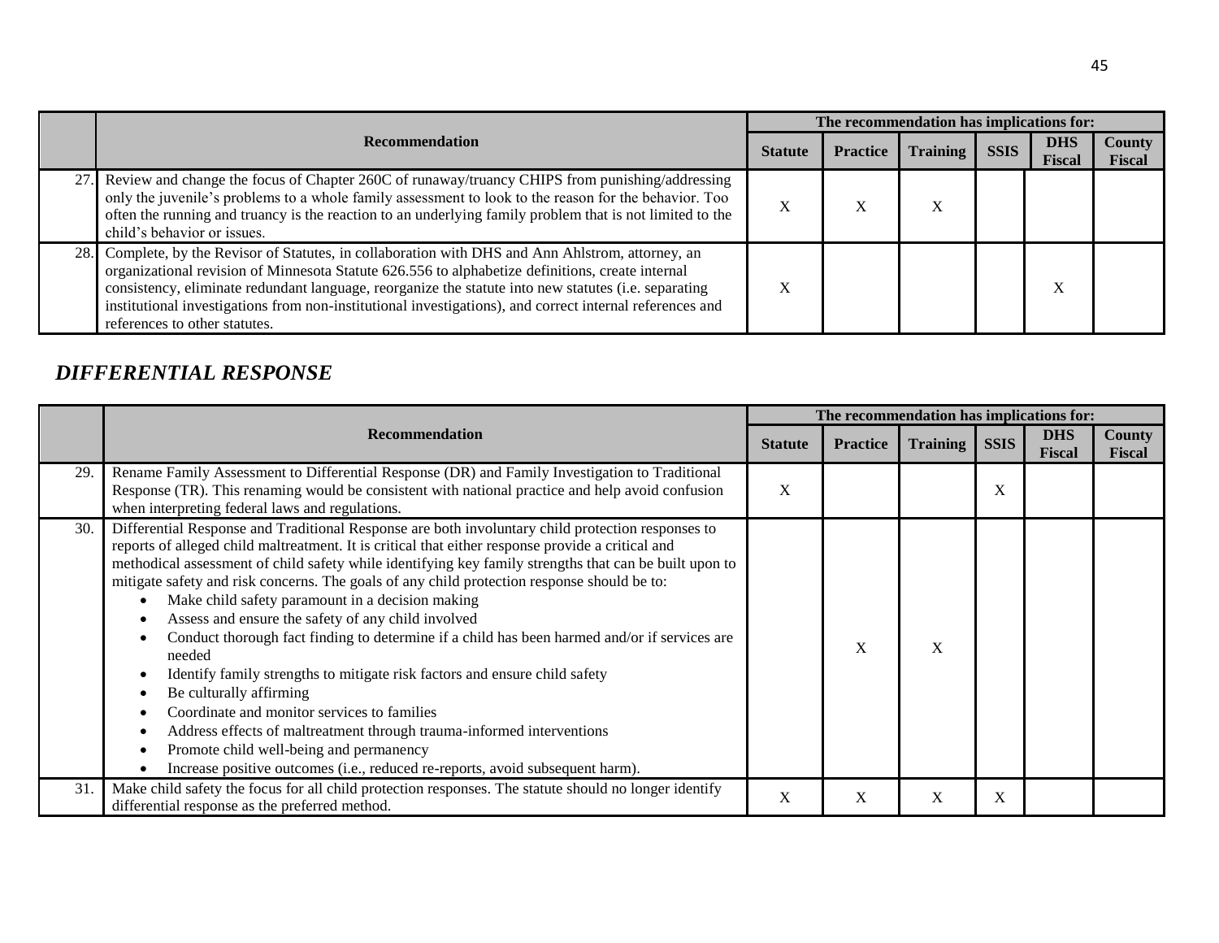| | Recommendation | The recommendation has implications for: | | | | | |
|---|---|---|---|---|---|---|---|
| | | Statute | Practice | Training | SSIS | DHS Fiscal | County Fiscal |
| 27. | Review and change the focus of Chapter 260C of runaway/truancy CHIPS from punishing/addressing only the juvenile's problems to a whole family assessment to look to the reason for the behavior. Too often the running and truancy is the reaction to an underlying family problem that is not limited to the child's behavior or issues. | X | X | X | | | |
| 28. | Complete, by the Revisor of Statutes, in collaboration with DHS and Ann Ahlstrom, attorney, an organizational revision of Minnesota Statute 626.556 to alphabetize definitions, create internal consistency, eliminate redundant language, reorganize the statute into new statutes (i.e. separating institutional investigations from non-institutional investigations), and correct internal references and references to other statutes. | X | | | | X | |

## *DIFFERENTIAL RESPONSE*

| | Recommendation | The recommendation has implications for: | | | | | |
|---|---|---|---|---|---|---|---|
| | | Statute | Practice | Training | SSIS | DHS Fiscal | County Fiscal |
| 29. | Rename Family Assessment to Differential Response (DR) and Family Investigation to Traditional Response (TR). This renaming would be consistent with national practice and help avoid confusion when interpreting federal laws and regulations. | X | | | X | | |
| 30. | Differential Response and Traditional Response are both involuntary child protection responses to reports of alleged child maltreatment. It is critical that either response provide a critical and methodical assessment of child safety while identifying key family strengths that can be built upon to mitigate safety and risk concerns. The goals of any child protection response should be to: <br>• Make child safety paramount in a decision making <br>• Assess and ensure the safety of any child involved <br>• Conduct thorough fact finding to determine if a child has been harmed and/or if services are needed <br>• Identify family strengths to mitigate risk factors and ensure child safety <br>• Be culturally affirming <br>• Coordinate and monitor services to families <br>• Address effects of maltreatment through trauma-informed interventions <br>• Promote child well-being and permanency <br>• Increase positive outcomes (i.e., reduced re-reports, avoid subsequent harm). | | X | X | | | |
| 31. | Make child safety the focus for all child protection responses. The statute should no longer identify differential response as the preferred method. | X | X | X | X | | |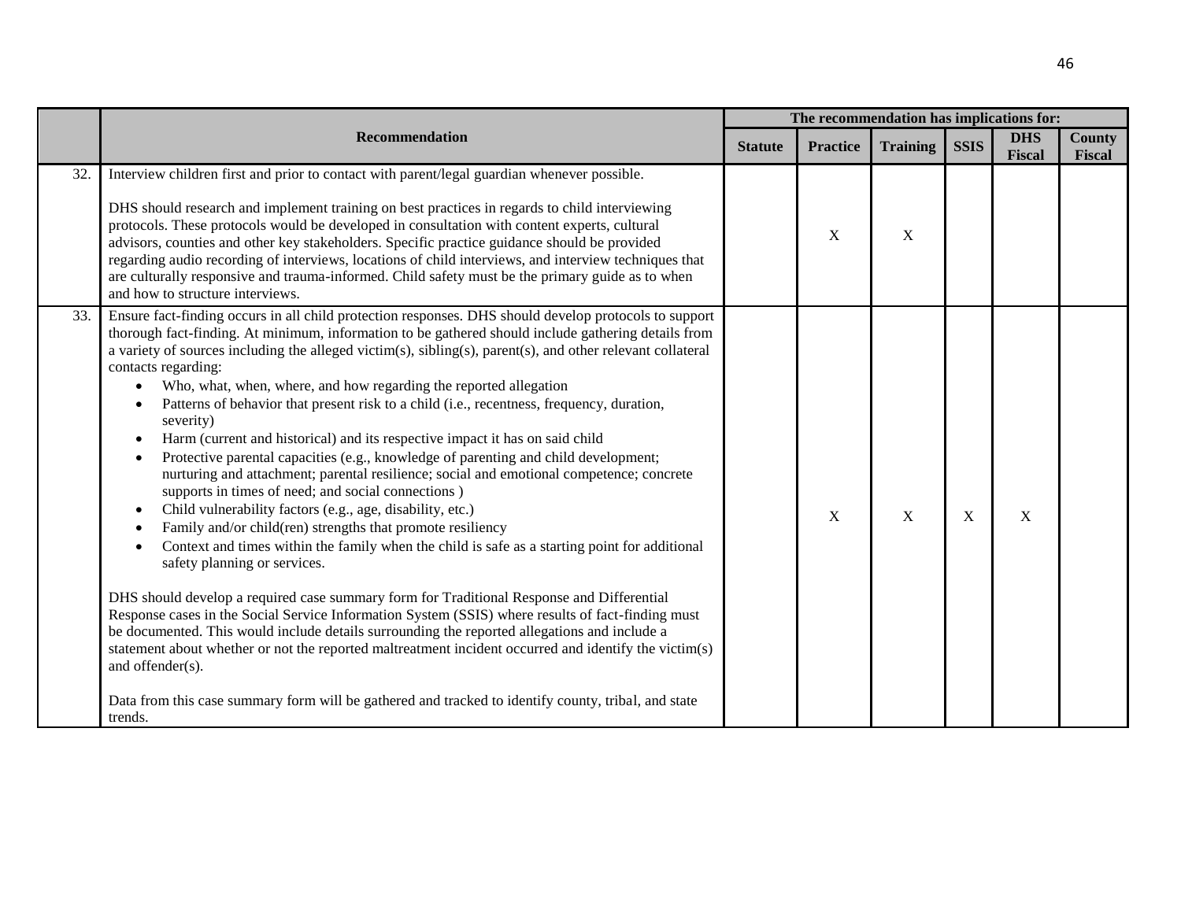| | Recommendation | The recommendation has implications for: | | | | | |
|---|---|---|---|---|---|---|---|
| | | Statute | Practice | Training | SSIS | DHS Fiscal | County Fiscal |
| 32. | Interview children first and prior to contact with parent/legal guardian whenever possible.<br><br>DHS should research and implement training on best practices in regards to child interviewing protocols. These protocols would be developed in consultation with content experts, cultural advisors, counties and other key stakeholders. Specific practice guidance should be provided regarding audio recording of interviews, locations of child interviews, and interview techniques that are culturally responsive and trauma-informed. Child safety must be the primary guide as to when and how to structure interviews. | | X | X | | | |
| 33. | Ensure fact-finding occurs in all child protection responses. DHS should develop protocols to support thorough fact-finding. At minimum, information to be gathered should include gathering details from a variety of sources including the alleged victim(s), sibling(s), parent(s), and other relevant collateral contacts regarding:<br>• Who, what, when, where, and how regarding the reported allegation<br>• Patterns of behavior that present risk to a child (i.e., recentness, frequency, duration, severity)<br>• Harm (current and historical) and its respective impact it has on said child<br>• Protective parental capacities (e.g., knowledge of parenting and child development; nurturing and attachment; parental resilience; social and emotional competence; concrete supports in times of need; and social connections )<br>• Child vulnerability factors (e.g., age, disability, etc.)<br>• Family and/or child(ren) strengths that promote resiliency<br>• Context and times within the family when the child is safe as a starting point for additional safety planning or services.<br><br>DHS should develop a required case summary form for Traditional Response and Differential Response cases in the Social Service Information System (SSIS) where results of fact-finding must be documented. This would include details surrounding the reported allegations and include a statement about whether or not the reported maltreatment incident occurred and identify the victim(s) and offender(s).<br><br>Data from this case summary form will be gathered and tracked to identify county, tribal, and state trends. | | X | X | X | X | |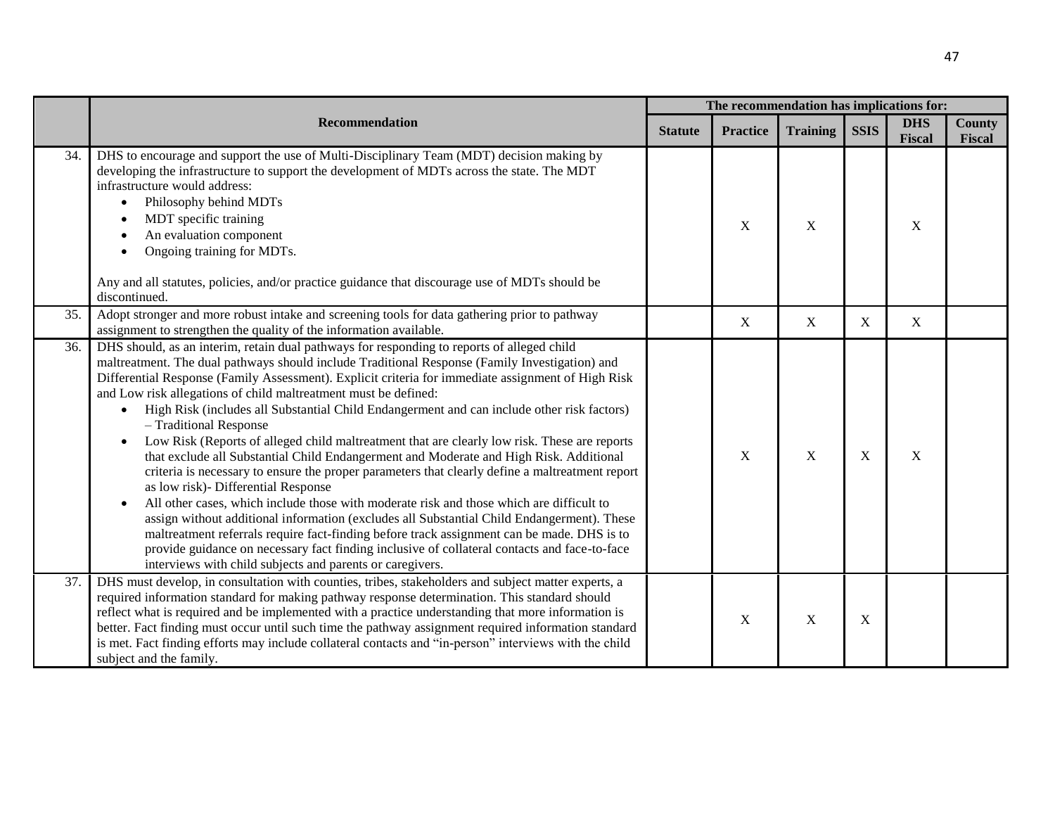| | Recommendation | The recommendation has implications for: | | | | | |
|---|---|---|---|---|---|---|---|
| | | Statute | Practice | Training | SSIS | DHS Fiscal | County Fiscal |
| 34. | DHS to encourage and support the use of Multi-Disciplinary Team (MDT) decision making by developing the infrastructure to support the development of MDTs across the state. The MDT infrastructure would address:<br>• Philosophy behind MDTs<br>• MDT specific training<br>• An evaluation component<br>• Ongoing training for MDTs.<br><br>Any and all statutes, policies, and/or practice guidance that discourage use of MDTs should be discontinued. | | X | X | | X | |
| 35. | Adopt stronger and more robust intake and screening tools for data gathering prior to pathway assignment to strengthen the quality of the information available. | | X | X | X | X | |
| 36. | DHS should, as an interim, retain dual pathways for responding to reports of alleged child maltreatment. The dual pathways should include Traditional Response (Family Investigation) and Differential Response (Family Assessment). Explicit criteria for immediate assignment of High Risk and Low risk allegations of child maltreatment must be defined:<br>• High Risk (includes all Substantial Child Endangerment and can include other risk factors) – Traditional Response<br>• Low Risk (Reports of alleged child maltreatment that are clearly low risk. These are reports that exclude all Substantial Child Endangerment and Moderate and High Risk. Additional criteria is necessary to ensure the proper parameters that clearly define a maltreatment report as low risk)- Differential Response<br>• All other cases, which include those with moderate risk and those which are difficult to assign without additional information (excludes all Substantial Child Endangerment). These maltreatment referrals require fact-finding before track assignment can be made. DHS is to provide guidance on necessary fact finding inclusive of collateral contacts and face-to-face interviews with child subjects and parents or caregivers. | | X | X | X | X | |
| 37. | DHS must develop, in consultation with counties, tribes, stakeholders and subject matter experts, a required information standard for making pathway response determination. This standard should reflect what is required and be implemented with a practice understanding that more information is better. Fact finding must occur until such time the pathway assignment required information standard is met. Fact finding efforts may include collateral contacts and "in-person" interviews with the child subject and the family. | | X | X | X | | |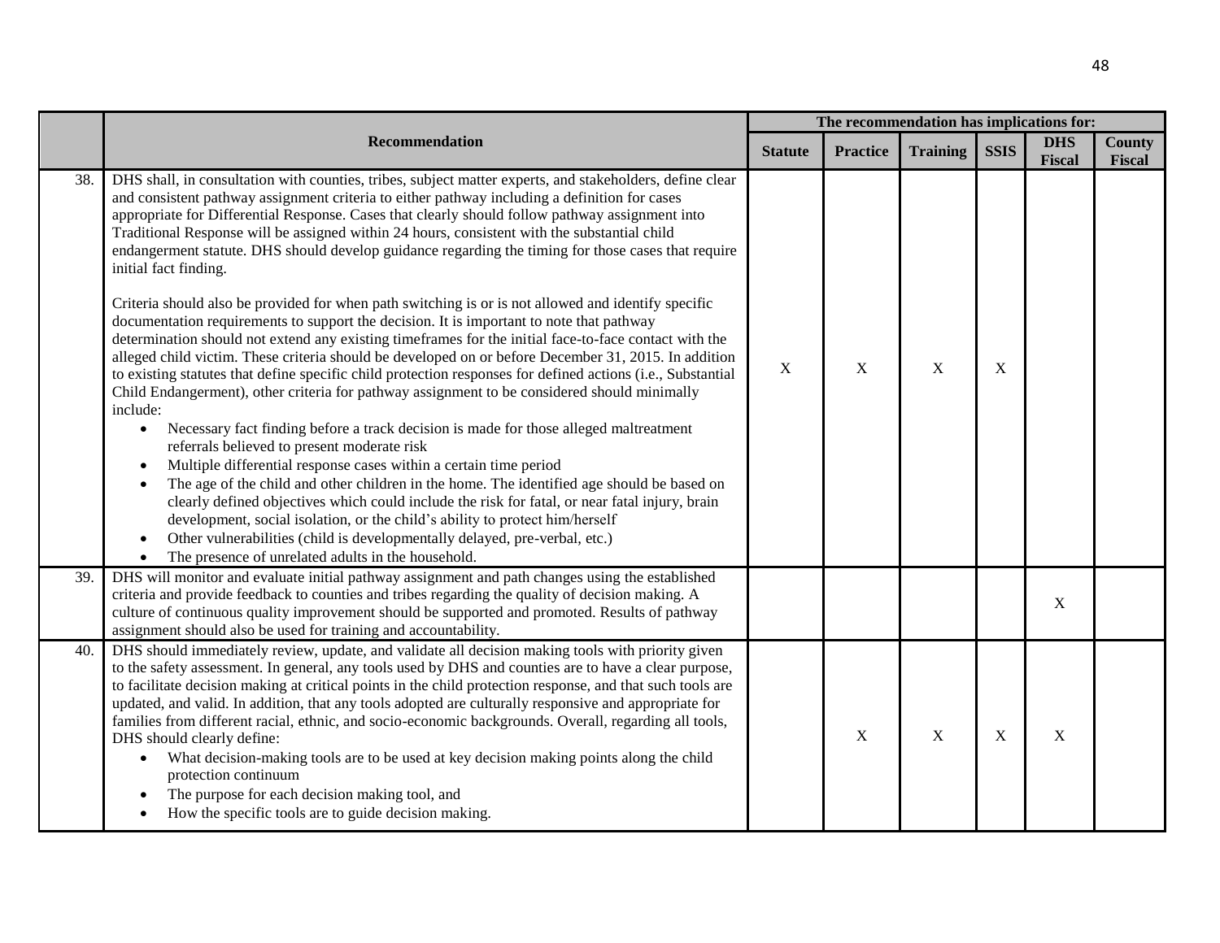| | Recommendation | The recommendation has implications for: | | | | | |
|---|---|---|---|---|---|---|---|
| | | Statute | Practice | Training | SSIS | DHS Fiscal | County Fiscal |
| 38. | DHS shall, in consultation with counties, tribes, subject matter experts, and stakeholders, define clear and consistent pathway assignment criteria to either pathway including a definition for cases appropriate for Differential Response. Cases that clearly should follow pathway assignment into Traditional Response will be assigned within 24 hours, consistent with the substantial child endangerment statute. DHS should develop guidance regarding the timing for those cases that require initial fact finding.<br><br>Criteria should also be provided for when path switching is or is not allowed and identify specific documentation requirements to support the decision. It is important to note that pathway determination should not extend any existing timeframes for the initial face-to-face contact with the alleged child victim. These criteria should be developed on or before December 31, 2015. In addition to existing statutes that define specific child protection responses for defined actions (i.e., Substantial Child Endangerment), other criteria for pathway assignment to be considered should minimally include:<br>• Necessary fact finding before a track decision is made for those alleged maltreatment referrals believed to present moderate risk<br>• Multiple differential response cases within a certain time period<br>• The age of the child and other children in the home. The identified age should be based on clearly defined objectives which could include the risk for fatal, or near fatal injury, brain development, social isolation, or the child's ability to protect him/herself<br>• Other vulnerabilities (child is developmentally delayed, pre-verbal, etc.)<br>• The presence of unrelated adults in the household. | X | X | X | X | | |
| 39. | DHS will monitor and evaluate initial pathway assignment and path changes using the established criteria and provide feedback to counties and tribes regarding the quality of decision making. A culture of continuous quality improvement should be supported and promoted. Results of pathway assignment should also be used for training and accountability. | | | | | X | |
| 40. | DHS should immediately review, update, and validate all decision making tools with priority given to the safety assessment. In general, any tools used by DHS and counties are to have a clear purpose, to facilitate decision making at critical points in the child protection response, and that such tools are updated, and valid. In addition, that any tools adopted are culturally responsive and appropriate for families from different racial, ethnic, and socio-economic backgrounds. Overall, regarding all tools, DHS should clearly define:<br>• What decision-making tools are to be used at key decision making points along the child protection continuum<br>• The purpose for each decision making tool, and<br>• How the specific tools are to guide decision making. | | X | X | X | X | |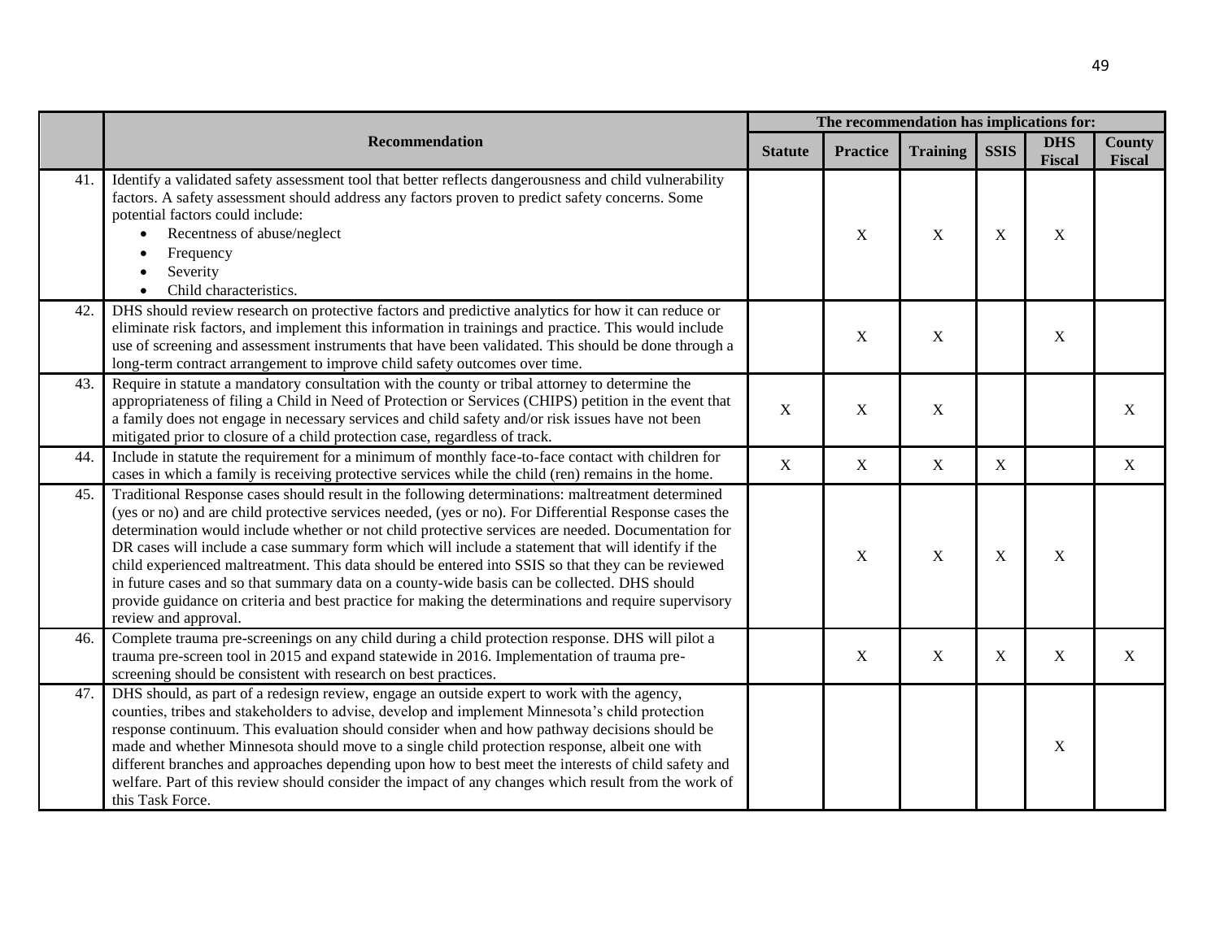| | Recommendation | The recommendation has implications for: | | | | | |
|---|---|---|---|---|---|---|---|
| | | Statute | Practice | Training | SSIS | DHS Fiscal | County Fiscal |
| 41. | Identify a validated safety assessment tool that better reflects dangerousness and child vulnerability factors. A safety assessment should address any factors proven to predict safety concerns. Some potential factors could include: • Recentness of abuse/neglect • Frequency • Severity • Child characteristics. | | X | X | X | X | |
| 42. | DHS should review research on protective factors and predictive analytics for how it can reduce or eliminate risk factors, and implement this information in trainings and practice. This would include use of screening and assessment instruments that have been validated. This should be done through a long-term contract arrangement to improve child safety outcomes over time. | | X | X | | X | |
| 43. | Require in statute a mandatory consultation with the county or tribal attorney to determine the appropriateness of filing a Child in Need of Protection or Services (CHIPS) petition in the event that a family does not engage in necessary services and child safety and/or risk issues have not been mitigated prior to closure of a child protection case, regardless of track. | X | X | X | | | X |
| 44. | Include in statute the requirement for a minimum of monthly face-to-face contact with children for cases in which a family is receiving protective services while the child (ren) remains in the home. | X | X | X | X | | X |
| 45. | Traditional Response cases should result in the following determinations: maltreatment determined (yes or no) and are child protective services needed, (yes or no). For Differential Response cases the determination would include whether or not child protective services are needed. Documentation for DR cases will include a case summary form which will include a statement that will identify if the child experienced maltreatment. This data should be entered into SSIS so that they can be reviewed in future cases and so that summary data on a county-wide basis can be collected. DHS should provide guidance on criteria and best practice for making the determinations and require supervisory review and approval. | | X | X | X | X | |
| 46. | Complete trauma pre-screenings on any child during a child protection response. DHS will pilot a trauma pre-screen tool in 2015 and expand statewide in 2016. Implementation of trauma pre-screening should be consistent with research on best practices. | | X | X | X | X | X |
| 47. | DHS should, as part of a redesign review, engage an outside expert to work with the agency, counties, tribes and stakeholders to advise, develop and implement Minnesota's child protection response continuum. This evaluation should consider when and how pathway decisions should be made and whether Minnesota should move to a single child protection response, albeit one with different branches and approaches depending upon how to best meet the interests of child safety and welfare. Part of this review should consider the impact of any changes which result from the work of this Task Force. | | | | | X | |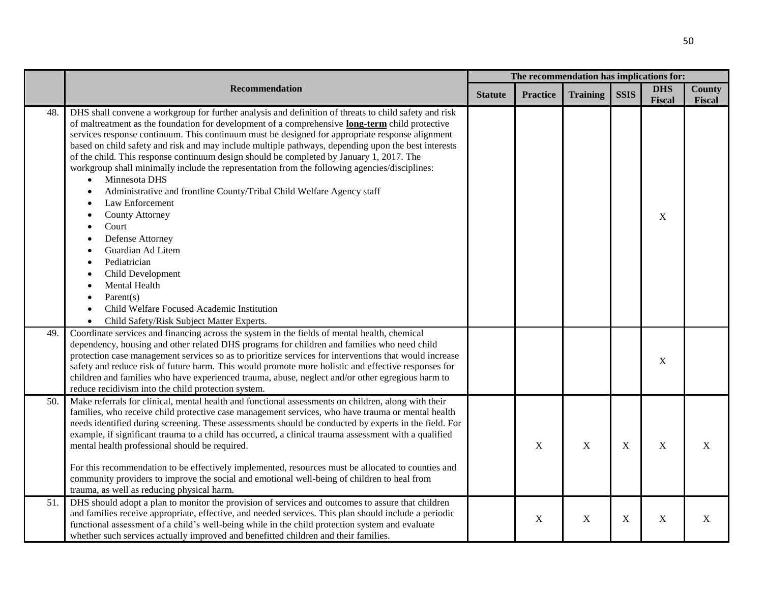| | Recommendation | The recommendation has implications for: | | | | | |
|---|---|---|---|---|---|---|---|
| | | Statute | Practice | Training | SSIS | DHS Fiscal | County Fiscal |
| 48. | DHS shall convene a workgroup for further analysis and definition of threats to child safety and risk of maltreatment as the foundation for development of a comprehensive **long-term** child protective services response continuum. This continuum must be designed for appropriate response alignment based on child safety and risk and may include multiple pathways, depending upon the best interests of the child. This response continuum design should be completed by January 1, 2017. The workgroup shall minimally include the representation from the following agencies/disciplines: <br>• Minnesota DHS <br>• Administrative and frontline County/Tribal Child Welfare Agency staff <br>• Law Enforcement <br>• County Attorney <br>• Court <br>• Defense Attorney <br>• Guardian Ad Litem <br>• Pediatrician <br>• Child Development <br>• Mental Health <br>• Parent(s) <br>• Child Welfare Focused Academic Institution <br>• Child Safety/Risk Subject Matter Experts. | | | | | X | |
| 49. | Coordinate services and financing across the system in the fields of mental health, chemical dependency, housing and other related DHS programs for children and families who need child protection case management services so as to prioritize services for interventions that would increase safety and reduce risk of future harm. This would promote more holistic and effective responses for children and families who have experienced trauma, abuse, neglect and/or other egregious harm to reduce recidivism into the child protection system. | | | | | X | |
| 50. | Make referrals for clinical, mental health and functional assessments on children, along with their families, who receive child protective case management services, who have trauma or mental health needs identified during screening. These assessments should be conducted by experts in the field. For example, if significant trauma to a child has occurred, a clinical trauma assessment with a qualified mental health professional should be required. <br><br>For this recommendation to be effectively implemented, resources must be allocated to counties and community providers to improve the social and emotional well-being of children to heal from trauma, as well as reducing physical harm. | | X | X | X | X | X |
| 51. | DHS should adopt a plan to monitor the provision of services and outcomes to assure that children and families receive appropriate, effective, and needed services. This plan should include a periodic functional assessment of a child's well-being while in the child protection system and evaluate whether such services actually improved and benefitted children and their families. | | X | X | X | X | X |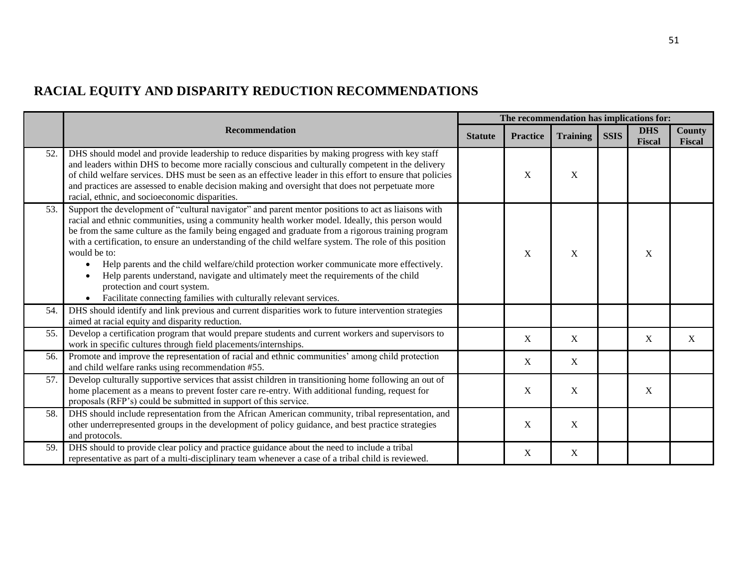# RACIAL EQUITY AND DISPARITY REDUCTION RECOMMENDATIONS

| | Recommendation | The recommendation has implications for: | | | | | |
|---|---|---|---|---|---|---|---|
| | | Statute | Practice | Training | SSIS | DHS Fiscal | County Fiscal |
| 52. | DHS should model and provide leadership to reduce disparities by making progress with key staff and leaders within DHS to become more racially conscious and culturally competent in the delivery of child welfare services. DHS must be seen as an effective leader in this effort to ensure that policies and practices are assessed to enable decision making and oversight that does not perpetuate more racial, ethnic, and socioeconomic disparities. | | X | X | | | |
| 53. | Support the development of "cultural navigator" and parent mentor positions to act as liaisons with racial and ethnic communities, using a community health worker model. Ideally, this person would be from the same culture as the family being engaged and graduate from a rigorous training program with a certification, to ensure an understanding of the child welfare system. The role of this position would be to: <br>• Help parents and the child welfare/child protection worker communicate more effectively.<br>• Help parents understand, navigate and ultimately meet the requirements of the child protection and court system.<br>• Facilitate connecting families with culturally relevant services. | | X | X | | X | |
| 54. | DHS should identify and link previous and current disparities work to future intervention strategies aimed at racial equity and disparity reduction. | | | | | | |
| 55. | Develop a certification program that would prepare students and current workers and supervisors to work in specific cultures through field placements/internships. | | X | X | | X | X |
| 56. | Promote and improve the representation of racial and ethnic communities' among child protection and child welfare ranks using recommendation #55. | | X | X | | | |
| 57. | Develop culturally supportive services that assist children in transitioning home following an out of home placement as a means to prevent foster care re-entry. With additional funding, request for proposals (RFP's) could be submitted in support of this service. | | X | X | | X | |
| 58. | DHS should include representation from the African American community, tribal representation, and other underrepresented groups in the development of policy guidance, and best practice strategies and protocols. | | X | X | | | |
| 59. | DHS should to provide clear policy and practice guidance about the need to include a tribal representative as part of a multi-disciplinary team whenever a case of a tribal child is reviewed. | | X | X | | | |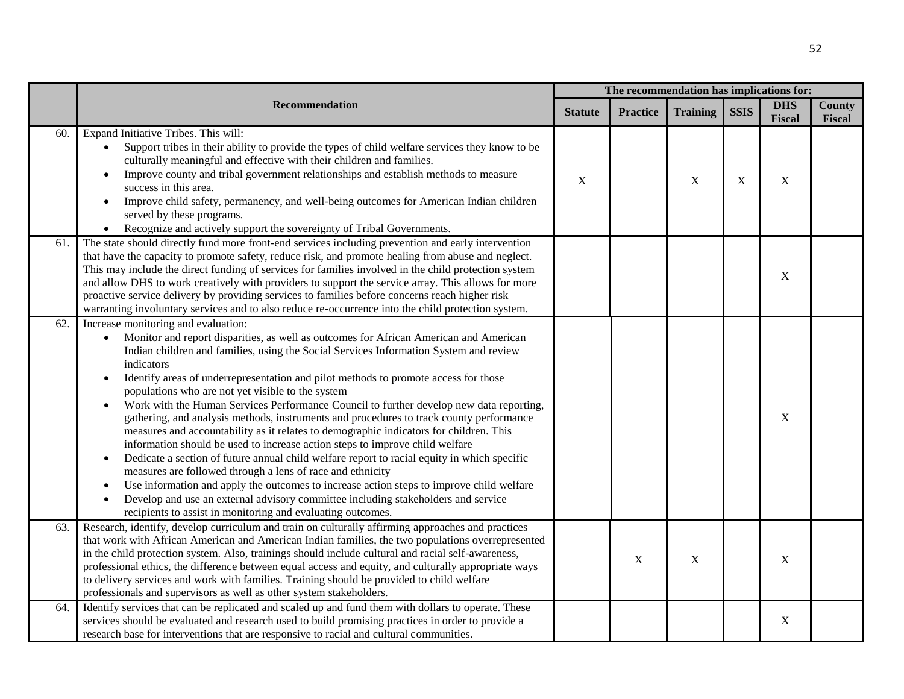| | Recommendation | The recommendation has implications for: | | | | | |
|---|---|---|---|---|---|---|---|
| | | Statute | Practice | Training | SSIS | DHS Fiscal | County Fiscal |
| 60. | Expand Initiative Tribes. This will:<br>• Support tribes in their ability to provide the types of child welfare services they know to be culturally meaningful and effective with their children and families.<br>• Improve county and tribal government relationships and establish methods to measure success in this area.<br>• Improve child safety, permanency, and well-being outcomes for American Indian children served by these programs.<br>• Recognize and actively support the sovereignty of Tribal Governments. | X | | X | X | X | |
| 61. | The state should directly fund more front-end services including prevention and early intervention that have the capacity to promote safety, reduce risk, and promote healing from abuse and neglect. This may include the direct funding of services for families involved in the child protection system and allow DHS to work creatively with providers to support the service array. This allows for more proactive service delivery by providing services to families before concerns reach higher risk warranting involuntary services and to also reduce re-occurrence into the child protection system. | | | | | X | |
| 62. | Increase monitoring and evaluation:<br>• Monitor and report disparities, as well as outcomes for African American and American Indian children and families, using the Social Services Information System and review indicators<br>• Identify areas of underrepresentation and pilot methods to promote access for those populations who are not yet visible to the system<br>• Work with the Human Services Performance Council to further develop new data reporting, gathering, and analysis methods, instruments and procedures to track county performance measures and accountability as it relates to demographic indicators for children. This information should be used to increase action steps to improve child welfare<br>• Dedicate a section of future annual child welfare report to racial equity in which specific measures are followed through a lens of race and ethnicity<br>• Use information and apply the outcomes to increase action steps to improve child welfare<br>• Develop and use an external advisory committee including stakeholders and service recipients to assist in monitoring and evaluating outcomes. | | | | | X | |
| 63. | Research, identify, develop curriculum and train on culturally affirming approaches and practices that work with African American and American Indian families, the two populations overrepresented in the child protection system. Also, trainings should include cultural and racial self-awareness, professional ethics, the difference between equal access and equity, and culturally appropriate ways to delivery services and work with families. Training should be provided to child welfare professionals and supervisors as well as other system stakeholders. | | X | X | | X | |
| 64. | Identify services that can be replicated and scaled up and fund them with dollars to operate. These services should be evaluated and research used to build promising practices in order to provide a research base for interventions that are responsive to racial and cultural communities. | | | | | X | |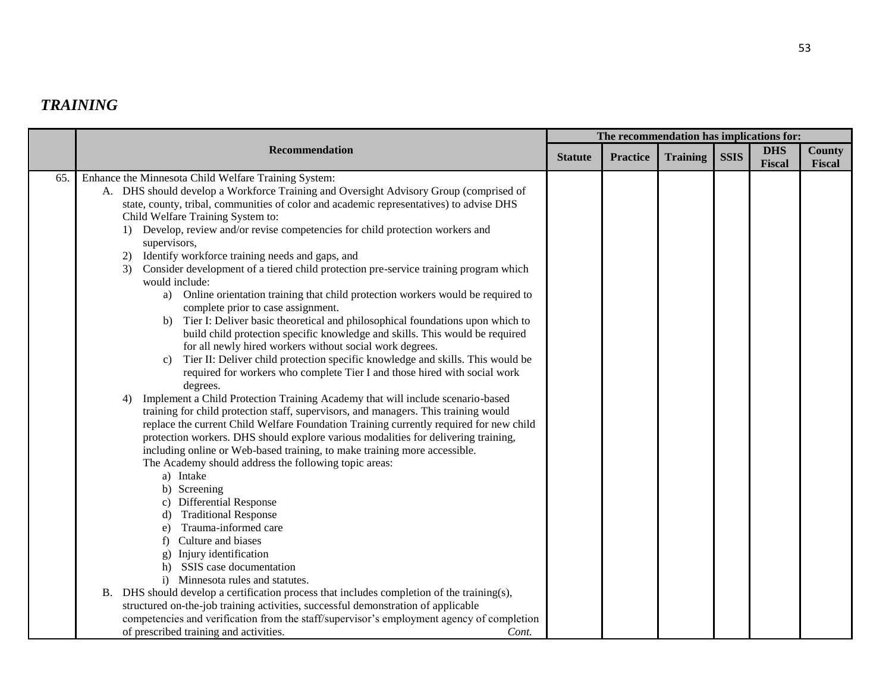## *TRAINING*

| | Recommendation | The recommendation has implications for: | | | | | |
|---|---|---|---|---|---|---|---|
| | | Statute | Practice | Training | SSIS | DHS Fiscal | County Fiscal |
| 65. | Enhance the Minnesota Child Welfare Training System:<br>A. DHS should develop a Workforce Training and Oversight Advisory Group (comprised of state, county, tribal, communities of color and academic representatives) to advise DHS Child Welfare Training System to:<br>1) Develop, review and/or revise competencies for child protection workers and supervisors,<br>2) Identify workforce training needs and gaps, and<br>3) Consider development of a tiered child protection pre-service training program which would include:<br>a) Online orientation training that child protection workers would be required to complete prior to case assignment.<br>b) Tier I: Deliver basic theoretical and philosophical foundations upon which to build child protection specific knowledge and skills. This would be required for all newly hired workers without social work degrees.<br>c) Tier II: Deliver child protection specific knowledge and skills. This would be required for workers who complete Tier I and those hired with social work degrees.<br>4) Implement a Child Protection Training Academy that will include scenario-based training for child protection staff, supervisors, and managers. This training would replace the current Child Welfare Foundation Training currently required for new child protection workers. DHS should explore various modalities for delivering training, including online or Web-based training, to make training more accessible.<br>The Academy should address the following topic areas:<br>a) Intake<br>b) Screening<br>c) Differential Response<br>d) Traditional Response<br>e) Trauma-informed care<br>f) Culture and biases<br>g) Injury identification<br>h) SSIS case documentation<br>i) Minnesota rules and statutes.<br>B. DHS should develop a certification process that includes completion of the training(s), structured on-the-job training activities, successful demonstration of applicable competencies and verification from the staff/supervisor's employment agency of completion of prescribed training and activities. *Cont.* | | | | | | |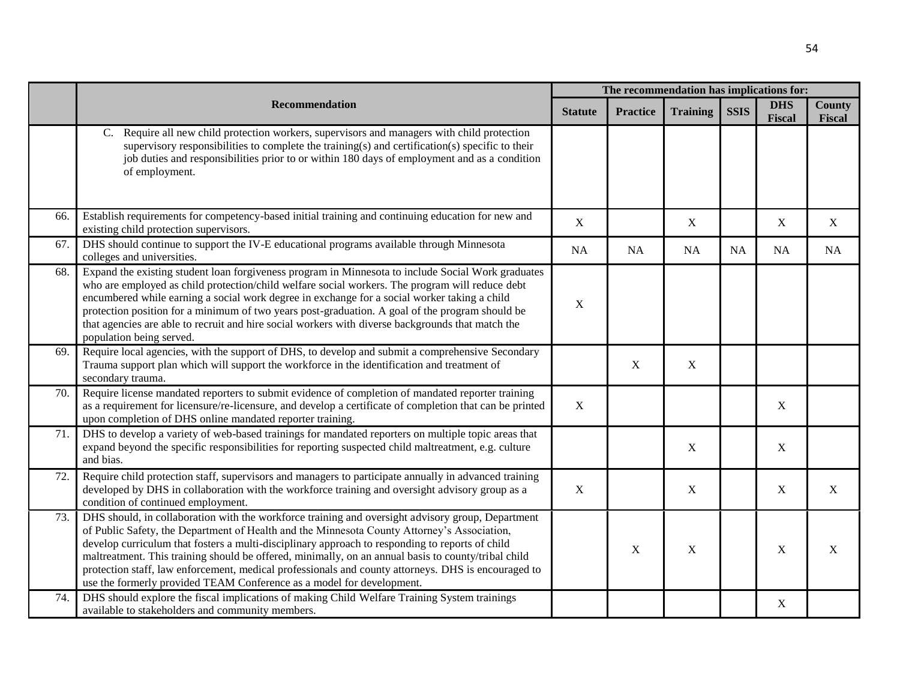| | Recommendation | The recommendation has implications for: | | | | | |
|---|---|---|---|---|---|---|---|
| | | Statute | Practice | Training | SSIS | DHS Fiscal | County Fiscal |
| | C. Require all new child protection workers, supervisors and managers with child protection supervisory responsibilities to complete the training(s) and certification(s) specific to their job duties and responsibilities prior to or within 180 days of employment and as a condition of employment. | | | | | | |
| 66. | Establish requirements for competency-based initial training and continuing education for new and existing child protection supervisors. | X | | X | | X | X |
| 67. | DHS should continue to support the IV-E educational programs available through Minnesota colleges and universities. | NA | NA | NA | NA | NA | NA |
| 68. | Expand the existing student loan forgiveness program in Minnesota to include Social Work graduates who are employed as child protection/child welfare social workers. The program will reduce debt encumbered while earning a social work degree in exchange for a social worker taking a child protection position for a minimum of two years post-graduation. A goal of the program should be that agencies are able to recruit and hire social workers with diverse backgrounds that match the population being served. | X | | | | | |
| 69. | Require local agencies, with the support of DHS, to develop and submit a comprehensive Secondary Trauma support plan which will support the workforce in the identification and treatment of secondary trauma. | | X | X | | | |
| 70. | Require license mandated reporters to submit evidence of completion of mandated reporter training as a requirement for licensure/re-licensure, and develop a certificate of completion that can be printed upon completion of DHS online mandated reporter training. | X | | | | X | |
| 71. | DHS to develop a variety of web-based trainings for mandated reporters on multiple topic areas that expand beyond the specific responsibilities for reporting suspected child maltreatment, e.g. culture and bias. | | | X | | X | |
| 72. | Require child protection staff, supervisors and managers to participate annually in advanced training developed by DHS in collaboration with the workforce training and oversight advisory group as a condition of continued employment. | X | | X | | X | X |
| 73. | DHS should, in collaboration with the workforce training and oversight advisory group, Department of Public Safety, the Department of Health and the Minnesota County Attorney's Association, develop curriculum that fosters a multi-disciplinary approach to responding to reports of child maltreatment. This training should be offered, minimally, on an annual basis to county/tribal child protection staff, law enforcement, medical professionals and county attorneys. DHS is encouraged to use the formerly provided TEAM Conference as a model for development. | | X | X | | X | X |
| 74. | DHS should explore the fiscal implications of making Child Welfare Training System trainings available to stakeholders and community members. | | | | | X | |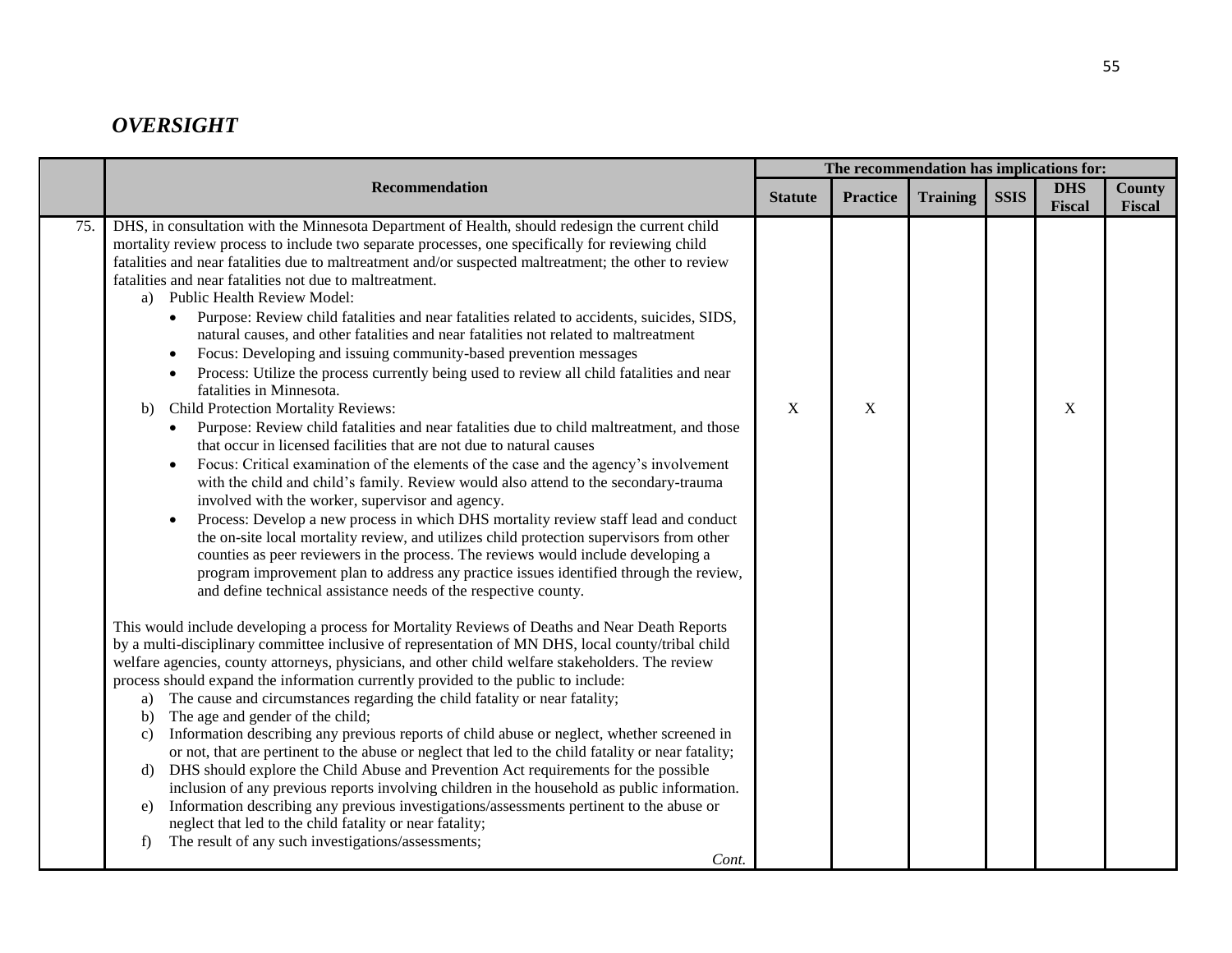## *OVERSIGHT*

| | Recommendation | The recommendation has implications for: | | | | | |
|---|---|---|---|---|---|---|---|
| | | Statute | Practice | Training | SSIS | DHS Fiscal | County Fiscal |
| 75. | DHS, in consultation with the Minnesota Department of Health, should redesign the current child mortality review process to include two separate processes, one specifically for reviewing child fatalities and near fatalities due to maltreatment and/or suspected maltreatment; the other to review fatalities and near fatalities not due to maltreatment.<br>a) Public Health Review Model:<br>• Purpose: Review child fatalities and near fatalities related to accidents, suicides, SIDS, natural causes, and other fatalities and near fatalities not related to maltreatment<br>• Focus: Developing and issuing community-based prevention messages<br>• Process: Utilize the process currently being used to review all child fatalities and near fatalities in Minnesota.<br>b) Child Protection Mortality Reviews:<br>• Purpose: Review child fatalities and near fatalities due to child maltreatment, and those that occur in licensed facilities that are not due to natural causes<br>• Focus: Critical examination of the elements of the case and the agency's involvement with the child and child's family. Review would also attend to the secondary-trauma involved with the worker, supervisor and agency.<br>• Process: Develop a new process in which DHS mortality review staff lead and conduct the on-site local mortality review, and utilizes child protection supervisors from other counties as peer reviewers in the process. The reviews would include developing a program improvement plan to address any practice issues identified through the review, and define technical assistance needs of the respective county.<br><br>This would include developing a process for Mortality Reviews of Deaths and Near Death Reports by a multi-disciplinary committee inclusive of representation of MN DHS, local county/tribal child welfare agencies, county attorneys, physicians, and other child welfare stakeholders. The review process should expand the information currently provided to the public to include:<br>a) The cause and circumstances regarding the child fatality or near fatality;<br>b) The age and gender of the child;<br>c) Information describing any previous reports of child abuse or neglect, whether screened in or not, that are pertinent to the abuse or neglect that led to the child fatality or near fatality;<br>d) DHS should explore the Child Abuse and Prevention Act requirements for the possible inclusion of any previous reports involving children in the household as public information.<br>e) Information describing any previous investigations/assessments pertinent to the abuse or neglect that led to the child fatality or near fatality;<br>f) The result of any such investigations/assessments;<br>*Cont.* | X | X | | | X | |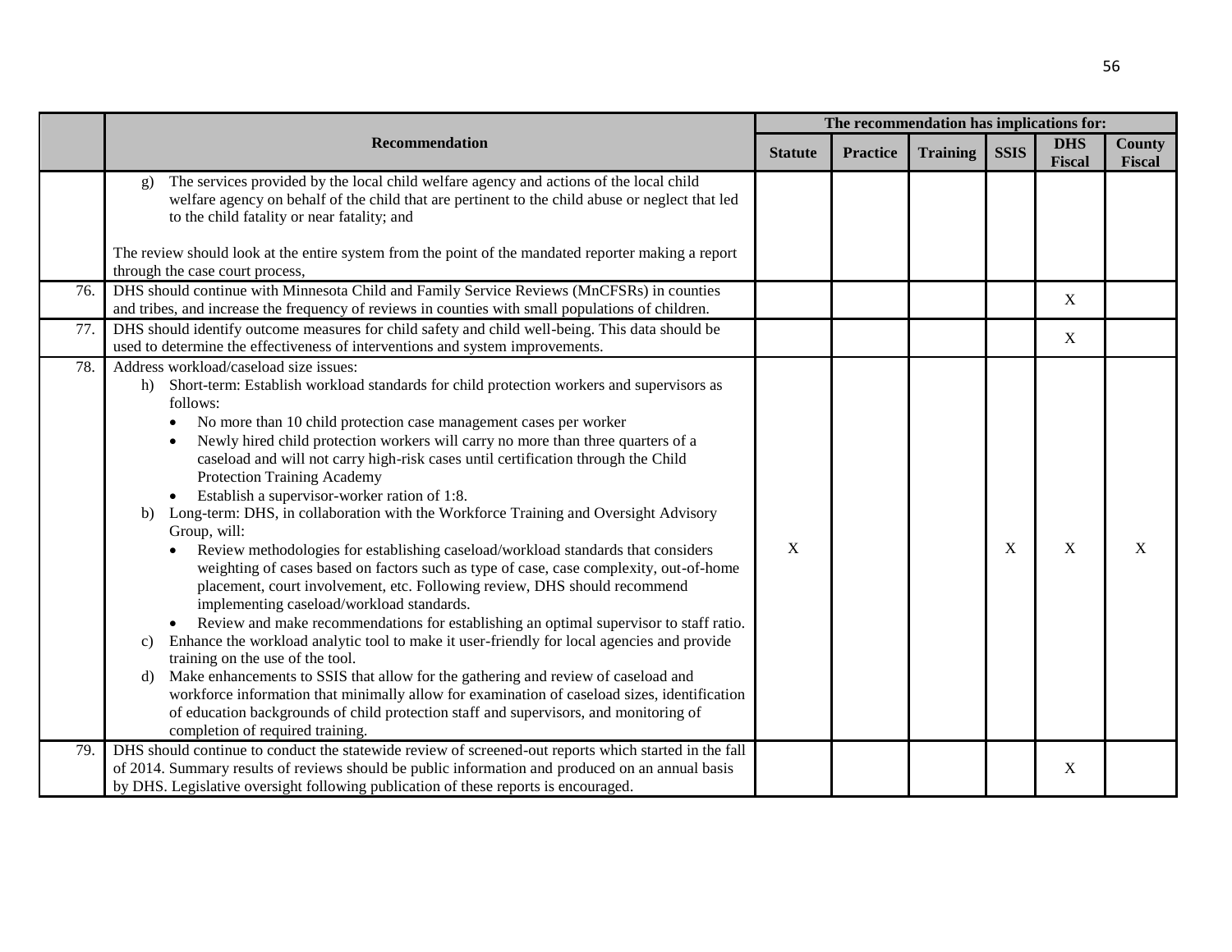| | Recommendation | The recommendation has implications for: | | | | | |
|---|---|---|---|---|---|---|---|
| | | Statute | Practice | Training | SSIS | DHS Fiscal | County Fiscal |
| | g) The services provided by the local child welfare agency and actions of the local child welfare agency on behalf of the child that are pertinent to the child abuse or neglect that led to the child fatality or near fatality; and<br><br>The review should look at the entire system from the point of the mandated reporter making a report through the case court process, | | | | | | |
| 76. | DHS should continue with Minnesota Child and Family Service Reviews (MnCFSRs) in counties and tribes, and increase the frequency of reviews in counties with small populations of children. | | | | | X | |
| 77. | DHS should identify outcome measures for child safety and child well-being. This data should be used to determine the effectiveness of interventions and system improvements. | | | | | X | |
| 78. | Address workload/caseload size issues:<br>h) Short-term: Establish workload standards for child protection workers and supervisors as follows:<br>• No more than 10 child protection case management cases per worker<br>• Newly hired child protection workers will carry no more than three quarters of a caseload and will not carry high-risk cases until certification through the Child Protection Training Academy<br>• Establish a supervisor-worker ration of 1:8.<br>b) Long-term: DHS, in collaboration with the Workforce Training and Oversight Advisory Group, will:<br>• Review methodologies for establishing caseload/workload standards that considers weighting of cases based on factors such as type of case, case complexity, out-of-home placement, court involvement, etc. Following review, DHS should recommend implementing caseload/workload standards.<br>• Review and make recommendations for establishing an optimal supervisor to staff ratio.<br>c) Enhance the workload analytic tool to make it user-friendly for local agencies and provide training on the use of the tool.<br>d) Make enhancements to SSIS that allow for the gathering and review of caseload and workforce information that minimally allow for examination of caseload sizes, identification of education backgrounds of child protection staff and supervisors, and monitoring of completion of required training. | X | | | X | X | X |
| 79. | DHS should continue to conduct the statewide review of screened-out reports which started in the fall of 2014. Summary results of reviews should be public information and produced on an annual basis by DHS. Legislative oversight following publication of these reports is encouraged. | | | | | X | |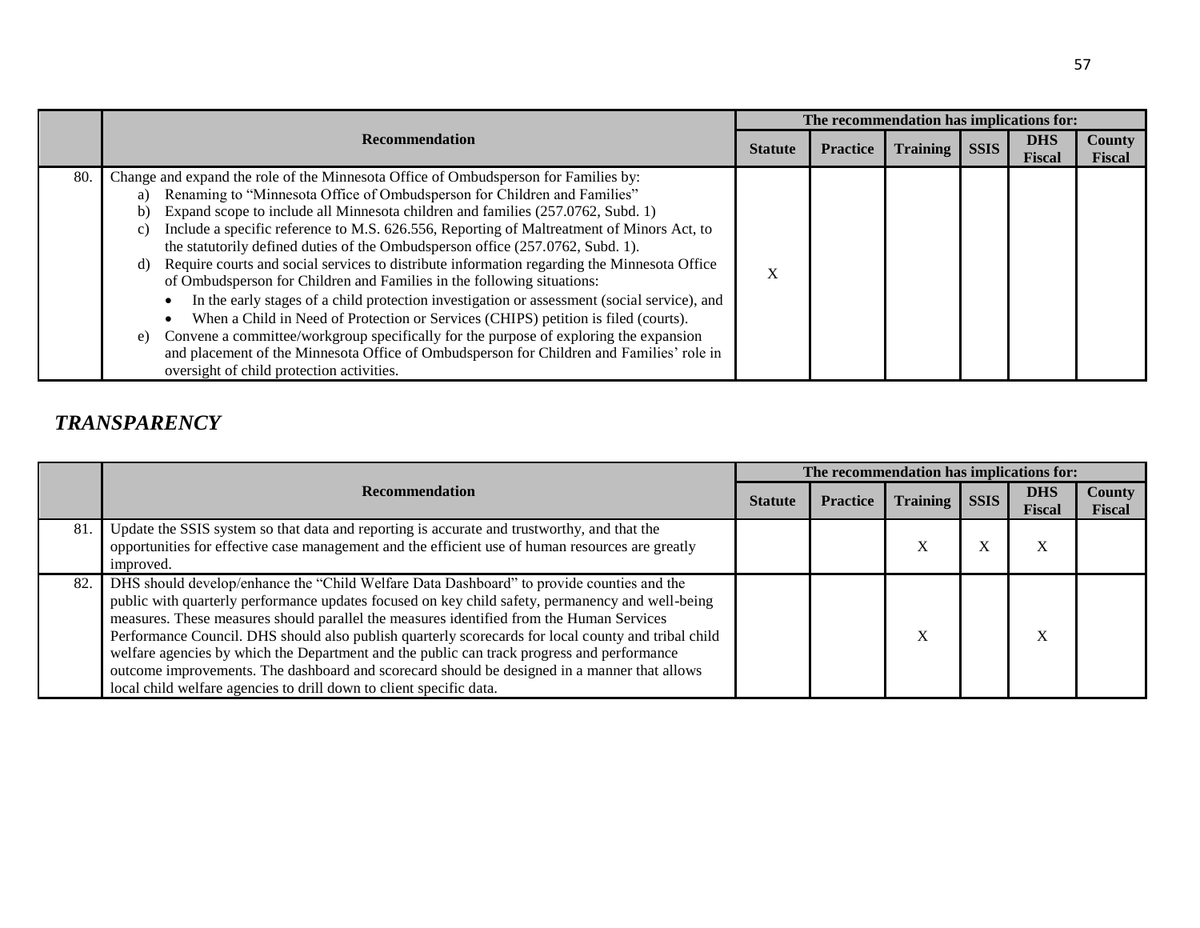| | Recommendation | The recommendation has implications for: | | | | | |
|---|---|---|---|---|---|---|---|
| | | Statute | Practice | Training | SSIS | DHS Fiscal | County Fiscal |
| 80. | Change and expand the role of the Minnesota Office of Ombudsperson for Families by:<br>a) Renaming to "Minnesota Office of Ombudsperson for Children and Families"<br>b) Expand scope to include all Minnesota children and families (257.0762, Subd. 1)<br>c) Include a specific reference to M.S. 626.556, Reporting of Maltreatment of Minors Act, to the statutorily defined duties of the Ombudsperson office (257.0762, Subd. 1).<br>d) Require courts and social services to distribute information regarding the Minnesota Office of Ombudsperson for Children and Families in the following situations:<br>• In the early stages of a child protection investigation or assessment (social service), and<br>• When a Child in Need of Protection or Services (CHIPS) petition is filed (courts).<br>e) Convene a committee/workgroup specifically for the purpose of exploring the expansion and placement of the Minnesota Office of Ombudsperson for Children and Families' role in oversight of child protection activities. | X | | | | | |

## *TRANSPARENCY*

| | Recommendation | The recommendation has implications for: | | | | | |
|---|---|---|---|---|---|---|---|
| | | Statute | Practice | Training | SSIS | DHS Fiscal | County Fiscal |
| 81. | Update the SSIS system so that data and reporting is accurate and trustworthy, and that the opportunities for effective case management and the efficient use of human resources are greatly improved. | | | X | X | X | |
| 82. | DHS should develop/enhance the "Child Welfare Data Dashboard" to provide counties and the public with quarterly performance updates focused on key child safety, permanency and well-being measures. These measures should parallel the measures identified from the Human Services Performance Council. DHS should also publish quarterly scorecards for local county and tribal child welfare agencies by which the Department and the public can track progress and performance outcome improvements. The dashboard and scorecard should be designed in a manner that allows local child welfare agencies to drill down to client specific data. | | | X | | X | |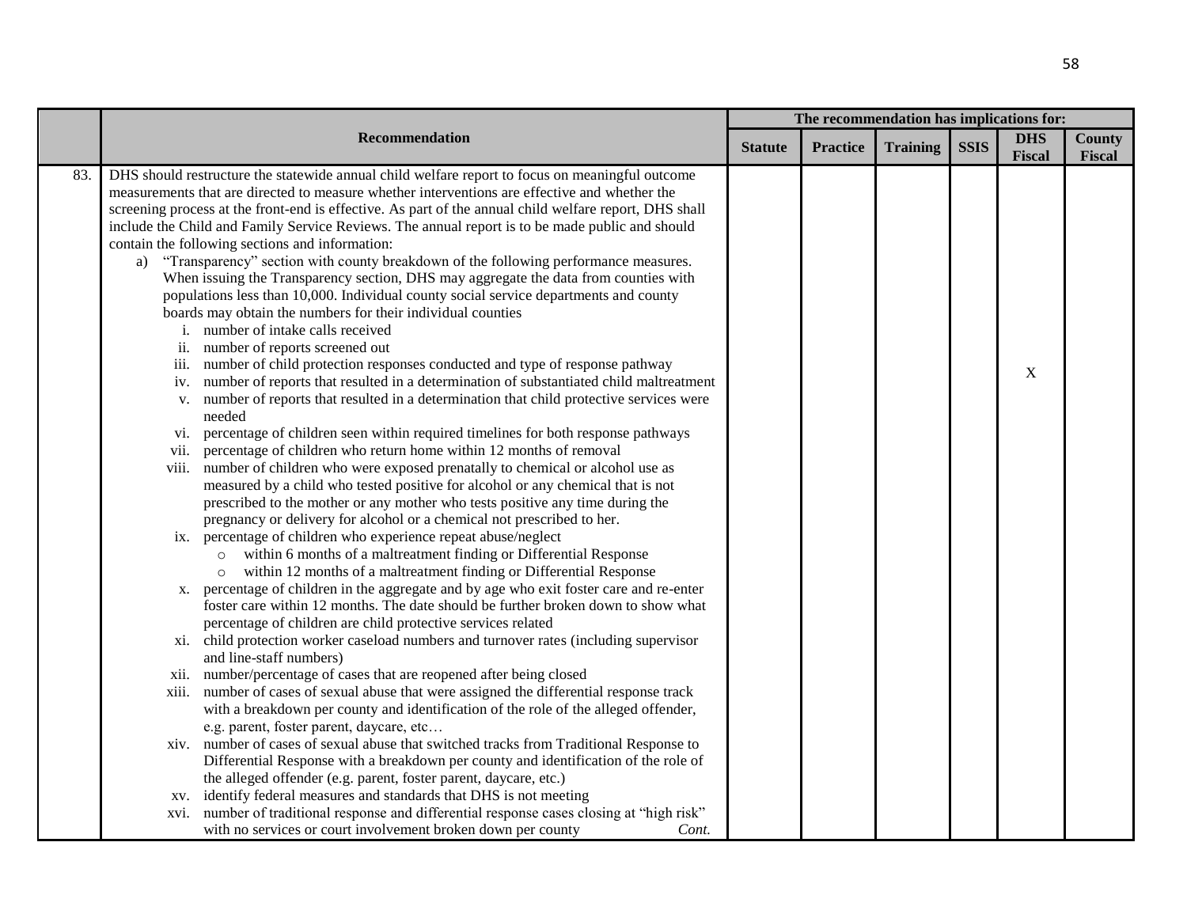| | Recommendation | The recommendation has implications for: | | | | | |
|---|---|---|---|---|---|---|---|
| | | Statute | Practice | Training | SSIS | DHS Fiscal | County Fiscal |
| 83. | DHS should restructure the statewide annual child welfare report to focus on meaningful outcome measurements that are directed to measure whether interventions are effective and whether the screening process at the front-end is effective. As part of the annual child welfare report, DHS shall include the Child and Family Service Reviews. The annual report is to be made public and should contain the following sections and information:<br>a) "Transparency" section with county breakdown of the following performance measures. When issuing the Transparency section, DHS may aggregate the data from counties with populations less than 10,000. Individual county social service departments and county boards may obtain the numbers for their individual counties<br>i. number of intake calls received<br>ii. number of reports screened out<br>iii. number of child protection responses conducted and type of response pathway<br>iv. number of reports that resulted in a determination of substantiated child maltreatment<br>v. number of reports that resulted in a determination that child protective services were needed<br>vi. percentage of children seen within required timelines for both response pathways<br>vii. percentage of children who return home within 12 months of removal<br>viii. number of children who were exposed prenatally to chemical or alcohol use as measured by a child who tested positive for alcohol or any chemical that is not prescribed to the mother or any mother who tests positive any time during the pregnancy or delivery for alcohol or a chemical not prescribed to her.<br>ix. percentage of children who experience repeat abuse/neglect<br>○ within 6 months of a maltreatment finding or Differential Response<br>○ within 12 months of a maltreatment finding or Differential Response<br>x. percentage of children in the aggregate and by age who exit foster care and re-enter foster care within 12 months. The date should be further broken down to show what percentage of children are child protective services related<br>xi. child protection worker caseload numbers and turnover rates (including supervisor and line-staff numbers)<br>xii. number/percentage of cases that are reopened after being closed<br>xiii. number of cases of sexual abuse that were assigned the differential response track with a breakdown per county and identification of the role of the alleged offender, e.g. parent, foster parent, daycare, etc…<br>xiv. number of cases of sexual abuse that switched tracks from Traditional Response to Differential Response with a breakdown per county and identification of the role of the alleged offender (e.g. parent, foster parent, daycare, etc.)<br>xv. identify federal measures and standards that DHS is not meeting<br>xvi. number of traditional response and differential response cases closing at "high risk" with no services or court involvement broken down per county *Cont.* | | | | | X | |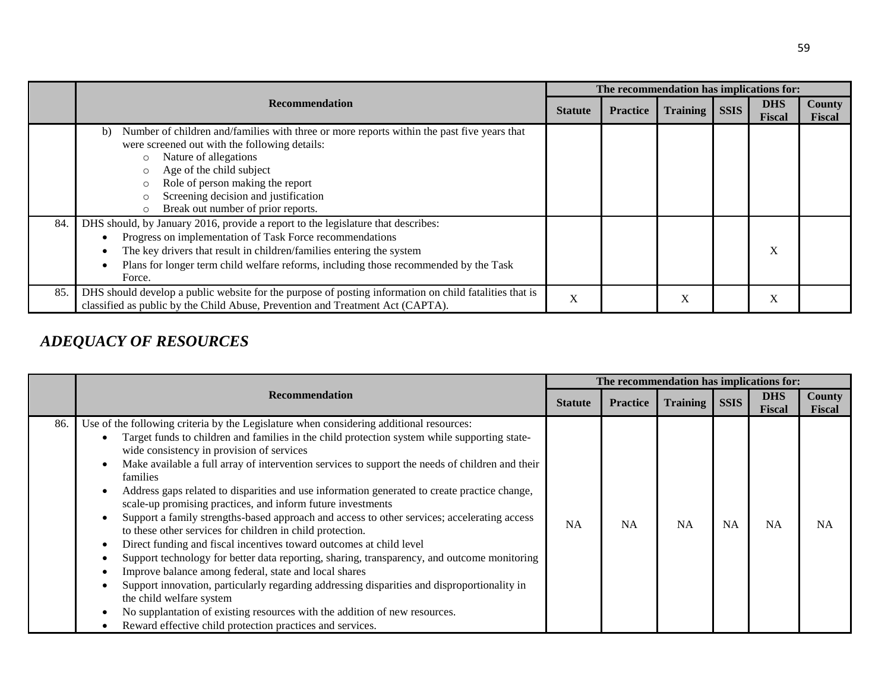| | Recommendation | The recommendation has implications for: | | | | | |
|---|---|---|---|---|---|---|---|
| | | Statute | Practice | Training | SSIS | DHS Fiscal | County Fiscal |
| | b) Number of children and/families with three or more reports within the past five years that were screened out with the following details: <br> ○ Nature of allegations <br> ○ Age of the child subject <br> ○ Role of person making the report <br> ○ Screening decision and justification <br> ○ Break out number of prior reports. | | | | | | |
| 84. | DHS should, by January 2016, provide a report to the legislature that describes: <br> • Progress on implementation of Task Force recommendations <br> • The key drivers that result in children/families entering the system <br> • Plans for longer term child welfare reforms, including those recommended by the Task Force. | | | | | X | |
| 85. | DHS should develop a public website for the purpose of posting information on child fatalities that is classified as public by the Child Abuse, Prevention and Treatment Act (CAPTA). | X | | X | | X | |

## *ADEQUACY OF RESOURCES*

| | Recommendation | The recommendation has implications for: | | | | | |
|---|---|---|---|---|---|---|---|
| | | Statute | Practice | Training | SSIS | DHS Fiscal | County Fiscal |
| 86. | Use of the following criteria by the Legislature when considering additional resources: <br> • Target funds to children and families in the child protection system while supporting state-wide consistency in provision of services <br> • Make available a full array of intervention services to support the needs of children and their families <br> • Address gaps related to disparities and use information generated to create practice change, scale-up promising practices, and inform future investments <br> • Support a family strengths-based approach and access to other services; accelerating access to these other services for children in child protection. <br> • Direct funding and fiscal incentives toward outcomes at child level <br> • Support technology for better data reporting, sharing, transparency, and outcome monitoring <br> • Improve balance among federal, state and local shares <br> • Support innovation, particularly regarding addressing disparities and disproportionality in the child welfare system <br> • No supplantation of existing resources with the addition of new resources. <br> • Reward effective child protection practices and services. | NA | NA | NA | NA | NA | NA |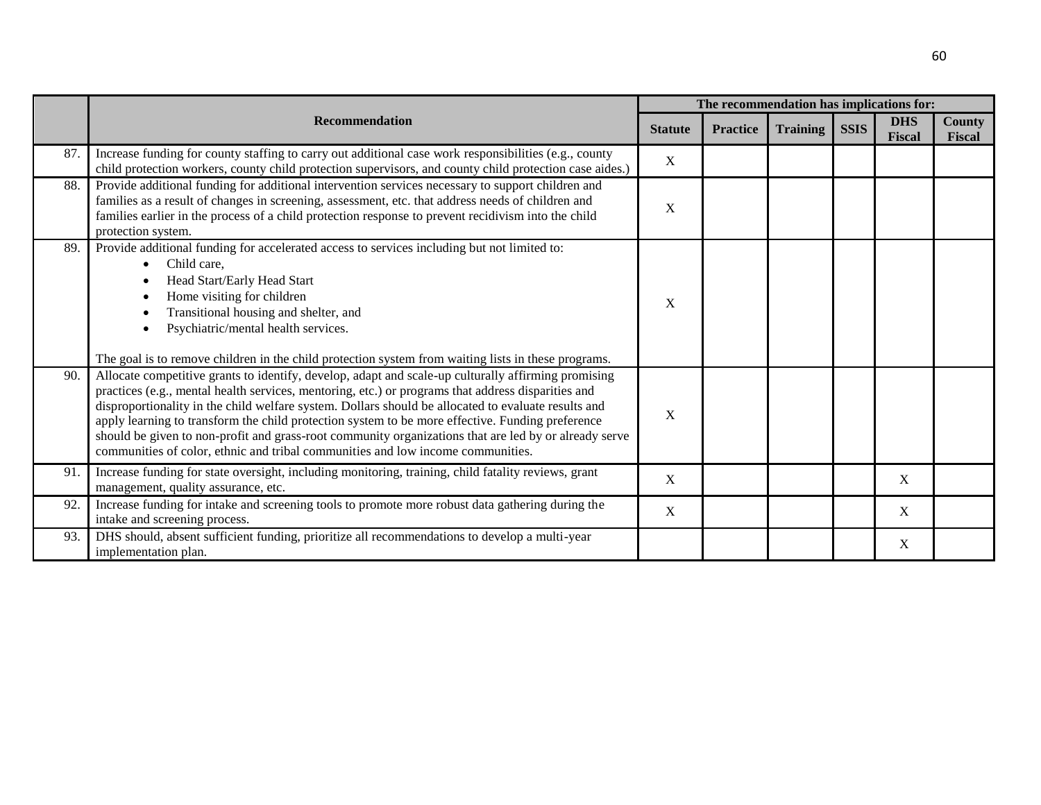| | Recommendation | The recommendation has implications for: | | | | | |
|---|---|---|---|---|---|---|---|
| | | Statute | Practice | Training | SSIS | DHS Fiscal | County Fiscal |
| 87. | Increase funding for county staffing to carry out additional case work responsibilities (e.g., county child protection workers, county child protection supervisors, and county child protection case aides.) | X | | | | | |
| 88. | Provide additional funding for additional intervention services necessary to support children and families as a result of changes in screening, assessment, etc. that address needs of children and families earlier in the process of a child protection response to prevent recidivism into the child protection system. | X | | | | | |
| 89. | Provide additional funding for accelerated access to services including but not limited to: <br>• Child care, <br>• Head Start/Early Head Start <br>• Home visiting for children <br>• Transitional housing and shelter, and <br>• Psychiatric/mental health services. <br><br>The goal is to remove children in the child protection system from waiting lists in these programs. | X | | | | | |
| 90. | Allocate competitive grants to identify, develop, adapt and scale-up culturally affirming promising practices (e.g., mental health services, mentoring, etc.) or programs that address disparities and disproportionality in the child welfare system. Dollars should be allocated to evaluate results and apply learning to transform the child protection system to be more effective. Funding preference should be given to non-profit and grass-root community organizations that are led by or already serve communities of color, ethnic and tribal communities and low income communities. | X | | | | | |
| 91. | Increase funding for state oversight, including monitoring, training, child fatality reviews, grant management, quality assurance, etc. | X | | | | X | |
| 92. | Increase funding for intake and screening tools to promote more robust data gathering during the intake and screening process. | X | | | | X | |
| 93. | DHS should, absent sufficient funding, prioritize all recommendations to develop a multi-year implementation plan. | | | | | X | |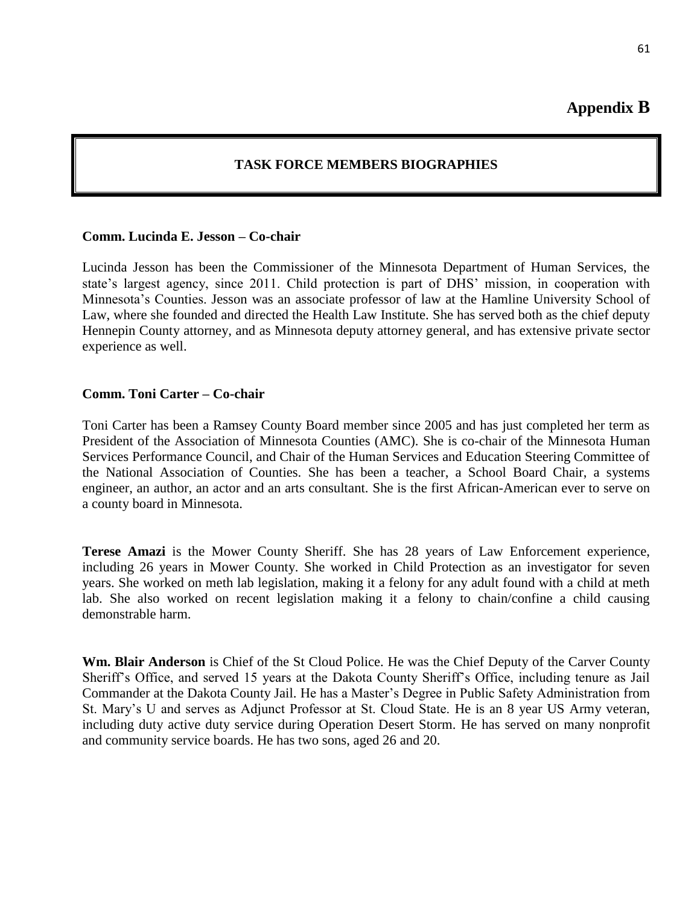# Appendix B

## TASK FORCE MEMBERS BIOGRAPHIES

**Comm. Lucinda E. Jesson – Co-chair**

Lucinda Jesson has been the Commissioner of the Minnesota Department of Human Services, the state's largest agency, since 2011. Child protection is part of DHS' mission, in cooperation with Minnesota's Counties. Jesson was an associate professor of law at the Hamline University School of Law, where she founded and directed the Health Law Institute. She has served both as the chief deputy Hennepin County attorney, and as Minnesota deputy attorney general, and has extensive private sector experience as well.

**Comm. Toni Carter – Co-chair**

Toni Carter has been a Ramsey County Board member since 2005 and has just completed her term as President of the Association of Minnesota Counties (AMC). She is co-chair of the Minnesota Human Services Performance Council, and Chair of the Human Services and Education Steering Committee of the National Association of Counties. She has been a teacher, a School Board Chair, a systems engineer, an author, an actor and an arts consultant. She is the first African-American ever to serve on a county board in Minnesota.

**Terese Amazi** is the Mower County Sheriff. She has 28 years of Law Enforcement experience, including 26 years in Mower County. She worked in Child Protection as an investigator for seven years. She worked on meth lab legislation, making it a felony for any adult found with a child at meth lab. She also worked on recent legislation making it a felony to chain/confine a child causing demonstrable harm.

**Wm. Blair Anderson** is Chief of the St Cloud Police. He was the Chief Deputy of the Carver County Sheriff's Office, and served 15 years at the Dakota County Sheriff's Office, including tenure as Jail Commander at the Dakota County Jail. He has a Master's Degree in Public Safety Administration from St. Mary's U and serves as Adjunct Professor at St. Cloud State. He is an 8 year US Army veteran, including duty active duty service during Operation Desert Storm. He has served on many nonprofit and community service boards. He has two sons, aged 26 and 20.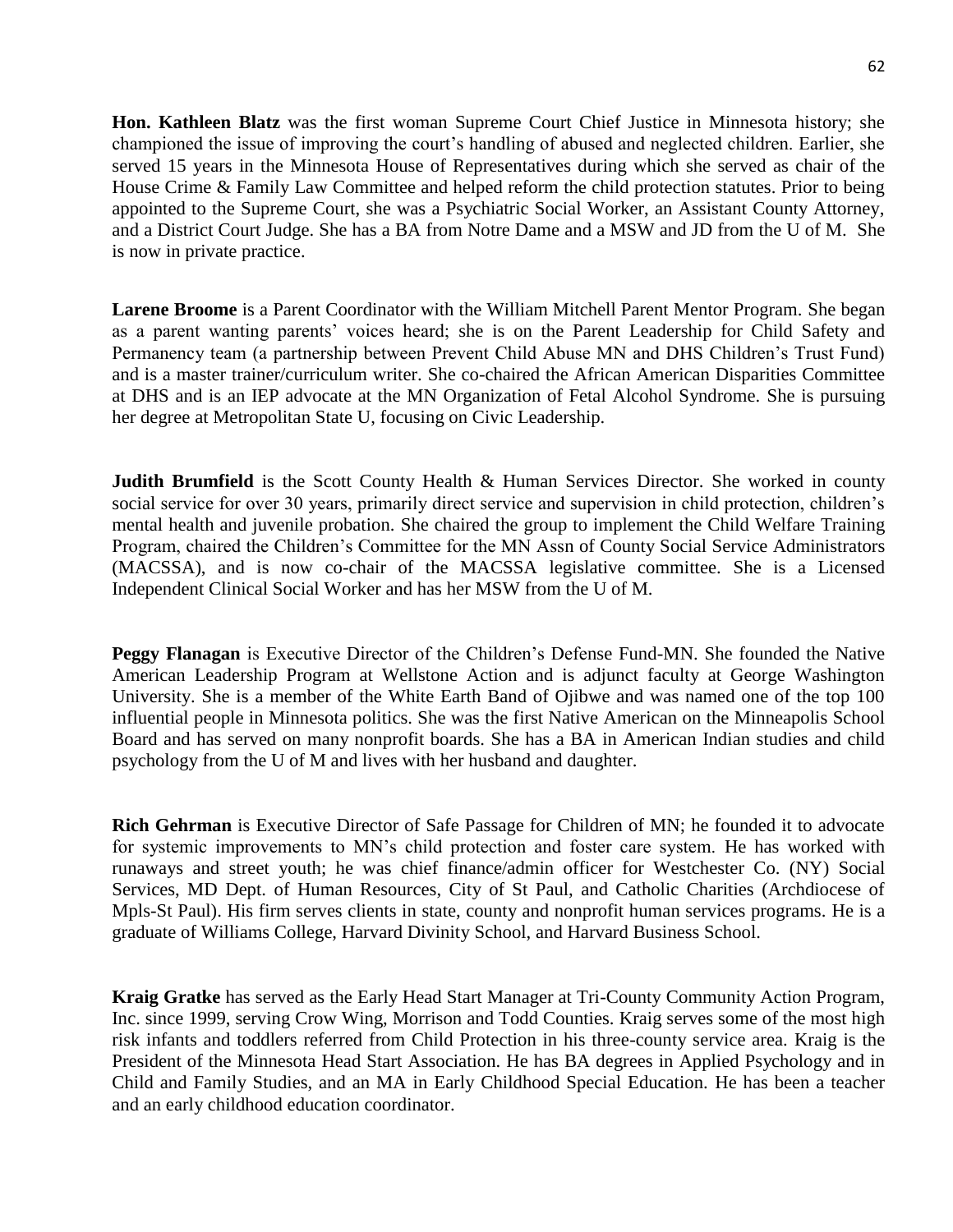**Hon. Kathleen Blatz** was the first woman Supreme Court Chief Justice in Minnesota history; she championed the issue of improving the court's handling of abused and neglected children. Earlier, she served 15 years in the Minnesota House of Representatives during which she served as chair of the House Crime & Family Law Committee and helped reform the child protection statutes. Prior to being appointed to the Supreme Court, she was a Psychiatric Social Worker, an Assistant County Attorney, and a District Court Judge. She has a BA from Notre Dame and a MSW and JD from the U of M. She is now in private practice.

**Larene Broome** is a Parent Coordinator with the William Mitchell Parent Mentor Program. She began as a parent wanting parents' voices heard; she is on the Parent Leadership for Child Safety and Permanency team (a partnership between Prevent Child Abuse MN and DHS Children's Trust Fund) and is a master trainer/curriculum writer. She co-chaired the African American Disparities Committee at DHS and is an IEP advocate at the MN Organization of Fetal Alcohol Syndrome. She is pursuing her degree at Metropolitan State U, focusing on Civic Leadership.

**Judith Brumfield** is the Scott County Health & Human Services Director. She worked in county social service for over 30 years, primarily direct service and supervision in child protection, children's mental health and juvenile probation. She chaired the group to implement the Child Welfare Training Program, chaired the Children's Committee for the MN Assn of County Social Service Administrators (MACSSA), and is now co-chair of the MACSSA legislative committee. She is a Licensed Independent Clinical Social Worker and has her MSW from the U of M.

**Peggy Flanagan** is Executive Director of the Children's Defense Fund-MN. She founded the Native American Leadership Program at Wellstone Action and is adjunct faculty at George Washington University. She is a member of the White Earth Band of Ojibwe and was named one of the top 100 influential people in Minnesota politics. She was the first Native American on the Minneapolis School Board and has served on many nonprofit boards. She has a BA in American Indian studies and child psychology from the U of M and lives with her husband and daughter.

**Rich Gehrman** is Executive Director of Safe Passage for Children of MN; he founded it to advocate for systemic improvements to MN's child protection and foster care system. He has worked with runaways and street youth; he was chief finance/admin officer for Westchester Co. (NY) Social Services, MD Dept. of Human Resources, City of St Paul, and Catholic Charities (Archdiocese of Mpls-St Paul). His firm serves clients in state, county and nonprofit human services programs. He is a graduate of Williams College, Harvard Divinity School, and Harvard Business School.

**Kraig Gratke** has served as the Early Head Start Manager at Tri-County Community Action Program, Inc. since 1999, serving Crow Wing, Morrison and Todd Counties. Kraig serves some of the most high risk infants and toddlers referred from Child Protection in his three-county service area. Kraig is the President of the Minnesota Head Start Association. He has BA degrees in Applied Psychology and in Child and Family Studies, and an MA in Early Childhood Special Education. He has been a teacher and an early childhood education coordinator.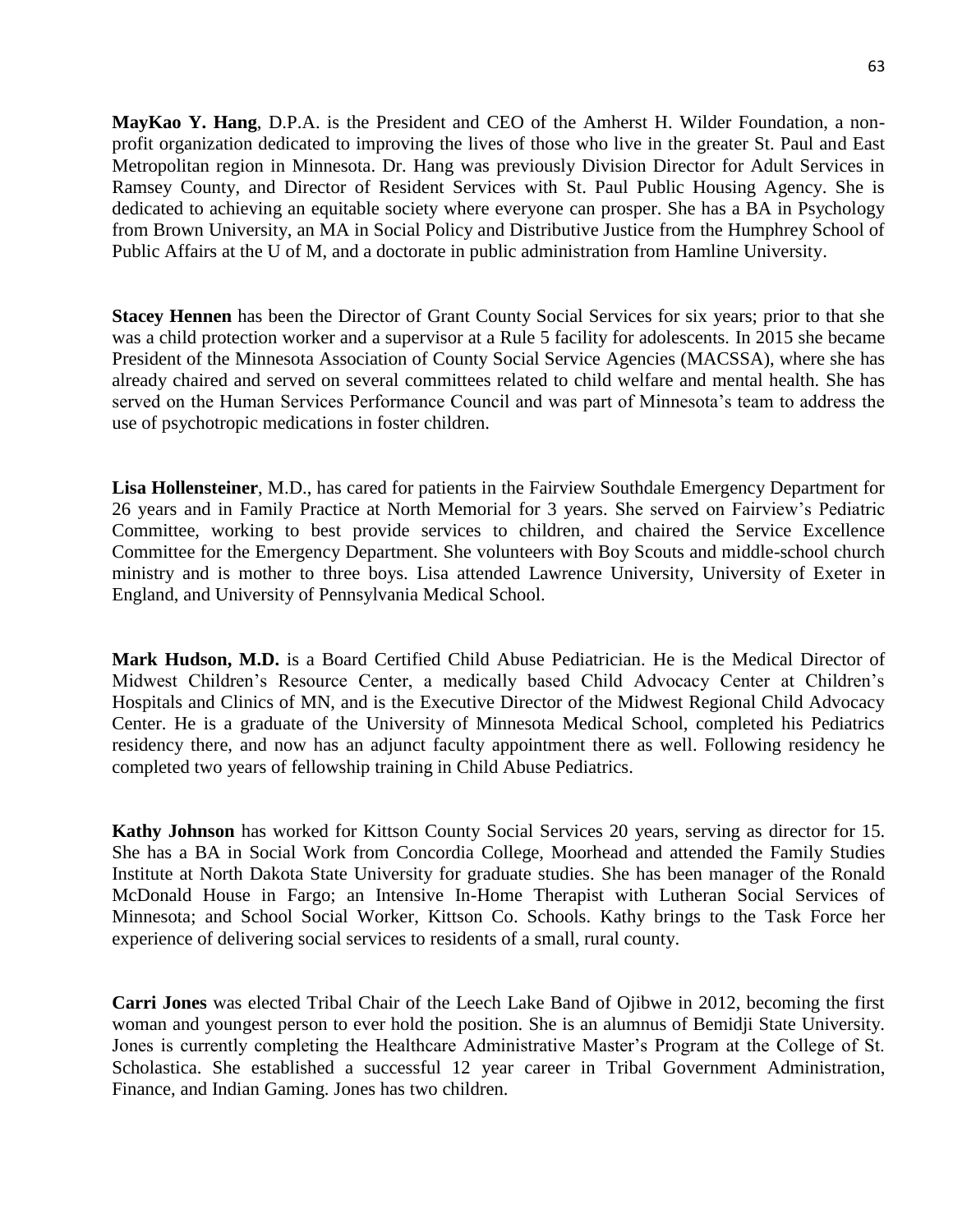**MayKao Y. Hang**, D.P.A. is the President and CEO of the Amherst H. Wilder Foundation, a non-profit organization dedicated to improving the lives of those who live in the greater St. Paul and East Metropolitan region in Minnesota. Dr. Hang was previously Division Director for Adult Services in Ramsey County, and Director of Resident Services with St. Paul Public Housing Agency. She is dedicated to achieving an equitable society where everyone can prosper. She has a BA in Psychology from Brown University, an MA in Social Policy and Distributive Justice from the Humphrey School of Public Affairs at the U of M, and a doctorate in public administration from Hamline University.

**Stacey Hennen** has been the Director of Grant County Social Services for six years; prior to that she was a child protection worker and a supervisor at a Rule 5 facility for adolescents. In 2015 she became President of the Minnesota Association of County Social Service Agencies (MACSSA), where she has already chaired and served on several committees related to child welfare and mental health. She has served on the Human Services Performance Council and was part of Minnesota's team to address the use of psychotropic medications in foster children.

**Lisa Hollensteiner**, M.D., has cared for patients in the Fairview Southdale Emergency Department for 26 years and in Family Practice at North Memorial for 3 years. She served on Fairview's Pediatric Committee, working to best provide services to children, and chaired the Service Excellence Committee for the Emergency Department. She volunteers with Boy Scouts and middle-school church ministry and is mother to three boys. Lisa attended Lawrence University, University of Exeter in England, and University of Pennsylvania Medical School.

**Mark Hudson, M.D.** is a Board Certified Child Abuse Pediatrician. He is the Medical Director of Midwest Children's Resource Center, a medically based Child Advocacy Center at Children's Hospitals and Clinics of MN, and is the Executive Director of the Midwest Regional Child Advocacy Center. He is a graduate of the University of Minnesota Medical School, completed his Pediatrics residency there, and now has an adjunct faculty appointment there as well. Following residency he completed two years of fellowship training in Child Abuse Pediatrics.

**Kathy Johnson** has worked for Kittson County Social Services 20 years, serving as director for 15. She has a BA in Social Work from Concordia College, Moorhead and attended the Family Studies Institute at North Dakota State University for graduate studies. She has been manager of the Ronald McDonald House in Fargo; an Intensive In-Home Therapist with Lutheran Social Services of Minnesota; and School Social Worker, Kittson Co. Schools. Kathy brings to the Task Force her experience of delivering social services to residents of a small, rural county.

**Carri Jones** was elected Tribal Chair of the Leech Lake Band of Ojibwe in 2012, becoming the first woman and youngest person to ever hold the position. She is an alumnus of Bemidji State University. Jones is currently completing the Healthcare Administrative Master's Program at the College of St. Scholastica. She established a successful 12 year career in Tribal Government Administration, Finance, and Indian Gaming. Jones has two children.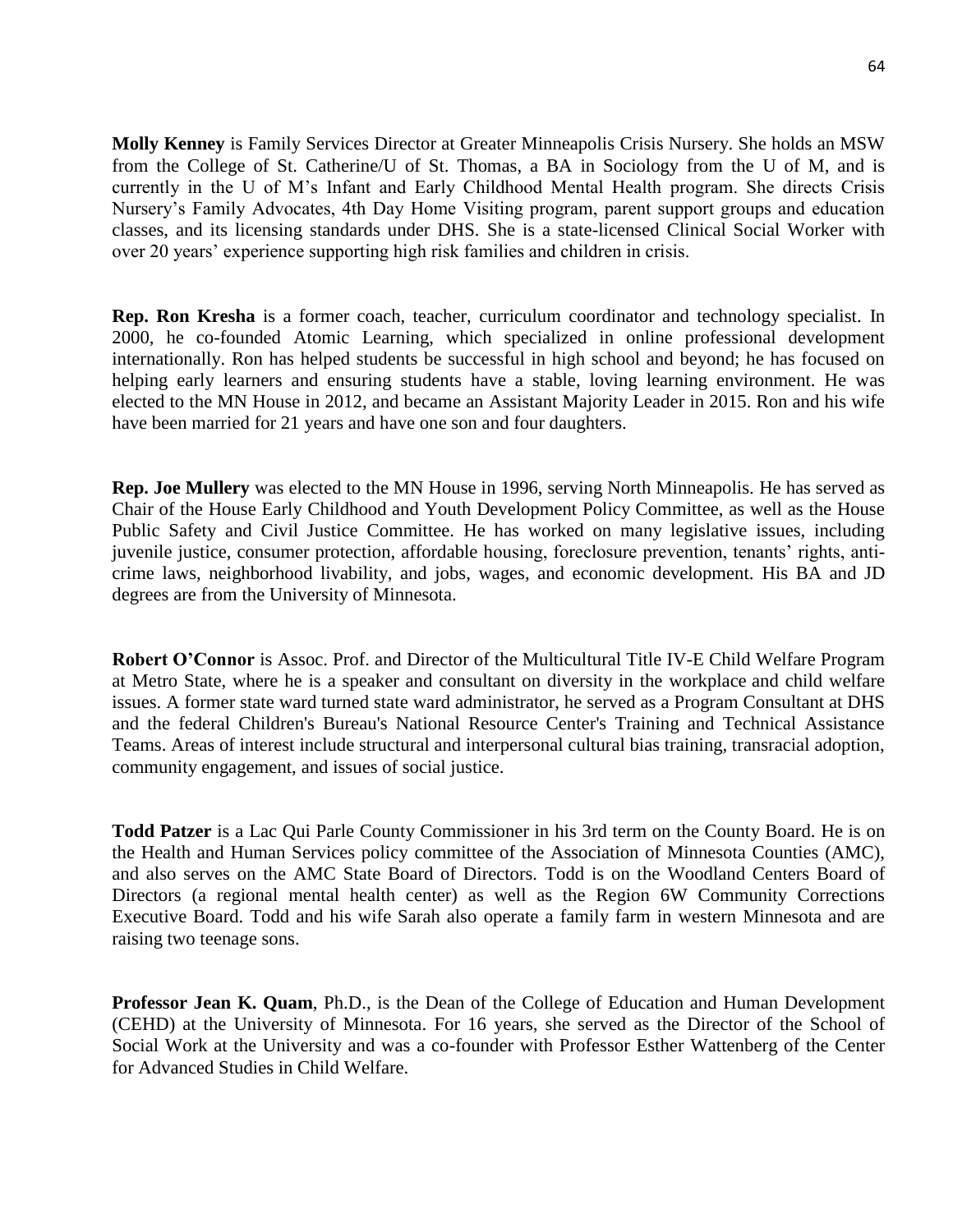**Molly Kenney** is Family Services Director at Greater Minneapolis Crisis Nursery. She holds an MSW from the College of St. Catherine/U of St. Thomas, a BA in Sociology from the U of M, and is currently in the U of M's Infant and Early Childhood Mental Health program. She directs Crisis Nursery's Family Advocates, 4th Day Home Visiting program, parent support groups and education classes, and its licensing standards under DHS. She is a state-licensed Clinical Social Worker with over 20 years' experience supporting high risk families and children in crisis.

**Rep. Ron Kresha** is a former coach, teacher, curriculum coordinator and technology specialist. In 2000, he co-founded Atomic Learning, which specialized in online professional development internationally. Ron has helped students be successful in high school and beyond; he has focused on helping early learners and ensuring students have a stable, loving learning environment. He was elected to the MN House in 2012, and became an Assistant Majority Leader in 2015. Ron and his wife have been married for 21 years and have one son and four daughters.

**Rep. Joe Mullery** was elected to the MN House in 1996, serving North Minneapolis. He has served as Chair of the House Early Childhood and Youth Development Policy Committee, as well as the House Public Safety and Civil Justice Committee. He has worked on many legislative issues, including juvenile justice, consumer protection, affordable housing, foreclosure prevention, tenants' rights, anti-crime laws, neighborhood livability, and jobs, wages, and economic development. His BA and JD degrees are from the University of Minnesota.

**Robert O'Connor** is Assoc. Prof. and Director of the Multicultural Title IV-E Child Welfare Program at Metro State, where he is a speaker and consultant on diversity in the workplace and child welfare issues. A former state ward turned state ward administrator, he served as a Program Consultant at DHS and the federal Children's Bureau's National Resource Center's Training and Technical Assistance Teams. Areas of interest include structural and interpersonal cultural bias training, transracial adoption, community engagement, and issues of social justice.

**Todd Patzer** is a Lac Qui Parle County Commissioner in his 3rd term on the County Board. He is on the Health and Human Services policy committee of the Association of Minnesota Counties (AMC), and also serves on the AMC State Board of Directors. Todd is on the Woodland Centers Board of Directors (a regional mental health center) as well as the Region 6W Community Corrections Executive Board. Todd and his wife Sarah also operate a family farm in western Minnesota and are raising two teenage sons.

**Professor Jean K. Quam**, Ph.D., is the Dean of the College of Education and Human Development (CEHD) at the University of Minnesota. For 16 years, she served as the Director of the School of Social Work at the University and was a co-founder with Professor Esther Wattenberg of the Center for Advanced Studies in Child Welfare.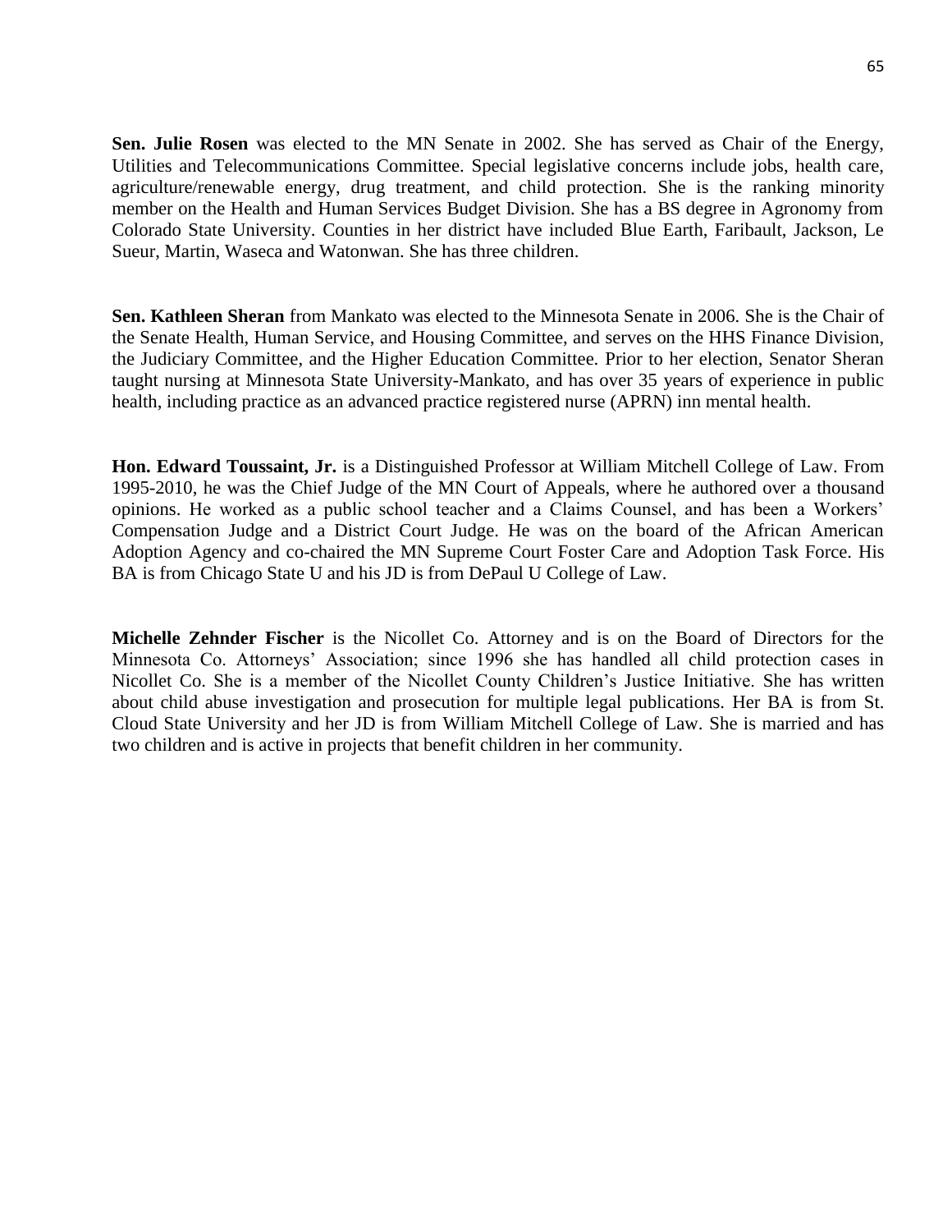**Sen. Julie Rosen** was elected to the MN Senate in 2002. She has served as Chair of the Energy, Utilities and Telecommunications Committee. Special legislative concerns include jobs, health care, agriculture/renewable energy, drug treatment, and child protection. She is the ranking minority member on the Health and Human Services Budget Division. She has a BS degree in Agronomy from Colorado State University. Counties in her district have included Blue Earth, Faribault, Jackson, Le Sueur, Martin, Waseca and Watonwan. She has three children.

**Sen. Kathleen Sheran** from Mankato was elected to the Minnesota Senate in 2006. She is the Chair of the Senate Health, Human Service, and Housing Committee, and serves on the HHS Finance Division, the Judiciary Committee, and the Higher Education Committee. Prior to her election, Senator Sheran taught nursing at Minnesota State University-Mankato, and has over 35 years of experience in public health, including practice as an advanced practice registered nurse (APRN) inn mental health.

**Hon. Edward Toussaint, Jr.** is a Distinguished Professor at William Mitchell College of Law. From 1995-2010, he was the Chief Judge of the MN Court of Appeals, where he authored over a thousand opinions. He worked as a public school teacher and a Claims Counsel, and has been a Workers' Compensation Judge and a District Court Judge. He was on the board of the African American Adoption Agency and co-chaired the MN Supreme Court Foster Care and Adoption Task Force. His BA is from Chicago State U and his JD is from DePaul U College of Law.

**Michelle Zehnder Fischer** is the Nicollet Co. Attorney and is on the Board of Directors for the Minnesota Co. Attorneys' Association; since 1996 she has handled all child protection cases in Nicollet Co. She is a member of the Nicollet County Children's Justice Initiative. She has written about child abuse investigation and prosecution for multiple legal publications. Her BA is from St. Cloud State University and her JD is from William Mitchell College of Law. She is married and has two children and is active in projects that benefit children in her community.